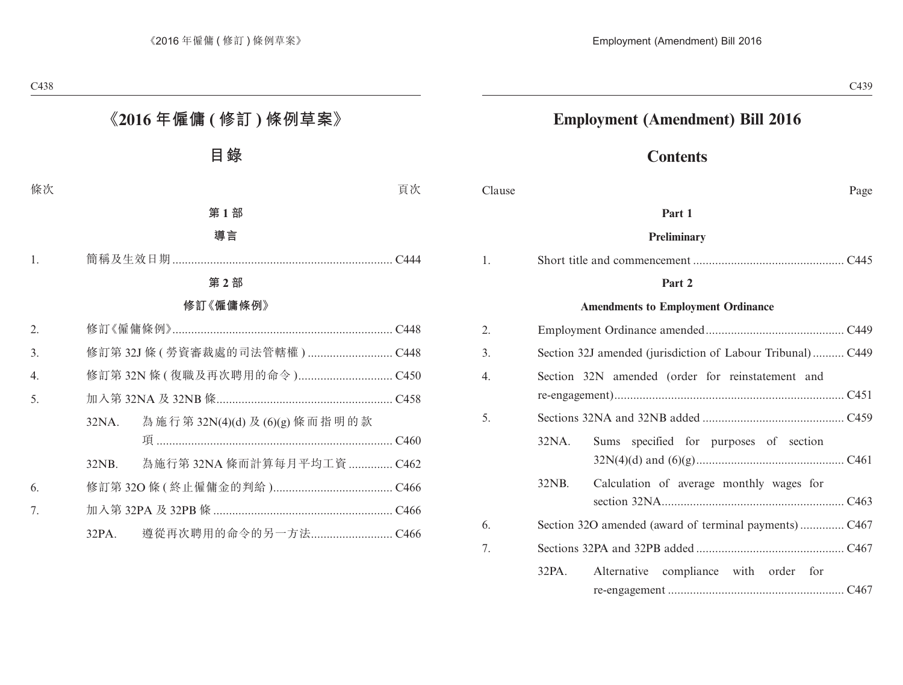# 《2016 年僱傭 ( 修訂 ) 條例草案》

## 目錄

| 條次 | | 頁次 |
|---|---|---|

**第 1 部**

**導言**

| | | |
|---|---|---|
| 1. | 簡稱及生效日期 | C444 |

**第 2 部**

**修訂《僱傭條例》**

| | | |
|---|---|---|
| 2. | 修訂《僱傭條例》 | C448 |
| 3. | 修訂第 32J 條 ( 勞資審裁處的司法管轄權 ) | C448 |
| 4. | 修訂第 32N 條 ( 復職及再次聘用的命令 ) | C450 |
| 5. | 加入第 32NA 及 32NB 條 | C458 |
| | 32NA. 為施行第 32N(4)(d) 及 (6)(g) 條而指明的款項 | C460 |
| | 32NB. 為施行第 32NA 條而計算每月平均工資 | C462 |
| 6. | 修訂第 32O 條 ( 終止僱傭金的判給 ) | C466 |
| 7. | 加入第 32PA 及 32PB 條 | C466 |
| | 32PA. 遵從再次聘用的命令的另一方法 | C466 |

# Employment (Amendment) Bill 2016

## Contents

| Clause | | Page |
|---|---|---|

**Part 1**

**Preliminary**

| | | |
|---|---|---|
| 1. | Short title and commencement | C445 |

**Part 2**

**Amendments to Employment Ordinance**

| | | |
|---|---|---|
| 2. | Employment Ordinance amended | C449 |
| 3. | Section 32J amended (jurisdiction of Labour Tribunal) | C449 |
| 4. | Section 32N amended (order for reinstatement and re-engagement) | C451 |
| 5. | Sections 32NA and 32NB added | C459 |
| | 32NA. Sums specified for purposes of section 32N(4)(d) and (6)(g) | C461 |
| | 32NB. Calculation of average monthly wages for section 32NA | C463 |
| 6. | Section 32O amended (award of terminal payments) | C467 |
| 7. | Sections 32PA and 32PB added | C467 |
| | 32PA. Alternative compliance with order for re-engagement | C467 |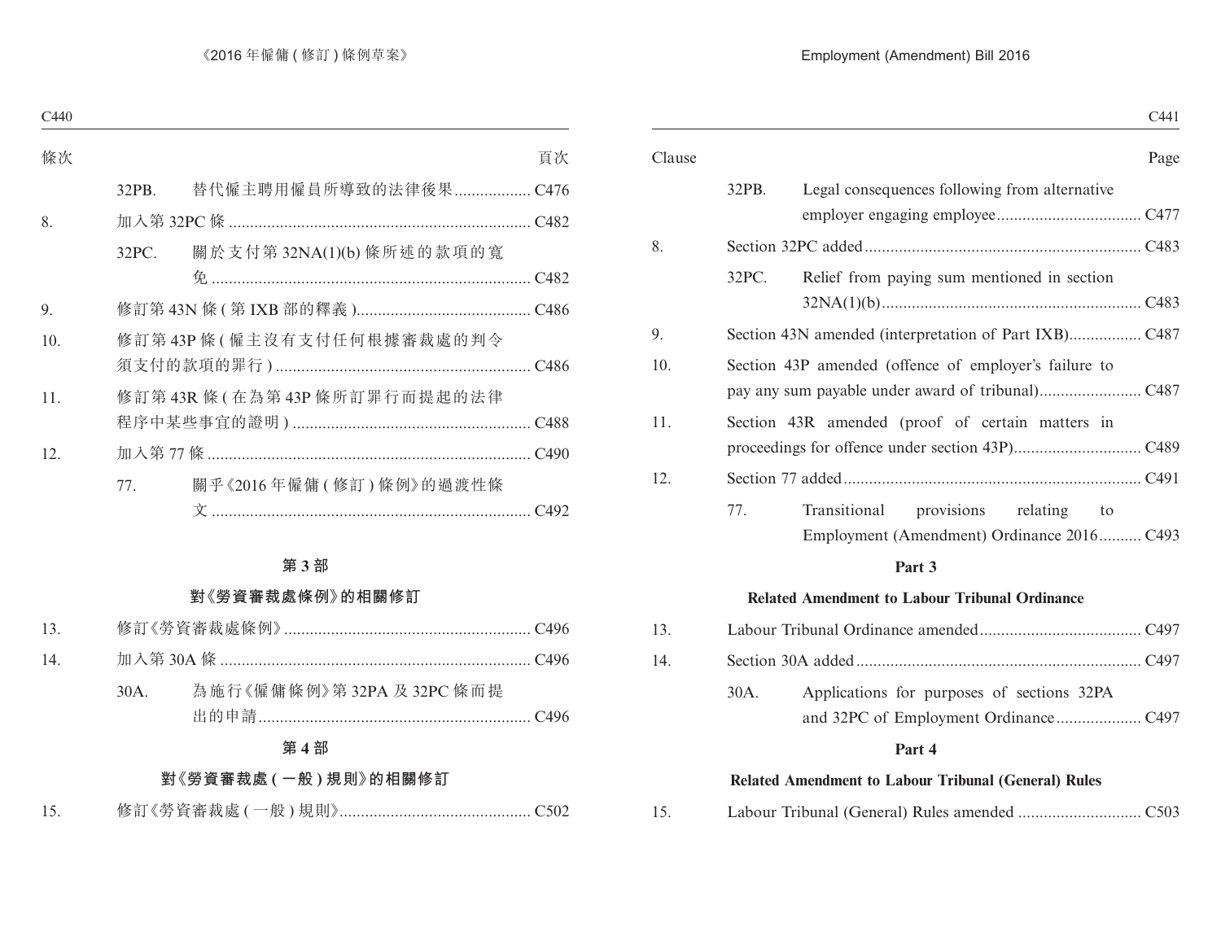| 條次 | | | 頁次 |
|---|---|---|---|
| | 32PB. | 替代僱主聘用僱員所導致的法律後果 | C476 |
| 8. | | 加入第 32PC 條 | C482 |
| | 32PC. | 關於支付第 32NA(1)(b) 條所述的款項的寬免 | C482 |
| 9. | | 修訂第 43N 條 ( 第 IXB 部的釋義 ) | C486 |
| 10. | | 修訂第 43P 條 ( 僱主沒有支付任何根據審裁處的判令須支付的款項的罪行 ) | C486 |
| 11. | | 修訂第 43R 條 ( 在為第 43P 條所訂罪行而提起的法律程序中某些事宜的證明 ) | C488 |
| 12. | | 加入第 77 條 | C490 |
| | 77. | 關乎《2016 年僱傭 ( 修訂 ) 條例》的過渡性條文 | C492 |

**第 3 部**

**對《勞資審裁處條例》的相關修訂**

| | | | |
|---|---|---|---|
| 13. | | 修訂《勞資審裁處條例》 | C496 |
| 14. | | 加入第 30A 條 | C496 |
| | 30A. | 為施行《僱傭條例》第 32PA 及 32PC 條而提出的申請 | C496 |

**第 4 部**

**對《勞資審裁處 ( 一般 ) 規則》的相關修訂**

| | | | |
|---|---|---|---|
| 15. | | 修訂《勞資審裁處 ( 一般 ) 規則》 | C502 |

| Clause | | | Page |
|---|---|---|---|
| | 32PB. | Legal consequences following from alternative employer engaging employee | C477 |
| 8. | | Section 32PC added | C483 |
| | 32PC. | Relief from paying sum mentioned in section 32NA(1)(b) | C483 |
| 9. | | Section 43N amended (interpretation of Part IXB) | C487 |
| 10. | | Section 43P amended (offence of employer's failure to pay any sum payable under award of tribunal) | C487 |
| 11. | | Section 43R amended (proof of certain matters in proceedings for offence under section 43P) | C489 |
| 12. | | Section 77 added | C491 |
| | 77. | Transitional provisions relating to Employment (Amendment) Ordinance 2016 | C493 |

**Part 3**

**Related Amendment to Labour Tribunal Ordinance**

| | | | |
|---|---|---|---|
| 13. | | Labour Tribunal Ordinance amended | C497 |
| 14. | | Section 30A added | C497 |
| | 30A. | Applications for purposes of sections 32PA and 32PC of Employment Ordinance | C497 |

**Part 4**

**Related Amendment to Labour Tribunal (General) Rules**

| | | | |
|---|---|---|---|
| 15. | | Labour Tribunal (General) Rules amended | C503 |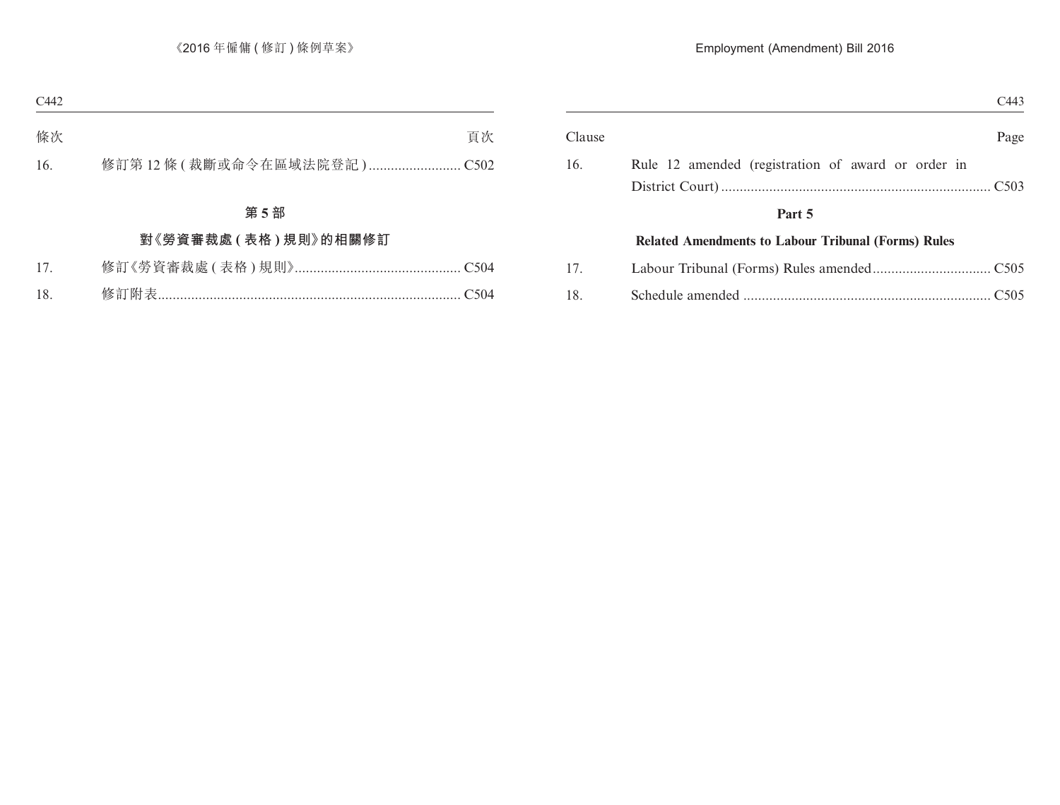| 條次 | | 頁次 |
|---|---|---|
| 16. | 修訂第 12 條 (裁斷或命令在區域法院登記) | C502 |

### 第 5 部

### 對《勞資審裁處 (表格) 規則》的相關修訂

| | | |
|---|---|---|
| 17. | 修訂《勞資審裁處 (表格) 規則》 | C504 |
| 18. | 修訂附表 | C504 |

| Clause | | Page |
|---|---|---|
| 16. | Rule 12 amended (registration of award or order in District Court) | C503 |

### Part 5

### Related Amendments to Labour Tribunal (Forms) Rules

| | | |
|---|---|---|
| 17. | Labour Tribunal (Forms) Rules amended | C505 |
| 18. | Schedule amended | C505 |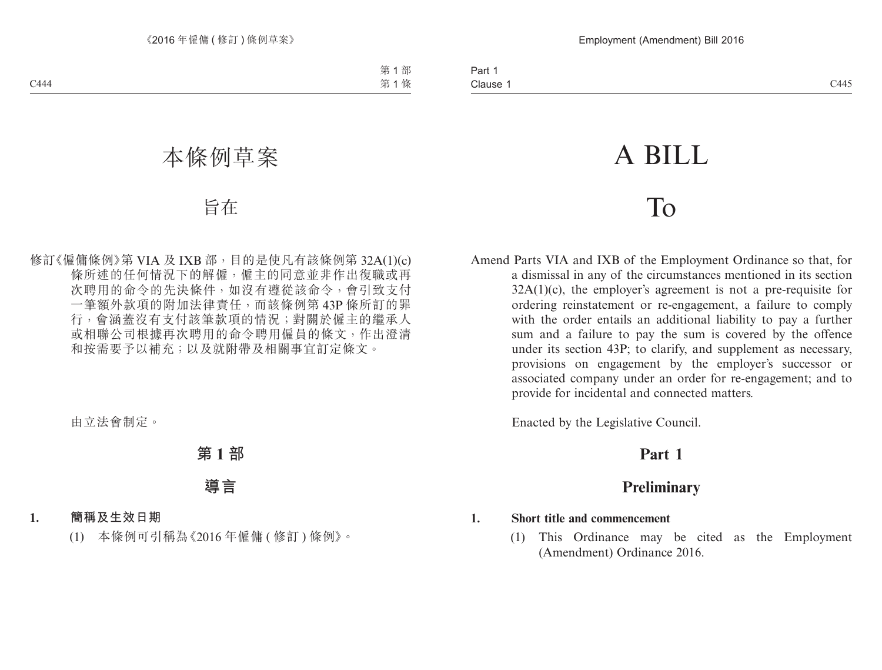# 本條例草案

# 旨在

修訂《僱傭條例》第 VIA 及 IXB 部，目的是使凡有該條例第 32A(1)(c) 條所述的任何情況下的解僱，僱主的同意並非作出復職或再次聘用的命令的先決條件，如沒有遵從該命令，會引致支付一筆額外款項的附加法律責任，而該條例第 43P 條所訂的罪行，會涵蓋沒有支付該筆款項的情況；對關於僱主的繼承人或相聯公司根據再次聘用的命令聘用僱員的條文，作出澄清和按需要予以補充；以及就附帶及相關事宜訂定條文。

由立法會制定。

## 第 1 部

## 導言

**1. 簡稱及生效日期**

(1) 本條例可引稱為《2016 年僱傭 ( 修訂 ) 條例》。

# A BILL

# To

Amend Parts VIA and IXB of the Employment Ordinance so that, for a dismissal in any of the circumstances mentioned in its section 32A(1)(c), the employer's agreement is not a pre-requisite for ordering reinstatement or re-engagement, a failure to comply with the order entails an additional liability to pay a further sum and a failure to pay the sum is covered by the offence under its section 43P; to clarify, and supplement as necessary, provisions on engagement by the employer's successor or associated company under an order for re-engagement; and to provide for incidental and connected matters.

Enacted by the Legislative Council.

## Part 1

## Preliminary

**1. Short title and commencement**

(1) This Ordinance may be cited as the Employment (Amendment) Ordinance 2016.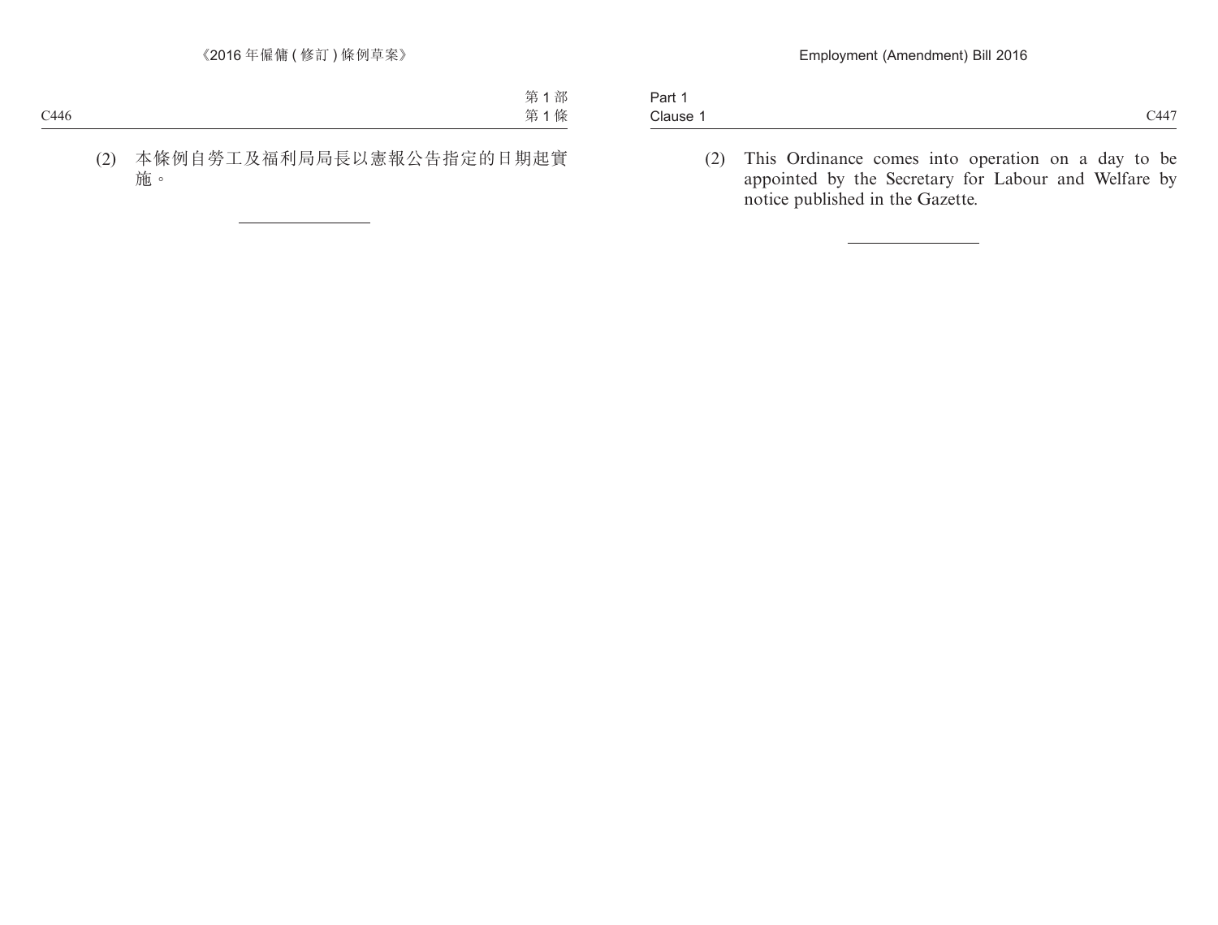(2) 本條例自勞工及福利局局長以憲報公告指定的日期起實施。

---

(2) This Ordinance comes into operation on a day to be appointed by the Secretary for Labour and Welfare by notice published in the Gazette.

---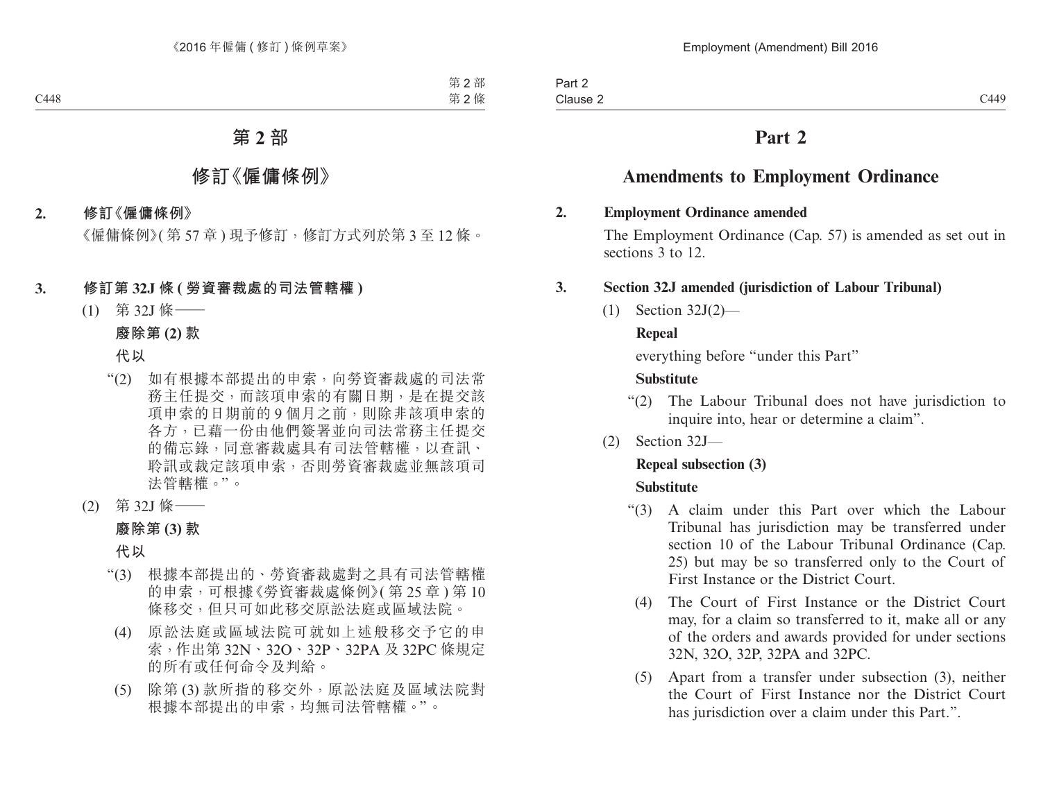# 第 2 部

## 修訂《僱傭條例》

**2. 修訂《僱傭條例》**

《僱傭條例》(第 57 章) 現予修訂，修訂方式列於第 3 至 12 條。

**3. 修訂第 32J 條 (勞資審裁處的司法管轄權)**

(1) 第 32J 條——

**廢除第 (2) 款**

**代以**

“(2) 如有根據本部提出的申索，向勞資審裁處的司法常務主任提交，而該項申索的有關日期，是在提交該項申索的日期前的 9 個月之前，則除非該項申索的各方，已藉一份由他們簽署並向司法常務主任提交的備忘錄，同意審裁處具有司法管轄權，以查訊、聆訊或裁定該項申索，否則勞資審裁處並無該項司法管轄權。”。

(2) 第 32J 條——

**廢除第 (3) 款**

**代以**

“(3) 根據本部提出的、勞資審裁處對之具有司法管轄權的申索，可根據《勞資審裁處條例》(第 25 章) 第 10 條移交，但只可如此移交原訟法庭或區域法院。

(4) 原訟法庭或區域法院可就如上述般移交予它的申索，作出第 32N、32O、32P、32PA 及 32PC 條規定的所有或任何命令及判給。

(5) 除第 (3) 款所指的移交外，原訟法庭及區域法院對根據本部提出的申索，均無司法管轄權。”。

# Part 2

## Amendments to Employment Ordinance

**2. Employment Ordinance amended**

The Employment Ordinance (Cap. 57) is amended as set out in sections 3 to 12.

**3. Section 32J amended (jurisdiction of Labour Tribunal)**

(1) Section 32J(2)—

**Repeal**

everything before “under this Part”

**Substitute**

“(2) The Labour Tribunal does not have jurisdiction to inquire into, hear or determine a claim”.

(2) Section 32J—

**Repeal subsection (3)**

**Substitute**

“(3) A claim under this Part over which the Labour Tribunal has jurisdiction may be transferred under section 10 of the Labour Tribunal Ordinance (Cap. 25) but may be so transferred only to the Court of First Instance or the District Court.

(4) The Court of First Instance or the District Court may, for a claim so transferred to it, make all or any of the orders and awards provided for under sections 32N, 32O, 32P, 32PA and 32PC.

(5) Apart from a transfer under subsection (3), neither the Court of First Instance nor the District Court has jurisdiction over a claim under this Part.”.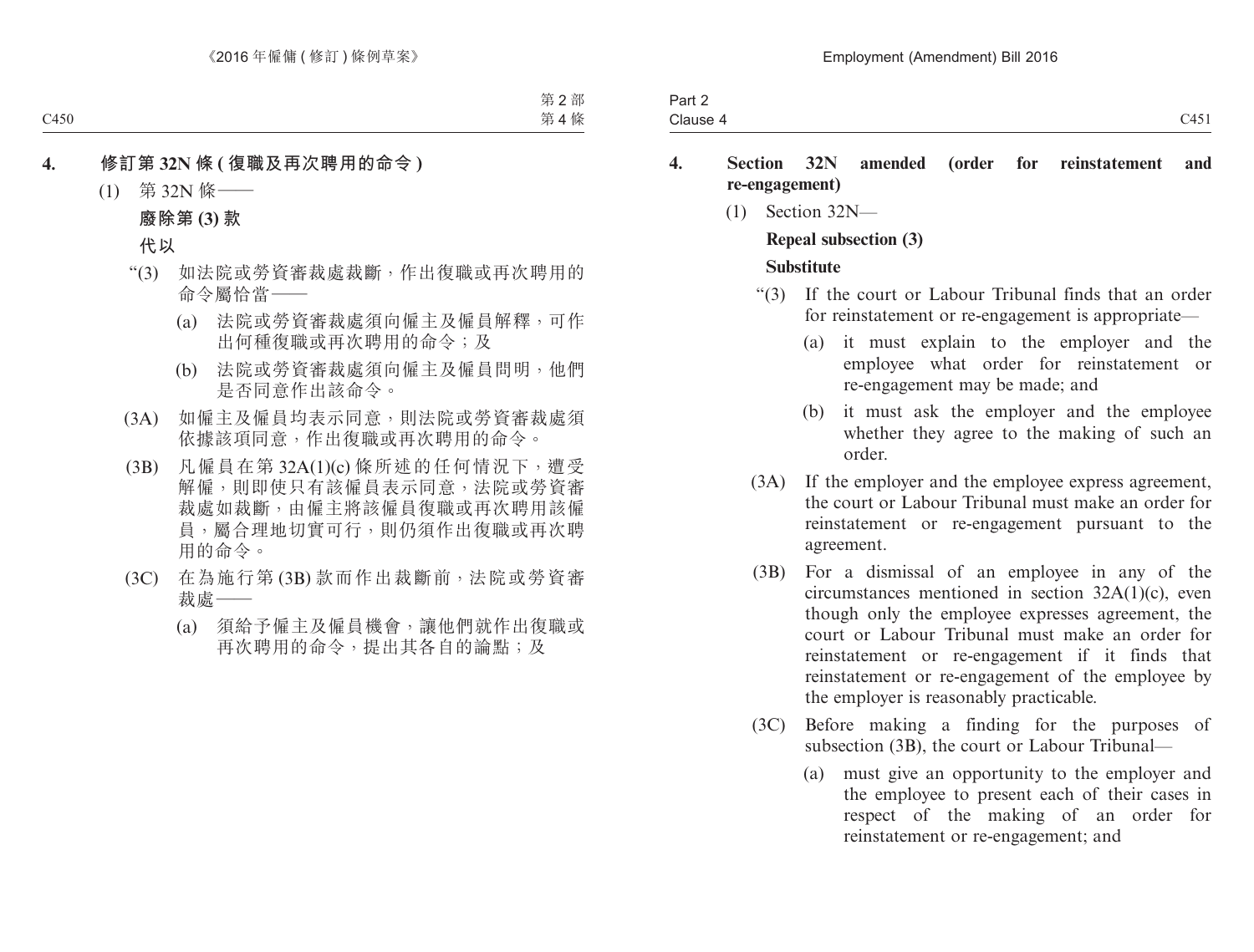**4. 修訂第 32N 條 (復職及再次聘用的命令)**

(1) 第 32N 條——

**廢除第 (3) 款**

**代以**

“(3) 如法院或勞資審裁處裁斷，作出復職或再次聘用的命令屬恰當——

(a) 法院或勞資審裁處須向僱主及僱員解釋，可作出何種復職或再次聘用的命令；及

(b) 法院或勞資審裁處須向僱主及僱員問明，他們是否同意作出該命令。

(3A) 如僱主及僱員均表示同意，則法院或勞資審裁處須依據該項同意，作出復職或再次聘用的命令。

(3B) 凡僱員在第 32A(1)(c) 條所述的任何情況下，遭受解僱，則即使只有該僱員表示同意，法院或勞資審裁處如裁斷，由僱主將該僱員復職或再次聘用該僱員，屬合理地切實可行，則仍須作出復職或再次聘用的命令。

(3C) 在為施行第 (3B) 款而作出裁斷前，法院或勞資審裁處——

(a) 須給予僱主及僱員機會，讓他們就作出復職或再次聘用的命令，提出其各自的論點；及

**4. Section 32N amended (order for reinstatement and re-engagement)**

(1) Section 32N—

**Repeal subsection (3)**

**Substitute**

“(3) If the court or Labour Tribunal finds that an order for reinstatement or re-engagement is appropriate—

(a) it must explain to the employer and the employee what order for reinstatement or re-engagement may be made; and

(b) it must ask the employer and the employee whether they agree to the making of such an order.

(3A) If the employer and the employee express agreement, the court or Labour Tribunal must make an order for reinstatement or re-engagement pursuant to the agreement.

(3B) For a dismissal of an employee in any of the circumstances mentioned in section 32A(1)(c), even though only the employee expresses agreement, the court or Labour Tribunal must make an order for reinstatement or re-engagement if it finds that reinstatement or re-engagement of the employee by the employer is reasonably practicable.

(3C) Before making a finding for the purposes of subsection (3B), the court or Labour Tribunal—

(a) must give an opportunity to the employer and the employee to present each of their cases in respect of the making of an order for reinstatement or re-engagement; and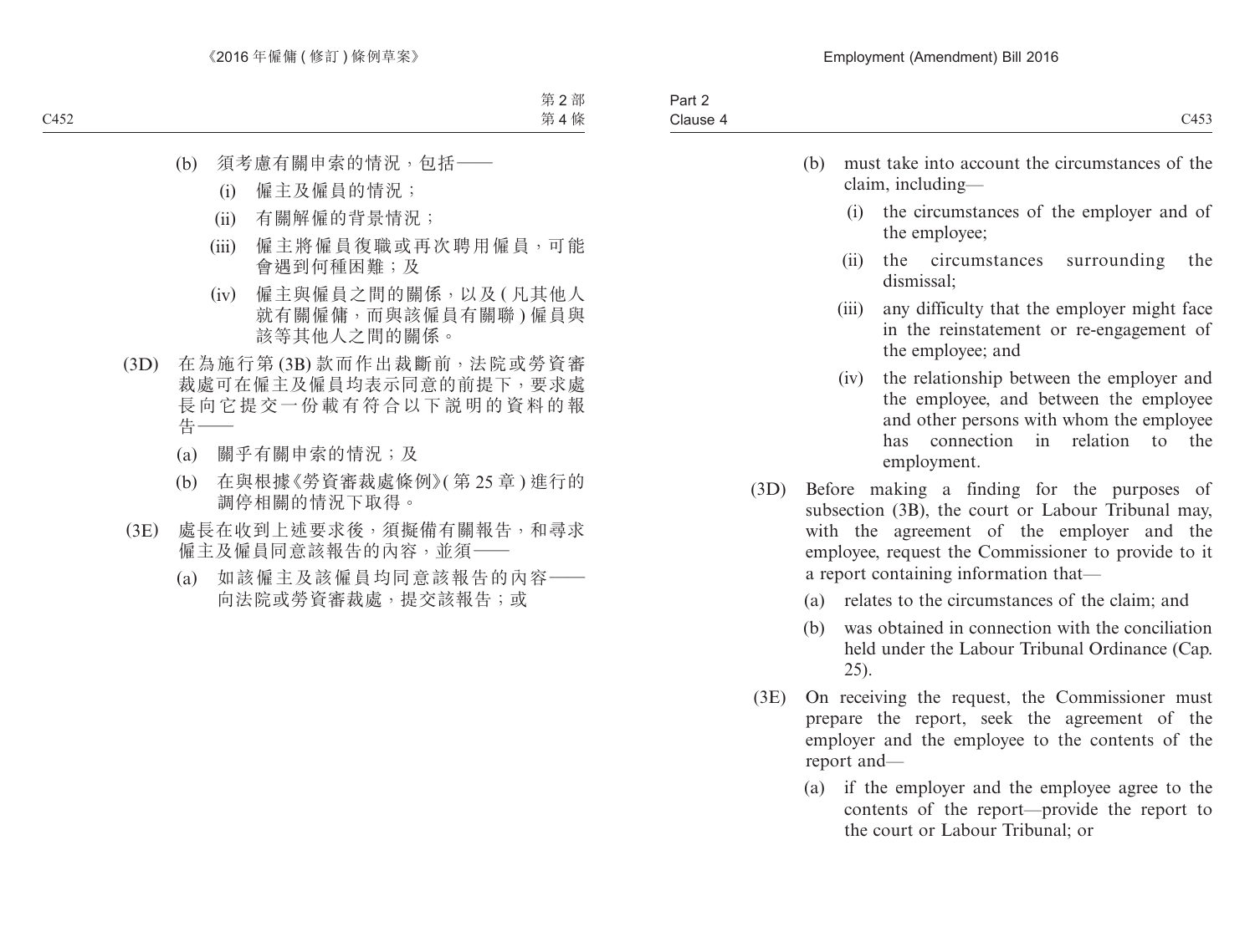(b) 須考慮有關申索的情況，包括——

(i) 僱主及僱員的情況；

(ii) 有關解僱的背景情況；

(iii) 僱主將僱員復職或再次聘用僱員，可能會遇到何種困難；及

(iv) 僱主與僱員之間的關係，以及(凡其他人就有關僱傭，而與該僱員有關聯)僱員與該等其他人之間的關係。

(3D) 在為施行第(3B)款而作出裁斷前，法院或勞資審裁處可在僱主及僱員均表示同意的前提下，要求處長向它提交一份載有符合以下說明的資料的報告——

(a) 關乎有關申索的情況；及

(b) 在與根據《勞資審裁處條例》(第25章)進行的調停相關的情況下取得。

(3E) 處長在收到上述要求後，須擬備有關報告，和尋求僱主及僱員同意該報告的內容，並須——

(a) 如該僱主及該僱員均同意該報告的內容——向法院或勞資審裁處，提交該報告；或

(b) must take into account the circumstances of the claim, including—

(i) the circumstances of the employer and of the employee;

(ii) the circumstances surrounding the dismissal;

(iii) any difficulty that the employer might face in the reinstatement or re-engagement of the employee; and

(iv) the relationship between the employer and the employee, and between the employee and other persons with whom the employee has connection in relation to the employment.

(3D) Before making a finding for the purposes of subsection (3B), the court or Labour Tribunal may, with the agreement of the employer and the employee, request the Commissioner to provide to it a report containing information that—

(a) relates to the circumstances of the claim; and

(b) was obtained in connection with the conciliation held under the Labour Tribunal Ordinance (Cap. 25).

(3E) On receiving the request, the Commissioner must prepare the report, seek the agreement of the employer and the employee to the contents of the report and—

(a) if the employer and the employee agree to the contents of the report—provide the report to the court or Labour Tribunal; or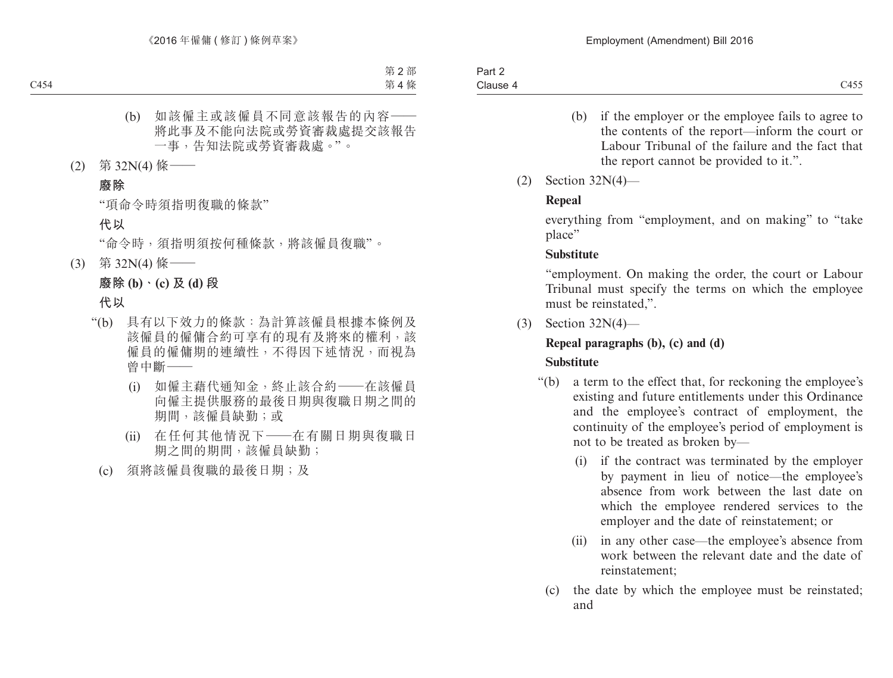(b) 如該僱主或該僱員不同意該報告的內容——將此事及不能向法院或勞資審裁處提交該報告一事，告知法院或勞資審裁處。”。

(2) 第 32N(4) 條——

**廢除**

“項命令時須指明復職的條款”

**代以**

“命令時，須指明須按何種條款，將該僱員復職”。

(3) 第 32N(4) 條——

**廢除 (b)、(c) 及 (d) 段**

**代以**

“(b) 具有以下效力的條款：為計算該僱員根據本條例及該僱員的僱傭合約可享有的現有及將來的權利，該僱員的僱傭期的連續性，不得因下述情況，而視為曾中斷——

(i) 如僱主藉代通知金，終止該合約——在該僱員向僱主提供服務的最後日期與復職日期之間的期間，該僱員缺勤；或

(ii) 在任何其他情況下——在有關日期與復職日期之間的期間，該僱員缺勤；

(c) 須將該僱員復職的最後日期；及

(b) if the employer or the employee fails to agree to the contents of the report—inform the court or Labour Tribunal of the failure and the fact that the report cannot be provided to it.”.

(2) Section 32N(4)—

**Repeal**

everything from “employment, and on making” to “take place”

**Substitute**

“employment. On making the order, the court or Labour Tribunal must specify the terms on which the employee must be reinstated,”.

(3) Section 32N(4)—

**Repeal paragraphs (b), (c) and (d)**

**Substitute**

“(b) a term to the effect that, for reckoning the employee’s existing and future entitlements under this Ordinance and the employee’s contract of employment, the continuity of the employee’s period of employment is not to be treated as broken by—

(i) if the contract was terminated by the employer by payment in lieu of notice—the employee’s absence from work between the last date on which the employee rendered services to the employer and the date of reinstatement; or

(ii) in any other case—the employee’s absence from work between the relevant date and the date of reinstatement;

(c) the date by which the employee must be reinstated; and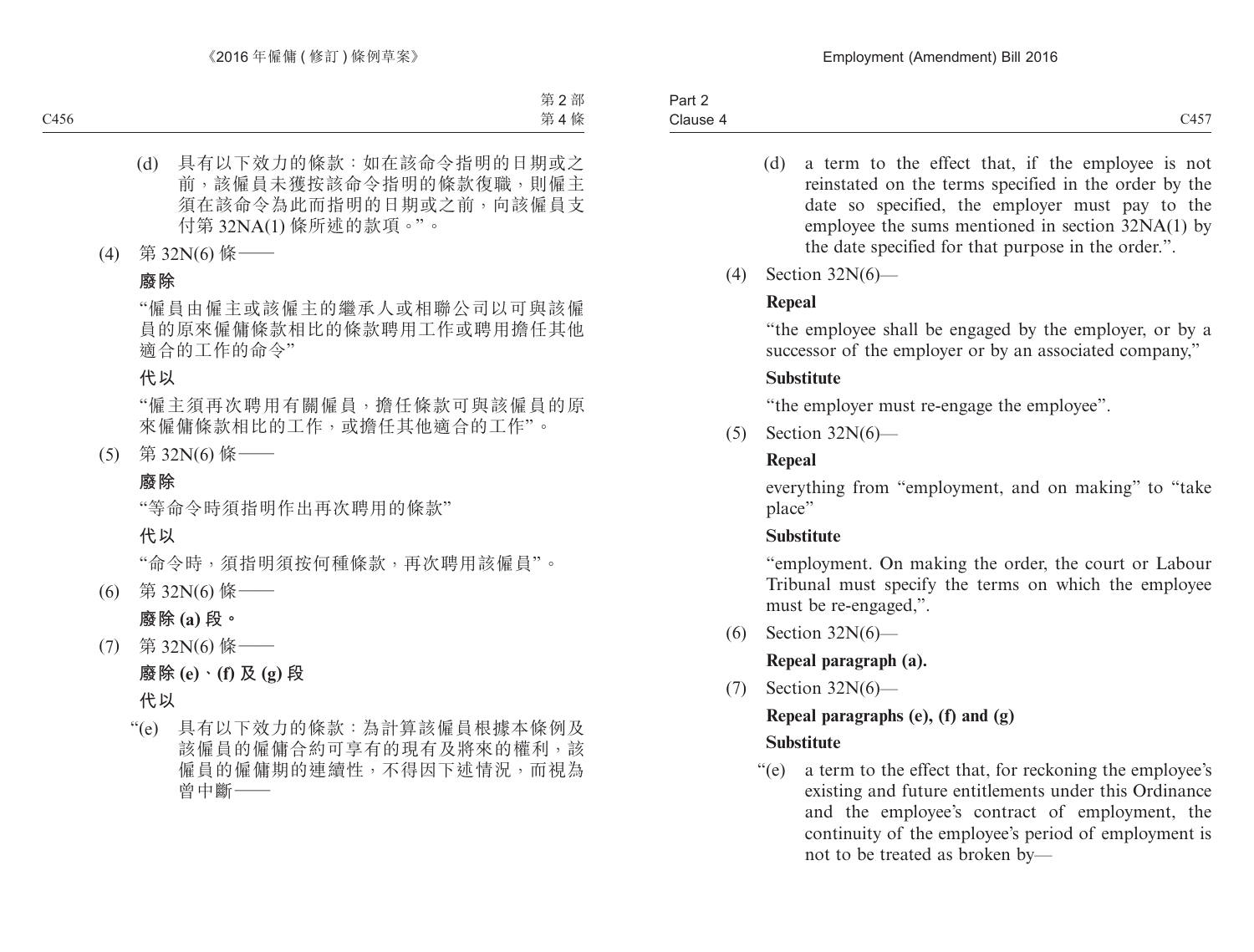(d) 具有以下效力的條款：如在該命令指明的日期或之前，該僱員未獲按該命令指明的條款復職，則僱主須在該命令為此而指明的日期或之前，向該僱員支付第 32NA(1) 條所述的款項。”。

(4) 第 32N(6) 條——

**廢除**

“僱員由僱主或該僱主的繼承人或相聯公司以可與該僱員的原來僱傭條款相比的條款聘用工作或聘用擔任其他適合的工作的命令”

**代以**

“僱主須再次聘用有關僱員，擔任條款可與該僱員的原來僱傭條款相比的工作，或擔任其他適合的工作”。

(5) 第 32N(6) 條——

**廢除**

“等命令時須指明作出再次聘用的條款”

**代以**

“命令時，須指明須按何種條款，再次聘用該僱員”。

(6) 第 32N(6) 條——

**廢除 (a) 段。**

(7) 第 32N(6) 條——

**廢除 (e)、(f) 及 (g) 段**

**代以**

“(e) 具有以下效力的條款：為計算該僱員根據本條例及該僱員的僱傭合約可享有的現有及將來的權利，該僱員的僱傭期的連續性，不得因下述情況，而視為曾中斷——

(d) a term to the effect that, if the employee is not reinstated on the terms specified in the order by the date so specified, the employer must pay to the employee the sums mentioned in section 32NA(1) by the date specified for that purpose in the order.”.

(4) Section 32N(6)—

**Repeal**

“the employee shall be engaged by the employer, or by a successor of the employer or by an associated company,”

**Substitute**

“the employer must re-engage the employee”.

(5) Section 32N(6)—

**Repeal**

everything from “employment, and on making” to “take place”

**Substitute**

“employment. On making the order, the court or Labour Tribunal must specify the terms on which the employee must be re-engaged,”.

(6) Section 32N(6)—

**Repeal paragraph (a).**

(7) Section 32N(6)—

**Repeal paragraphs (e), (f) and (g)**

**Substitute**

“(e) a term to the effect that, for reckoning the employee’s existing and future entitlements under this Ordinance and the employee’s contract of employment, the continuity of the employee’s period of employment is not to be treated as broken by—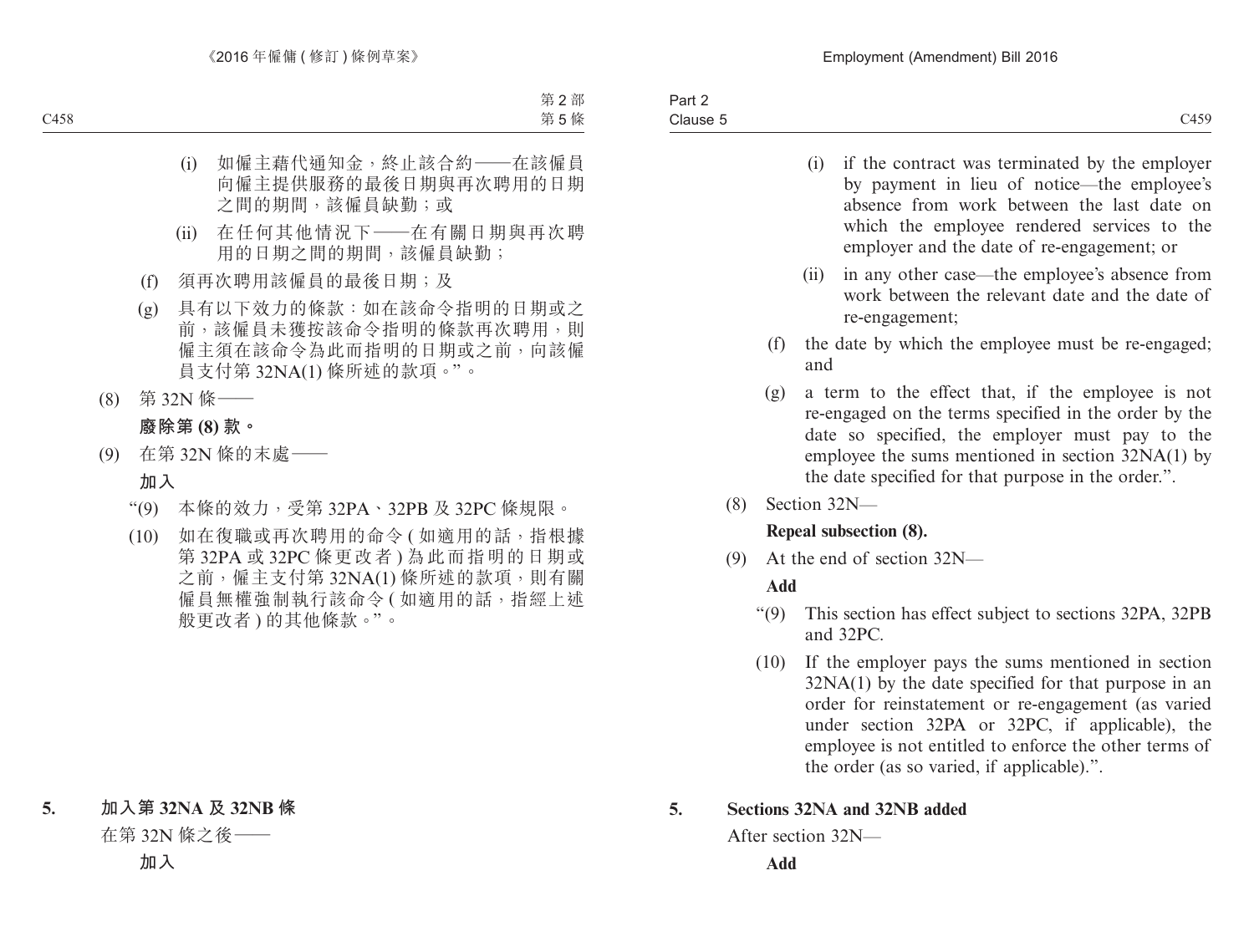(i) 如僱主藉代通知金，終止該合約——在該僱員向僱主提供服務的最後日期與再次聘用的日期之間的期間，該僱員缺勤；或

(ii) 在任何其他情況下——在有關日期與再次聘用的日期之間的期間，該僱員缺勤；

(f) 須再次聘用該僱員的最後日期；及

(g) 具有以下效力的條款：如在該命令指明的日期或之前，該僱員未獲按該命令指明的條款再次聘用，則僱主須在該命令為此而指明的日期或之前，向該僱員支付第 32NA(1) 條所述的款項。”。

(8) 第 32N 條——

**廢除第 (8) 款。**

(9) 在第 32N 條的末處——

**加入**

“(9) 本條的效力，受第 32PA、32PB 及 32PC 條規限。

(10) 如在復職或再次聘用的命令 ( 如適用的話，指根據第 32PA 或 32PC 條更改者 ) 為此而指明的日期或之前，僱主支付第 32NA(1) 條所述的款項，則有關僱員無權強制執行該命令 ( 如適用的話，指經上述般更改者 ) 的其他條款。”。

**5. 加入第 32NA 及 32NB 條**

在第 32N 條之後——

**加入**

(i) if the contract was terminated by the employer by payment in lieu of notice—the employee's absence from work between the last date on which the employee rendered services to the employer and the date of re-engagement; or

(ii) in any other case—the employee's absence from work between the relevant date and the date of re-engagement;

(f) the date by which the employee must be re-engaged; and

(g) a term to the effect that, if the employee is not re-engaged on the terms specified in the order by the date so specified, the employer must pay to the employee the sums mentioned in section 32NA(1) by the date specified for that purpose in the order.".

(8) Section 32N—

**Repeal subsection (8).**

(9) At the end of section 32N—

**Add**

"(9) This section has effect subject to sections 32PA, 32PB and 32PC.

(10) If the employer pays the sums mentioned in section 32NA(1) by the date specified for that purpose in an order for reinstatement or re-engagement (as varied under section 32PA or 32PC, if applicable), the employee is not entitled to enforce the other terms of the order (as so varied, if applicable).".

**5. Sections 32NA and 32NB added**

After section 32N—

**Add**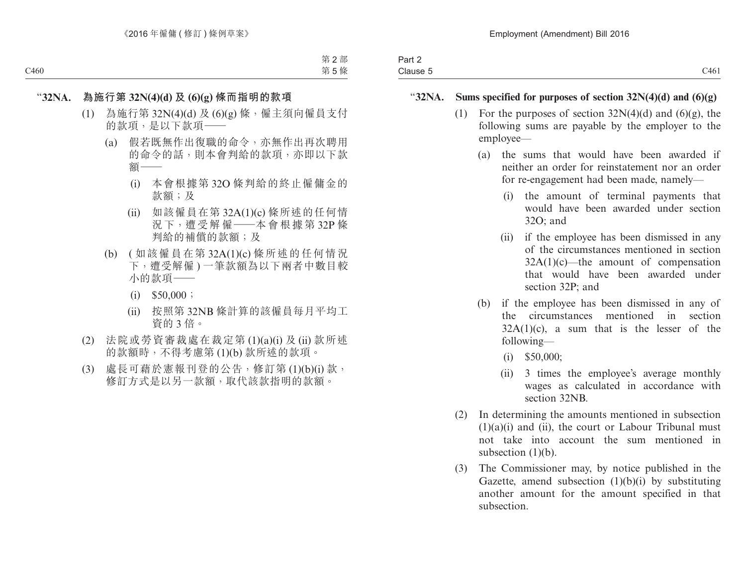“**32NA. 為施行第 32N(4)(d) 及 (6)(g) 條而指明的款項**

(1) 為施行第 32N(4)(d) 及 (6)(g) 條，僱主須向僱員支付的款項，是以下款項——

(a) 假若既無作出復職的命令，亦無作出再次聘用的命令的話，則本會判給的款項，亦即以下款額——

(i) 本會根據第 32O 條判給的終止僱傭金的款額；及

(ii) 如該僱員在第 32A(1)(c) 條所述的任何情況下，遭受解僱——本會根據第 32P 條判給的補償的款額；及

(b) (如該僱員在第 32A(1)(c) 條所述的任何情況下，遭受解僱) 一筆款額為以下兩者中數目較小的款項——

(i) $50,000；

(ii) 按照第 32NB 條計算的該僱員每月平均工資的 3 倍。

(2) 法院或勞資審裁處在裁定第 (1)(a)(i) 及 (ii) 款所述的款額時，不得考慮第 (1)(b) 款所述的款項。

(3) 處長可藉於憲報刊登的公告，修訂第 (1)(b)(i) 款，修訂方式是以另一款額，取代該款指明的款額。

“**32NA. Sums specified for purposes of section 32N(4)(d) and (6)(g)**

(1) For the purposes of section 32N(4)(d) and (6)(g), the following sums are payable by the employer to the employee—

(a) the sums that would have been awarded if neither an order for reinstatement nor an order for re-engagement had been made, namely—

(i) the amount of terminal payments that would have been awarded under section 32O; and

(ii) if the employee has been dismissed in any of the circumstances mentioned in section 32A(1)(c)—the amount of compensation that would have been awarded under section 32P; and

(b) if the employee has been dismissed in any of the circumstances mentioned in section 32A(1)(c), a sum that is the lesser of the following—

(i) $50,000;

(ii) 3 times the employee’s average monthly wages as calculated in accordance with section 32NB.

(2) In determining the amounts mentioned in subsection (1)(a)(i) and (ii), the court or Labour Tribunal must not take into account the sum mentioned in subsection (1)(b).

(3) The Commissioner may, by notice published in the Gazette, amend subsection (1)(b)(i) by substituting another amount for the amount specified in that subsection.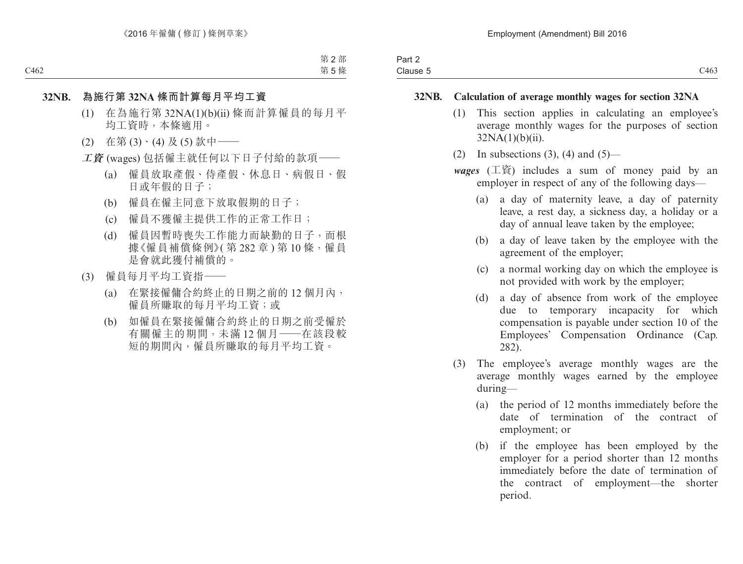### 32NB. 為施行第 32NA 條而計算每月平均工資

(1) 在為施行第 32NA(1)(b)(ii) 條而計算僱員的每月平均工資時，本條適用。

(2) 在第 (3)、(4) 及 (5) 款中——

***工資*** (wages) 包括僱主就任何以下日子付給的款項——

(a) 僱員放取產假、侍產假、休息日、病假日、假日或年假的日子；

(b) 僱員在僱主同意下放取假期的日子；

(c) 僱員不獲僱主提供工作的正常工作日；

(d) 僱員因暫時喪失工作能力而缺勤的日子，而根據《僱員補償條例》(第 282 章) 第 10 條，僱員是會就此獲付補償的。

(3) 僱員每月平均工資指——

(a) 在緊接僱傭合約終止的日期之前的 12 個月內，僱員所賺取的每月平均工資；或

(b) 如僱員在緊接僱傭合約終止的日期之前受僱於有關僱主的期間，未滿 12 個月——在該段較短的期間內，僱員所賺取的每月平均工資。

### 32NB. Calculation of average monthly wages for section 32NA

(1) This section applies in calculating an employee's average monthly wages for the purposes of section 32NA(1)(b)(ii).

(2) In subsections (3), (4) and (5)—

***wages*** (工資) includes a sum of money paid by an employer in respect of any of the following days—

(a) a day of maternity leave, a day of paternity leave, a rest day, a sickness day, a holiday or a day of annual leave taken by the employee;

(b) a day of leave taken by the employee with the agreement of the employer;

(c) a normal working day on which the employee is not provided with work by the employer;

(d) a day of absence from work of the employee due to temporary incapacity for which compensation is payable under section 10 of the Employees' Compensation Ordinance (Cap. 282).

(3) The employee's average monthly wages are the average monthly wages earned by the employee during—

(a) the period of 12 months immediately before the date of termination of the contract of employment; or

(b) if the employee has been employed by the employer for a period shorter than 12 months immediately before the date of termination of the contract of employment—the shorter period.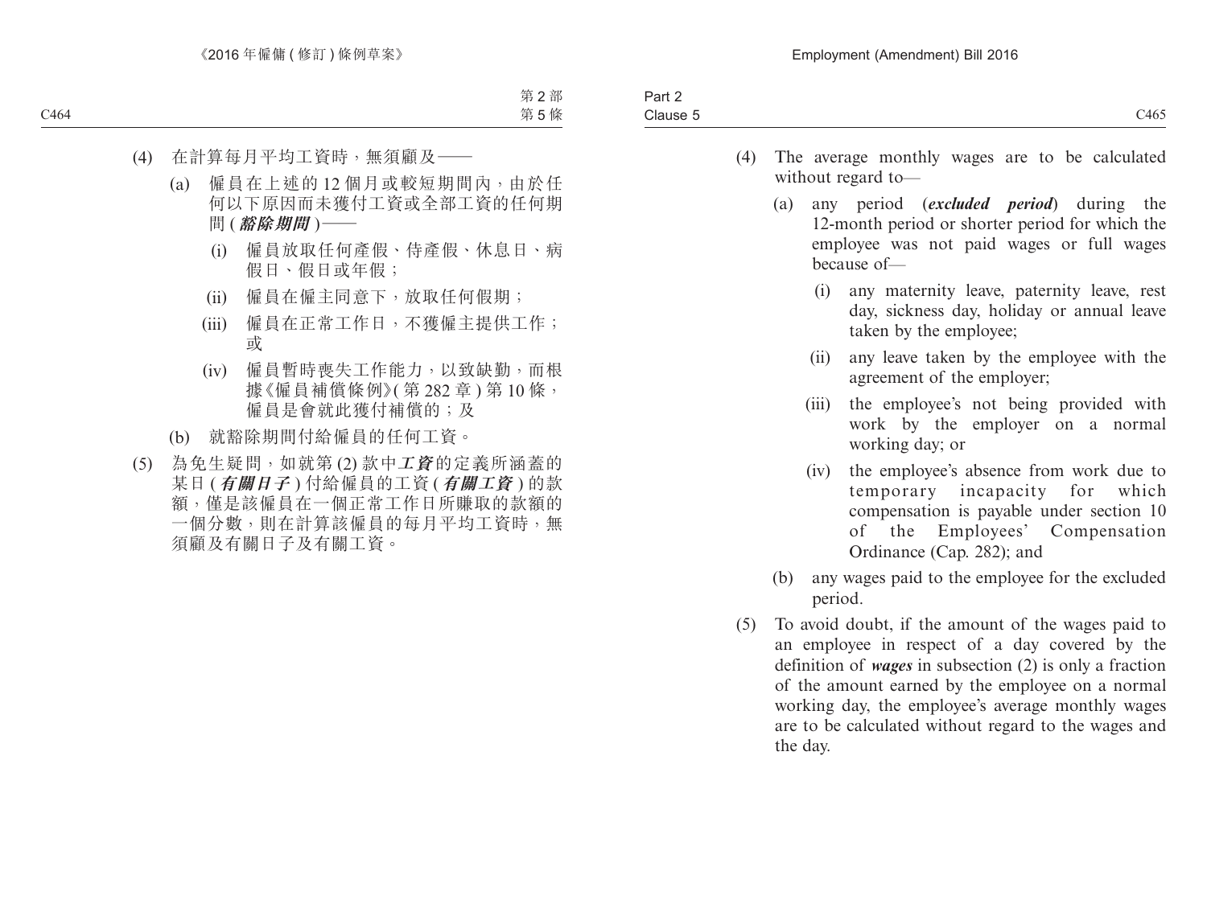(4) 在計算每月平均工資時，無須顧及——

(a) 僱員在上述的 12 個月或較短期間內，由於任何以下原因而未獲付工資或全部工資的任何期間 (***豁除期間***)——

(i) 僱員放取任何產假、侍產假、休息日、病假日、假日或年假；

(ii) 僱員在僱主同意下，放取任何假期；

(iii) 僱員在正常工作日，不獲僱主提供工作；或

(iv) 僱員暫時喪失工作能力，以致缺勤，而根據《僱員補償條例》(第 282 章) 第 10 條，僱員是會就此獲付補償的；及

(b) 就豁除期間付給僱員的任何工資。

(5) 為免生疑問，如就第 (2) 款中***工資***的定義所涵蓋的某日 (***有關日子***) 付給僱員的工資 (***有關工資***) 的款額，僅是該僱員在一個正常工作日所賺取的款額的一個分數，則在計算該僱員的每月平均工資時，無須顧及有關日子及有關工資。

(4) The average monthly wages are to be calculated without regard to—

(a) any period (***excluded period***) during the 12-month period or shorter period for which the employee was not paid wages or full wages because of—

(i) any maternity leave, paternity leave, rest day, sickness day, holiday or annual leave taken by the employee;

(ii) any leave taken by the employee with the agreement of the employer;

(iii) the employee's not being provided with work by the employer on a normal working day; or

(iv) the employee's absence from work due to temporary incapacity for which compensation is payable under section 10 of the Employees' Compensation Ordinance (Cap. 282); and

(b) any wages paid to the employee for the excluded period.

(5) To avoid doubt, if the amount of the wages paid to an employee in respect of a day covered by the definition of ***wages*** in subsection (2) is only a fraction of the amount earned by the employee on a normal working day, the employee's average monthly wages are to be calculated without regard to the wages and the day.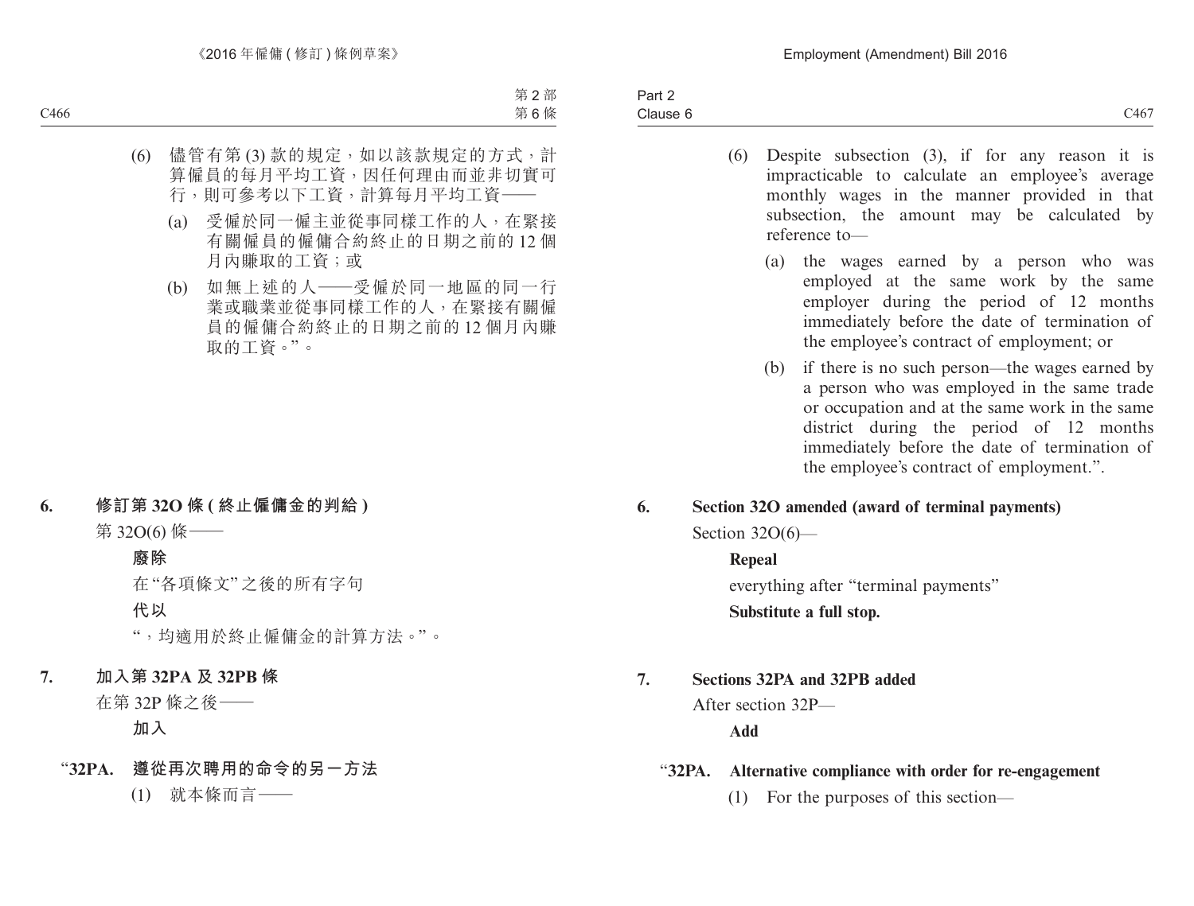(6) 儘管有第 (3) 款的規定，如以該款規定的方式，計算僱員的每月平均工資，因任何理由而並非切實可行，則可參考以下工資，計算每月平均工資——

(a) 受僱於同一僱主並從事同樣工作的人，在緊接有關僱員的僱傭合約終止的日期之前的 12 個月內賺取的工資；或

(b) 如無上述的人——受僱於同一地區的同一行業或職業並從事同樣工作的人，在緊接有關僱員的僱傭合約終止的日期之前的 12 個月內賺取的工資。”。

**6. 修訂第 32O 條 (終止僱傭金的判給)**

第 32O(6) 條——

**廢除**

在“各項條文”之後的所有字句

**代以**

“，均適用於終止僱傭金的計算方法。”。

**7. 加入第 32PA 及 32PB 條**

在第 32P 條之後——

**加入**

**“32PA. 遵從再次聘用的命令的另一方法**

(1) 就本條而言——

---

(6) Despite subsection (3), if for any reason it is impracticable to calculate an employee's average monthly wages in the manner provided in that subsection, the amount may be calculated by reference to—

(a) the wages earned by a person who was employed at the same work by the same employer during the period of 12 months immediately before the date of termination of the employee's contract of employment; or

(b) if there is no such person—the wages earned by a person who was employed in the same trade or occupation and at the same work in the same district during the period of 12 months immediately before the date of termination of the employee's contract of employment.”.

**6. Section 32O amended (award of terminal payments)**

Section 32O(6)—

**Repeal**

everything after “terminal payments”

**Substitute a full stop.**

**7. Sections 32PA and 32PB added**

After section 32P—

**Add**

**“32PA. Alternative compliance with order for re-engagement**

(1) For the purposes of this section—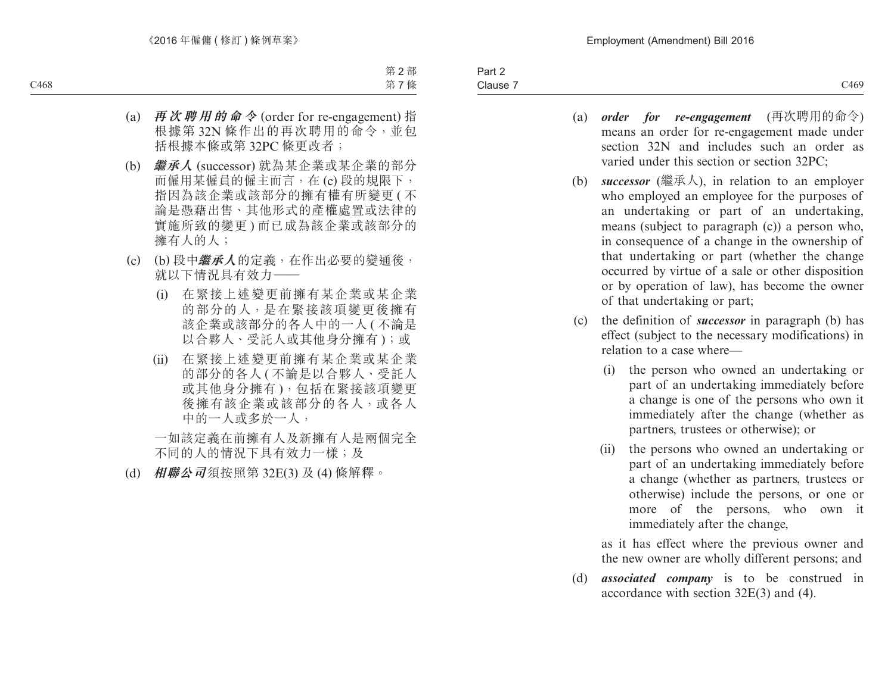(a) ***再次聘用的命令*** (order for re-engagement) 指根據第 32N 條作出的再次聘用的命令，並包括根據本條或第 32PC 條更改者；

(b) ***繼承人*** (successor) 就為某企業或某企業的部分而僱用某僱員的僱主而言，在 (c) 段的規限下，指因為該企業或該部分的擁有權有所變更 (不論是憑藉出售、其他形式的產權處置或法律的實施所致的變更) 而已成為該企業或該部分的擁有人的人；

(c) (b) 段中***繼承人***的定義，在作出必要的變通後，就以下情況具有效力——

  (i) 在緊接上述變更前擁有某企業或某企業的部分的人，是在緊接該項變更後擁有該企業或該部分的各人中的一人 (不論是以合夥人、受託人或其他身分擁有)；或

  (ii) 在緊接上述變更前擁有某企業或某企業的部分的各人 (不論是以合夥人、受託人或其他身分擁有)，包括在緊接該項變更後擁有該企業或該部分的各人，或各人中的一人或多於一人，

  一如該定義在前擁有人及新擁有人是兩個完全不同的人的情況下具有效力一樣；及

(d) ***相聯公司***須按照第 32E(3) 及 (4) 條解釋。

(a) ***order for re-engagement*** (再次聘用的命令) means an order for re-engagement made under section 32N and includes such an order as varied under this section or section 32PC;

(b) ***successor*** (繼承人), in relation to an employer who employed an employee for the purposes of an undertaking or part of an undertaking, means (subject to paragraph (c)) a person who, in consequence of a change in the ownership of that undertaking or part (whether the change occurred by virtue of a sale or other disposition or by operation of law), has become the owner of that undertaking or part;

(c) the definition of ***successor*** in paragraph (b) has effect (subject to the necessary modifications) in relation to a case where—

  (i) the person who owned an undertaking or part of an undertaking immediately before a change is one of the persons who own it immediately after the change (whether as partners, trustees or otherwise); or

  (ii) the persons who owned an undertaking or part of an undertaking immediately before a change (whether as partners, trustees or otherwise) include the persons, or one or more of the persons, who own it immediately after the change,

  as it has effect where the previous owner and the new owner are wholly different persons; and

(d) ***associated company*** is to be construed in accordance with section 32E(3) and (4).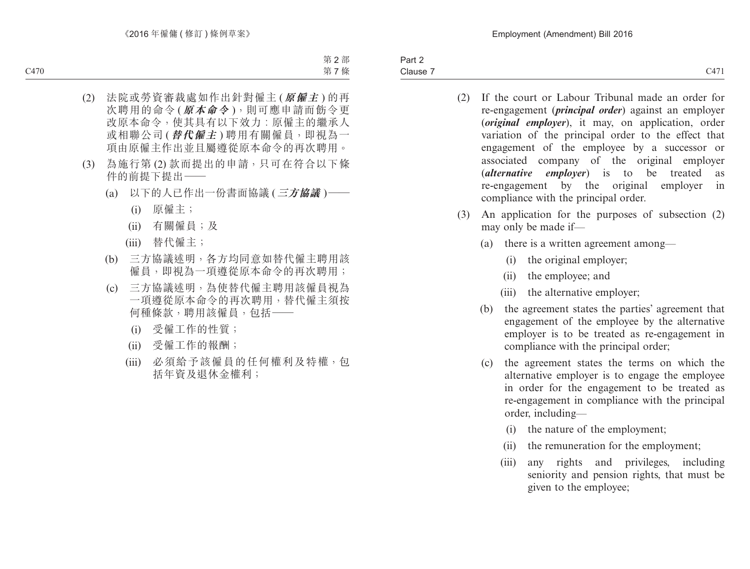(2) 法院或勞資審裁處如作出針對僱主 (***原僱主***) 的再次聘用的命令 (***原本命令***)，則可應申請而飭令更改原本命令，使其具有以下效力：原僱主的繼承人或相聯公司 (***替代僱主***) 聘用有關僱員，即視為一項由原僱主作出並且屬遵從原本命令的再次聘用。

(3) 為施行第 (2) 款而提出的申請，只可在符合以下條件的前提下提出——

(a) 以下的人已作出一份書面協議 (***三方協議***)——

(i) 原僱主；

(ii) 有關僱員；及

(iii) 替代僱主；

(b) 三方協議述明，各方均同意如替代僱主聘用該僱員，即視為一項遵從原本命令的再次聘用；

(c) 三方協議述明，為使替代僱主聘用該僱員視為一項遵從原本命令的再次聘用，替代僱主須按何種條款，聘用該僱員，包括——

(i) 受僱工作的性質；

(ii) 受僱工作的報酬；

(iii) 必須給予該僱員的任何權利及特權，包括年資及退休金權利；

(2) If the court or Labour Tribunal made an order for re-engagement (***principal order***) against an employer (***original employer***), it may, on application, order variation of the principal order to the effect that engagement of the employee by a successor or associated company of the original employer (***alternative employer***) is to be treated as re-engagement by the original employer in compliance with the principal order.

(3) An application for the purposes of subsection (2) may only be made if—

(a) there is a written agreement among—

(i) the original employer;

(ii) the employee; and

(iii) the alternative employer;

(b) the agreement states the parties' agreement that engagement of the employee by the alternative employer is to be treated as re-engagement in compliance with the principal order;

(c) the agreement states the terms on which the alternative employer is to engage the employee in order for the engagement to be treated as re-engagement in compliance with the principal order, including—

(i) the nature of the employment;

(ii) the remuneration for the employment;

(iii) any rights and privileges, including seniority and pension rights, that must be given to the employee;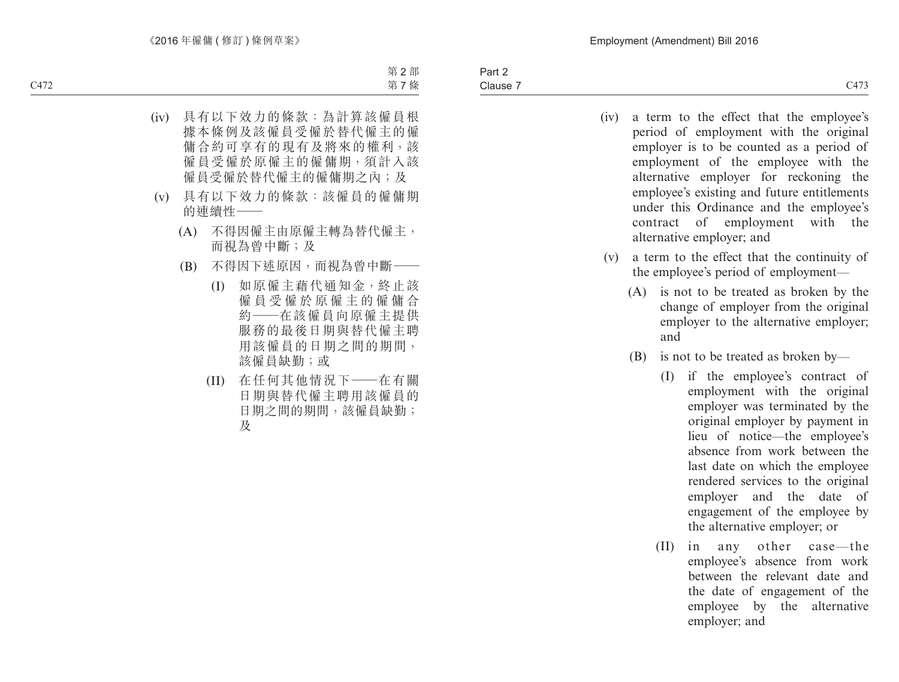(iv) 具有以下效力的條款：為計算該僱員根據本條例及該僱員受僱於替代僱主的僱傭合約可享有的現有及將來的權利，該僱員受僱於原僱主的僱傭期，須計入該僱員受僱於替代僱主的僱傭期之內；及

(v) 具有以下效力的條款：該僱員的僱傭期的連續性——

(A) 不得因僱主由原僱主轉為替代僱主，而視為曾中斷；及

(B) 不得因下述原因，而視為曾中斷——

(I) 如原僱主藉代通知金，終止該僱員受僱於原僱主的僱傭合約——在該僱員向原僱主提供服務的最後日期與替代僱主聘用該僱員的日期之間的期間，該僱員缺勤；或

(II) 在任何其他情況下——在有關日期與替代僱主聘用該僱員的日期之間的期間，該僱員缺勤；及

(iv) a term to the effect that the employee's period of employment with the original employer is to be counted as a period of employment of the employee with the alternative employer for reckoning the employee's existing and future entitlements under this Ordinance and the employee's contract of employment with the alternative employer; and

(v) a term to the effect that the continuity of the employee's period of employment—

(A) is not to be treated as broken by the change of employer from the original employer to the alternative employer; and

(B) is not to be treated as broken by—

(I) if the employee's contract of employment with the original employer was terminated by the original employer by payment in lieu of notice—the employee's absence from work between the last date on which the employee rendered services to the original employer and the date of engagement of the employee by the alternative employer; or

(II) in any other case—the employee's absence from work between the relevant date and the date of engagement of the employee by the alternative employer; and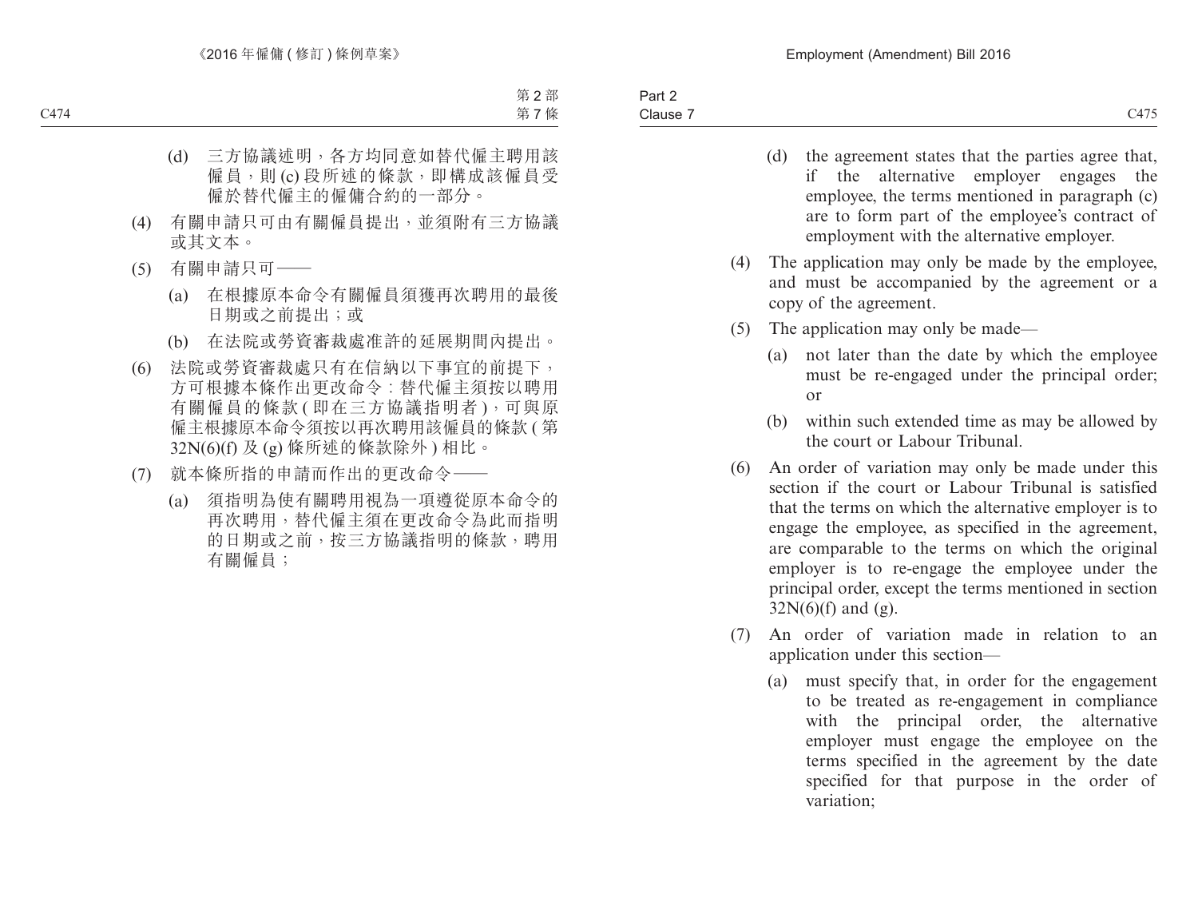(d) 三方協議述明，各方均同意如替代僱主聘用該僱員，則 (c) 段所述的條款，即構成該僱員受僱於替代僱主的僱傭合約的一部分。

(4) 有關申請只可由有關僱員提出，並須附有三方協議或其文本。

(5) 有關申請只可——

(a) 在根據原本命令有關僱員須獲再次聘用的最後日期或之前提出；或

(b) 在法院或勞資審裁處准許的延展期間內提出。

(6) 法院或勞資審裁處只有在信納以下事宜的前提下，方可根據本條作出更改命令：替代僱主須按以聘用有關僱員的條款 (即在三方協議指明者)，可與原僱主根據原本命令須按以再次聘用該僱員的條款 (第 32N(6)(f) 及 (g) 條所述的條款除外) 相比。

(7) 就本條所指的申請而作出的更改命令——

(a) 須指明為使有關聘用視為一項遵從原本命令的再次聘用，替代僱主須在更改命令為此而指明的日期或之前，按三方協議指明的條款，聘用有關僱員；

(d) the agreement states that the parties agree that, if the alternative employer engages the employee, the terms mentioned in paragraph (c) are to form part of the employee's contract of employment with the alternative employer.

(4) The application may only be made by the employee, and must be accompanied by the agreement or a copy of the agreement.

(5) The application may only be made—

(a) not later than the date by which the employee must be re-engaged under the principal order; or

(b) within such extended time as may be allowed by the court or Labour Tribunal.

(6) An order of variation may only be made under this section if the court or Labour Tribunal is satisfied that the terms on which the alternative employer is to engage the employee, as specified in the agreement, are comparable to the terms on which the original employer is to re-engage the employee under the principal order, except the terms mentioned in section 32N(6)(f) and (g).

(7) An order of variation made in relation to an application under this section—

(a) must specify that, in order for the engagement to be treated as re-engagement in compliance with the principal order, the alternative employer must engage the employee on the terms specified in the agreement by the date specified for that purpose in the order of variation;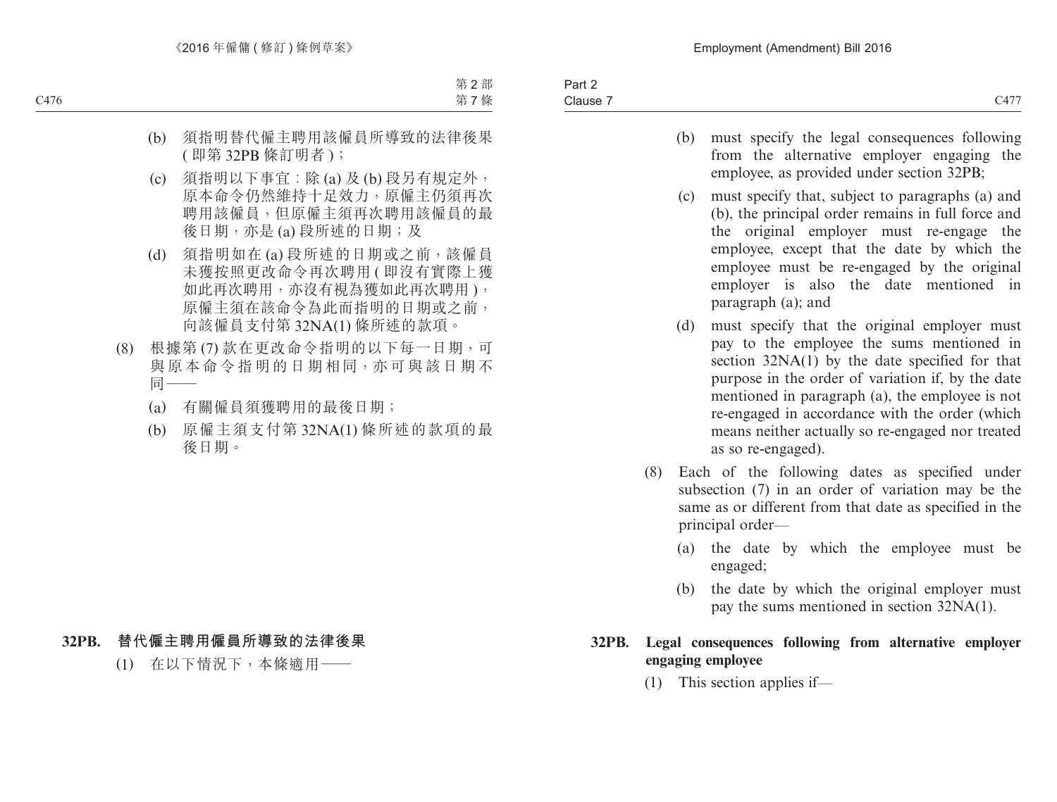(b) 須指明替代僱主聘用該僱員所導致的法律後果 (即第 32PB 條訂明者)；

(c) 須指明以下事宜：除 (a) 及 (b) 段另有規定外，原本命令仍然維持十足效力，原僱主仍須再次聘用該僱員，但原僱主須再次聘用該僱員的最後日期，亦是 (a) 段所述的日期；及

(d) 須指明如在 (a) 段所述的日期或之前，該僱員未獲按照更改命令再次聘用 (即沒有實際上獲如此再次聘用，亦沒有視為獲如此再次聘用)，原僱主須在該命令為此而指明的日期或之前，向該僱員支付第 32NA(1) 條所述的款項。

(8) 根據第 (7) 款在更改命令指明的以下每一日期，可與原本命令指明的日期相同，亦可與該日期不同——

(a) 有關僱員須獲聘用的最後日期；

(b) 原僱主須支付第 32NA(1) 條所述的款項的最後日期。

**32PB. 替代僱主聘用僱員所導致的法律後果**

(1) 在以下情況下，本條適用——

(b) must specify the legal consequences following from the alternative employer engaging the employee, as provided under section 32PB;

(c) must specify that, subject to paragraphs (a) and (b), the principal order remains in full force and the original employer must re-engage the employee, except that the date by which the employee must be re-engaged by the original employer is also the date mentioned in paragraph (a); and

(d) must specify that the original employer must pay to the employee the sums mentioned in section 32NA(1) by the date specified for that purpose in the order of variation if, by the date mentioned in paragraph (a), the employee is not re-engaged in accordance with the order (which means neither actually so re-engaged nor treated as so re-engaged).

(8) Each of the following dates as specified under subsection (7) in an order of variation may be the same as or different from that date as specified in the principal order—

(a) the date by which the employee must be engaged;

(b) the date by which the original employer must pay the sums mentioned in section 32NA(1).

**32PB. Legal consequences following from alternative employer engaging employee**

(1) This section applies if—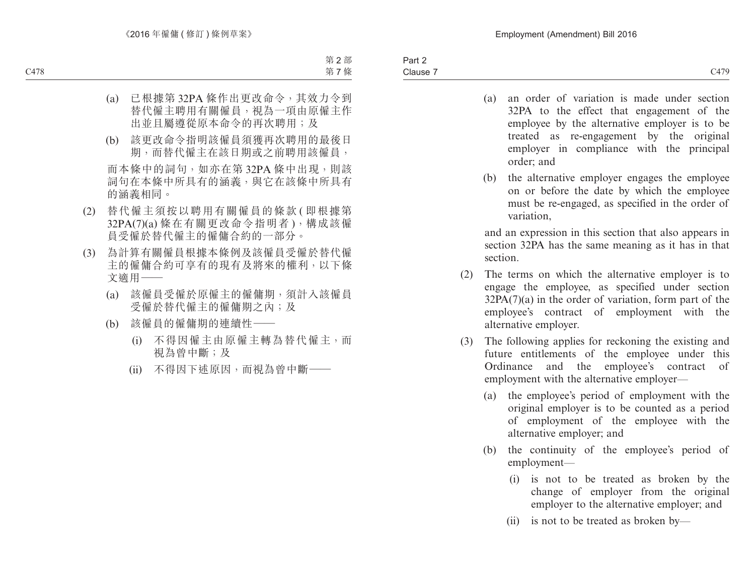(a) 已根據第 32PA 條作出更改命令，其效力令到替代僱主聘用有關僱員，視為一項由原僱主作出並且屬遵從原本命令的再次聘用；及

(b) 該更改命令指明該僱員須獲再次聘用的最後日期，而替代僱主在該日期或之前聘用該僱員，

而本條中的詞句，如亦在第 32PA 條中出現，則該詞句在本條中所具有的涵義，與它在該條中所具有的涵義相同。

(2) 替代僱主須按以聘用有關僱員的條款 (即根據第 32PA(7)(a) 條在有關更改命令指明者)，構成該僱員受僱於替代僱主的僱傭合約的一部分。

(3) 為計算有關僱員根據本條例及該僱員受僱於替代僱主的僱傭合約可享有的現有及將來的權利，以下條文適用——

(a) 該僱員受僱於原僱主的僱傭期，須計入該僱員受僱於替代僱主的僱傭期之內；及

(b) 該僱員的僱傭期的連續性——

(i) 不得因僱主由原僱主轉為替代僱主，而視為曾中斷；及

(ii) 不得因下述原因，而視為曾中斷——

(a) an order of variation is made under section 32PA to the effect that engagement of the employee by the alternative employer is to be treated as re-engagement by the original employer in compliance with the principal order; and

(b) the alternative employer engages the employee on or before the date by which the employee must be re-engaged, as specified in the order of variation,

and an expression in this section that also appears in section 32PA has the same meaning as it has in that section.

(2) The terms on which the alternative employer is to engage the employee, as specified under section 32PA(7)(a) in the order of variation, form part of the employee's contract of employment with the alternative employer.

(3) The following applies for reckoning the existing and future entitlements of the employee under this Ordinance and the employee's contract of employment with the alternative employer—

(a) the employee's period of employment with the original employer is to be counted as a period of employment of the employee with the alternative employer; and

(b) the continuity of the employee's period of employment—

(i) is not to be treated as broken by the change of employer from the original employer to the alternative employer; and

(ii) is not to be treated as broken by—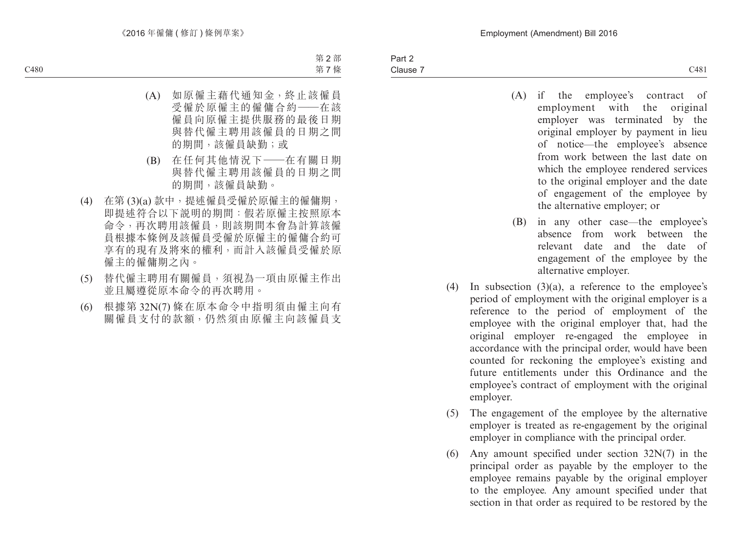(A) 如原僱主藉代通知金，終止該僱員受僱於原僱主的僱傭合約——在該僱員向原僱主提供服務的最後日期與替代僱主聘用該僱員的日期之間的期間，該僱員缺勤；或

(B) 在任何其他情況下——在有關日期與替代僱主聘用該僱員的日期之間的期間，該僱員缺勤。

(4) 在第 (3)(a) 款中，提述僱員受僱於原僱主的僱傭期，即提述符合以下說明的期間：假若原僱主按照原本命令，再次聘用該僱員，則該期間本會為計算該僱員根據本條例及該僱員受僱於原僱主的僱傭合約可享有的現有及將來的權利，而計入該僱員受僱於原僱主的僱傭期之內。

(5) 替代僱主聘用有關僱員，須視為一項由原僱主作出並且屬遵從原本命令的再次聘用。

(6) 根據第 32N(7) 條在原本命令中指明須由僱主向有關僱員支付的款額，仍然須由原僱主向該僱員支

(A) if the employee's contract of employment with the original employer was terminated by the original employer by payment in lieu of notice—the employee's absence from work between the last date on which the employee rendered services to the original employer and the date of engagement of the employee by the alternative employer; or

(B) in any other case—the employee's absence from work between the relevant date and the date of engagement of the employee by the alternative employer.

(4) In subsection (3)(a), a reference to the employee's period of employment with the original employer is a reference to the period of employment of the employee with the original employer that, had the original employer re-engaged the employee in accordance with the principal order, would have been counted for reckoning the employee's existing and future entitlements under this Ordinance and the employee's contract of employment with the original employer.

(5) The engagement of the employee by the alternative employer is treated as re-engagement by the original employer in compliance with the principal order.

(6) Any amount specified under section 32N(7) in the principal order as payable by the employer to the employee remains payable by the original employer to the employee. Any amount specified under that section in that order as required to be restored by the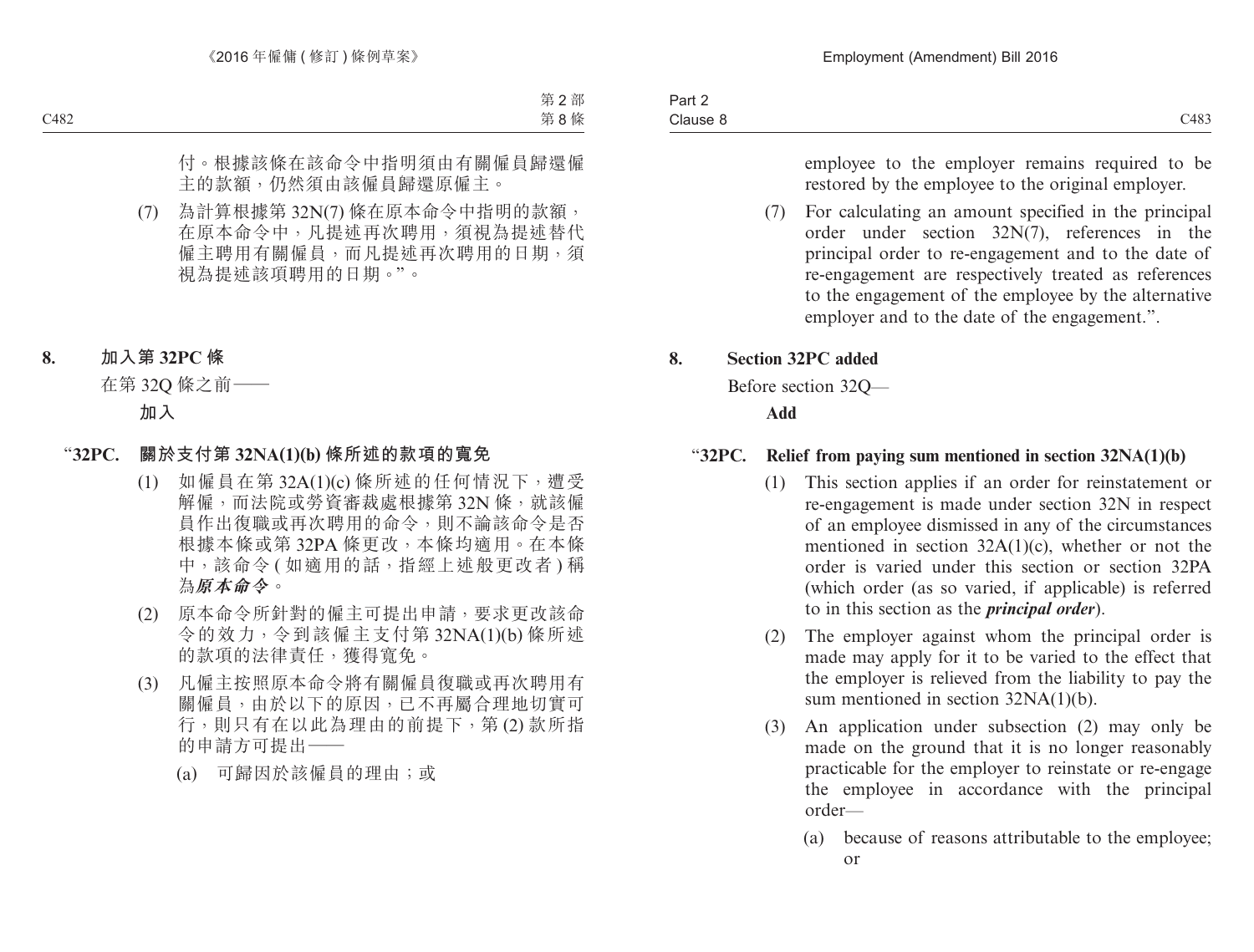付。根據該條在該命令中指明須由有關僱員歸還僱主的款額，仍然須由該僱員歸還原僱主。

(7) 為計算根據第 32N(7) 條在原本命令中指明的款額，在原本命令中，凡提述再次聘用，須視為提述替代僱主聘用有關僱員，而凡提述再次聘用的日期，須視為提述該項聘用的日期。”。

## 8. 加入第 32PC 條

在第 32Q 條之前——

**加入**

### “32PC. 關於支付第 32NA(1)(b) 條所述的款項的寬免

(1) 如僱員在第 32A(1)(c) 條所述的任何情況下，遭受解僱，而法院或勞資審裁處根據第 32N 條，就該僱員作出復職或再次聘用的命令，則不論該命令是否根據本條或第 32PA 條更改，本條均適用。在本條中，該命令 (如適用的話，指經上述般更改者) 稱為***原本命令***。

(2) 原本命令所針對的僱主可提出申請，要求更改該命令的效力，令到該僱主支付第 32NA(1)(b) 條所述的款項的法律責任，獲得寬免。

(3) 凡僱主按照原本命令將有關僱員復職或再次聘用有關僱員，由於以下的原因，已不再屬合理地切實可行，則只有在以此為理由的前提下，第 (2) 款所指的申請方可提出——

(a) 可歸因於該僱員的理由；或

---

employee to the employer remains required to be restored by the employee to the original employer.

(7) For calculating an amount specified in the principal order under section 32N(7), references in the principal order to re-engagement and to the date of re-engagement are respectively treated as references to the engagement of the employee by the alternative employer and to the date of the engagement.”.

## 8. Section 32PC added

Before section 32Q—

**Add**

### “32PC. Relief from paying sum mentioned in section 32NA(1)(b)

(1) This section applies if an order for reinstatement or re-engagement is made under section 32N in respect of an employee dismissed in any of the circumstances mentioned in section 32A(1)(c), whether or not the order is varied under this section or section 32PA (which order (as so varied, if applicable) is referred to in this section as the ***principal order***).

(2) The employer against whom the principal order is made may apply for it to be varied to the effect that the employer is relieved from the liability to pay the sum mentioned in section 32NA(1)(b).

(3) An application under subsection (2) may only be made on the ground that it is no longer reasonably practicable for the employer to reinstate or re-engage the employee in accordance with the principal order—

(a) because of reasons attributable to the employee; or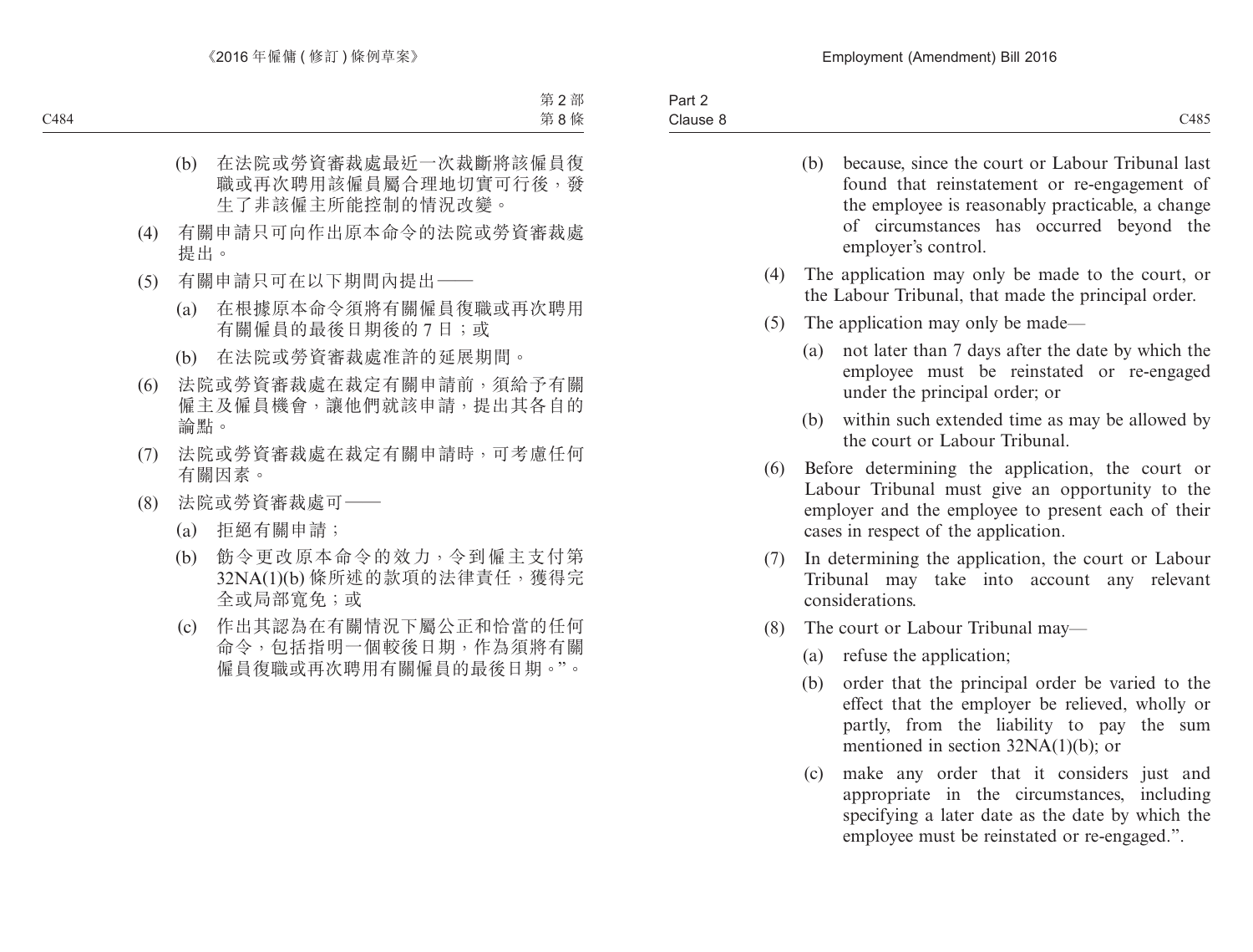(b) 在法院或勞資審裁處最近一次裁斷將該僱員復職或再次聘用該僱員屬合理地切實可行後，發生了非該僱主所能控制的情況改變。

(4) 有關申請只可向作出原本命令的法院或勞資審裁處提出。

(5) 有關申請只可在以下期間內提出——

(a) 在根據原本命令須將有關僱員復職或再次聘用有關僱員的最後日期後的 7 日；或

(b) 在法院或勞資審裁處准許的延展期間。

(6) 法院或勞資審裁處在裁定有關申請前，須給予有關僱主及僱員機會，讓他們就該申請，提出其各自的論點。

(7) 法院或勞資審裁處在裁定有關申請時，可考慮任何有關因素。

(8) 法院或勞資審裁處可——

(a) 拒絕有關申請；

(b) 飭令更改原本命令的效力，令到僱主支付第 32NA(1)(b) 條所述的款項的法律責任，獲得完全或局部寬免；或

(c) 作出其認為在有關情況下屬公正和恰當的任何命令，包括指明一個較後日期，作為須將有關僱員復職或再次聘用有關僱員的最後日期。”。

(b) because, since the court or Labour Tribunal last found that reinstatement or re-engagement of the employee is reasonably practicable, a change of circumstances has occurred beyond the employer's control.

(4) The application may only be made to the court, or the Labour Tribunal, that made the principal order.

(5) The application may only be made—

(a) not later than 7 days after the date by which the employee must be reinstated or re-engaged under the principal order; or

(b) within such extended time as may be allowed by the court or Labour Tribunal.

(6) Before determining the application, the court or Labour Tribunal must give an opportunity to the employer and the employee to present each of their cases in respect of the application.

(7) In determining the application, the court or Labour Tribunal may take into account any relevant considerations.

(8) The court or Labour Tribunal may—

(a) refuse the application;

(b) order that the principal order be varied to the effect that the employer be relieved, wholly or partly, from the liability to pay the sum mentioned in section 32NA(1)(b); or

(c) make any order that it considers just and appropriate in the circumstances, including specifying a later date as the date by which the employee must be reinstated or re-engaged.".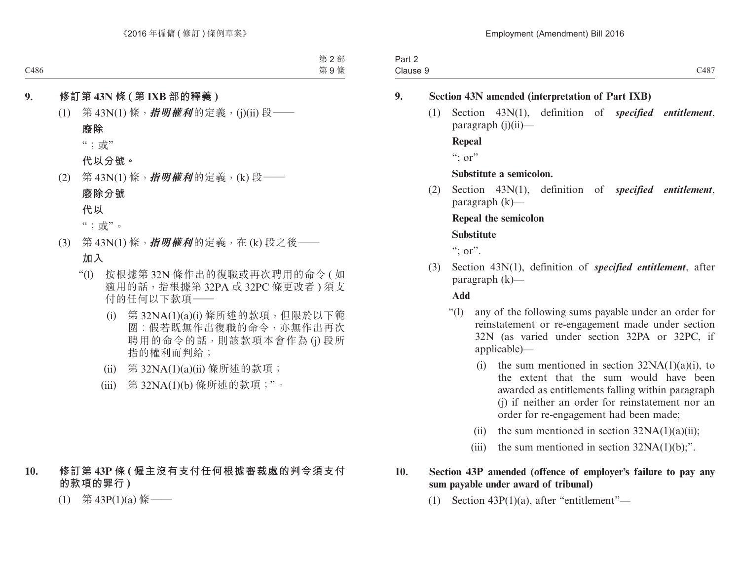## 9. 修訂第 43N 條 (第 IXB 部的釋義)

(1) 第 43N(1) 條，***指明權利***的定義，(j)(ii) 段——

**廢除**

“；或”

**代以分號。**

(2) 第 43N(1) 條，***指明權利***的定義，(k) 段——

**廢除分號**

**代以**

“；或”。

(3) 第 43N(1) 條，***指明權利***的定義，在 (k) 段之後——

**加入**

“(l) 按根據第 32N 條作出的復職或再次聘用的命令 (如適用的話，指根據第 32PA 或 32PC 條更改者) 須支付的任何以下款項——

(i) 第 32NA(1)(a)(i) 條所述的款項，但限於以下範圍：假若既無作出復職的命令，亦無作出再次聘用的命令的話，則該款項本會作為 (j) 段所指的權利而判給；

(ii) 第 32NA(1)(a)(ii) 條所述的款項；

(iii) 第 32NA(1)(b) 條所述的款項；”。

## 10. 修訂第 43P 條 (僱主沒有支付任何根據審裁處的判令須支付的款項的罪行)

(1) 第 43P(1)(a) 條——

## 9. Section 43N amended (interpretation of Part IXB)

(1) Section 43N(1), definition of ***specified entitlement***, paragraph (j)(ii)—

**Repeal**

“; or”

**Substitute a semicolon.**

(2) Section 43N(1), definition of ***specified entitlement***, paragraph (k)—

**Repeal the semicolon**

**Substitute**

“; or”.

(3) Section 43N(1), definition of ***specified entitlement***, after paragraph (k)—

**Add**

“(l) any of the following sums payable under an order for reinstatement or re-engagement made under section 32N (as varied under section 32PA or 32PC, if applicable)—

(i) the sum mentioned in section 32NA(1)(a)(i), to the extent that the sum would have been awarded as entitlements falling within paragraph (j) if neither an order for reinstatement nor an order for re-engagement had been made;

(ii) the sum mentioned in section 32NA(1)(a)(ii);

(iii) the sum mentioned in section 32NA(1)(b);”.

## 10. Section 43P amended (offence of employer’s failure to pay any sum payable under award of tribunal)

(1) Section 43P(1)(a), after “entitlement”—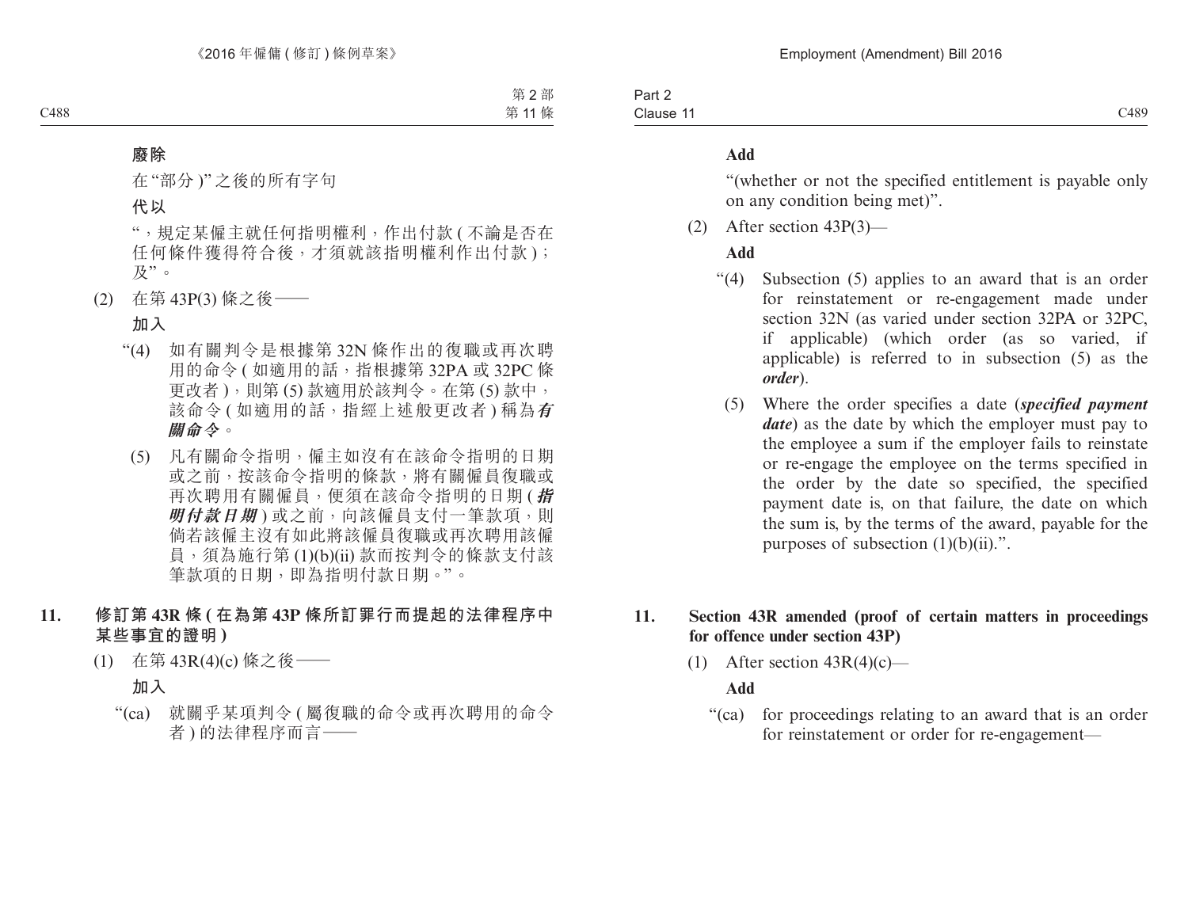**廢除**

在 "部分 )" 之後的所有字句

**代以**

"，規定某僱主就任何指明權利，作出付款 ( 不論是否在任何條件獲得符合後，才須就該指明權利作出付款 )；及"。

(2) 在第 43P(3) 條之後——

**加入**

"(4) 如有關判令是根據第 32N 條作出的復職或再次聘用的命令 ( 如適用的話，指根據第 32PA 或 32PC 條更改者 )，則第 (5) 款適用於該判令。在第 (5) 款中，該命令 ( 如適用的話，指經上述般更改者 ) 稱為***有關命令***。

(5) 凡有關命令指明，僱主如沒有在該命令指明的日期或之前，按該命令指明的條款，將有關僱員復職或再次聘用有關僱員，便須在該命令指明的日期 (***指明付款日期***) 或之前，向該僱員支付一筆款項，則倘若該僱主沒有如此將該僱員復職或再次聘用該僱員，須為施行第 (1)(b)(ii) 款而按判令的條款支付該筆款項的日期，即為指明付款日期。"。

**11. 修訂第 43R 條 ( 在為第 43P 條所訂罪行而提起的法律程序中某些事宜的證明 )**

(1) 在第 43R(4)(c) 條之後——

**加入**

"(ca) 就關乎某項判令 ( 屬復職的命令或再次聘用的命令者 ) 的法律程序而言——

**Add**

"(whether or not the specified entitlement is payable only on any condition being met)".

(2) After section 43P(3)—

**Add**

"(4) Subsection (5) applies to an award that is an order for reinstatement or re-engagement made under section 32N (as varied under section 32PA or 32PC, if applicable) (which order (as so varied, if applicable) is referred to in subsection (5) as the ***order***).

(5) Where the order specifies a date (***specified payment date***) as the date by which the employer must pay to the employee a sum if the employer fails to reinstate or re-engage the employee on the terms specified in the order by the date so specified, the specified payment date is, on that failure, the date on which the sum is, by the terms of the award, payable for the purposes of subsection (1)(b)(ii).".

**11. Section 43R amended (proof of certain matters in proceedings for offence under section 43P)**

(1) After section 43R(4)(c)—

**Add**

"(ca) for proceedings relating to an award that is an order for reinstatement or order for re-engagement—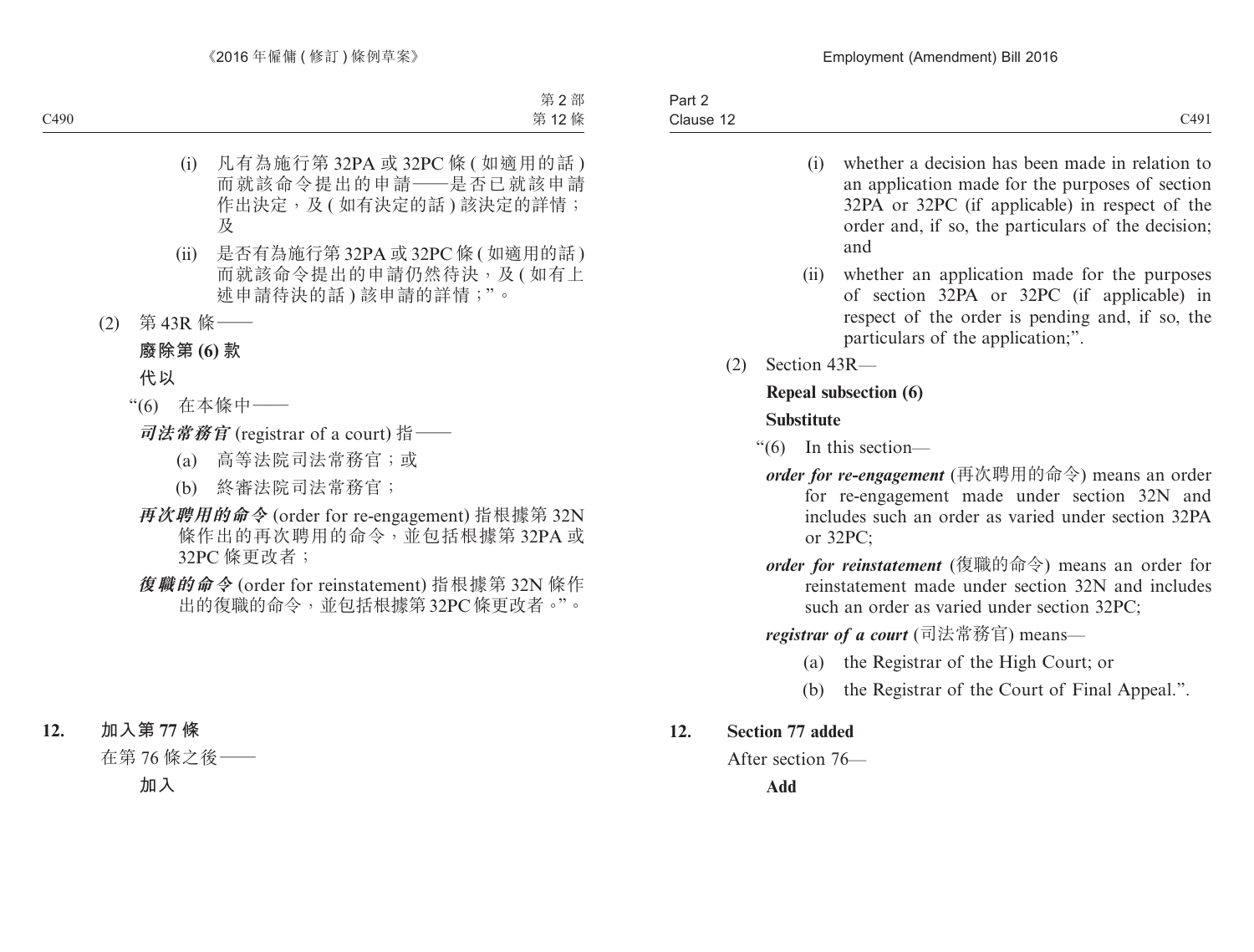(i) 凡有為施行第 32PA 或 32PC 條 ( 如適用的話 ) 而就該命令提出的申請——是否已就該申請作出決定，及 ( 如有決定的話 ) 該決定的詳情；及

(ii) 是否有為施行第 32PA 或 32PC 條 ( 如適用的話 ) 而就該命令提出的申請仍然待決，及 ( 如有上述申請待決的話 ) 該申請的詳情；”。

(2) 第 43R 條——

**廢除第 (6) 款**

**代以**

“(6) 在本條中——

***司法常務官*** (registrar of a court) 指——

(a) 高等法院司法常務官；或

(b) 終審法院司法常務官；

***再次聘用的命令*** (order for re-engagement) 指根據第 32N 條作出的再次聘用的命令，並包括根據第 32PA 或 32PC 條更改者；

***復職的命令*** (order for reinstatement) 指根據第 32N 條作出的復職的命令，並包括根據第 32PC 條更改者。”。

**12. 加入第 77 條**

在第 76 條之後——

**加入**

(i) whether a decision has been made in relation to an application made for the purposes of section 32PA or 32PC (if applicable) in respect of the order and, if so, the particulars of the decision; and

(ii) whether an application made for the purposes of section 32PA or 32PC (if applicable) in respect of the order is pending and, if so, the particulars of the application;”.

(2) Section 43R—

**Repeal subsection (6)**

**Substitute**

“(6) In this section—

***order for re-engagement*** (再次聘用的命令) means an order for re-engagement made under section 32N and includes such an order as varied under section 32PA or 32PC;

***order for reinstatement*** (復職的命令) means an order for reinstatement made under section 32N and includes such an order as varied under section 32PC;

***registrar of a court*** (司法常務官) means—

(a) the Registrar of the High Court; or

(b) the Registrar of the Court of Final Appeal.”.

**12. Section 77 added**

After section 76—

**Add**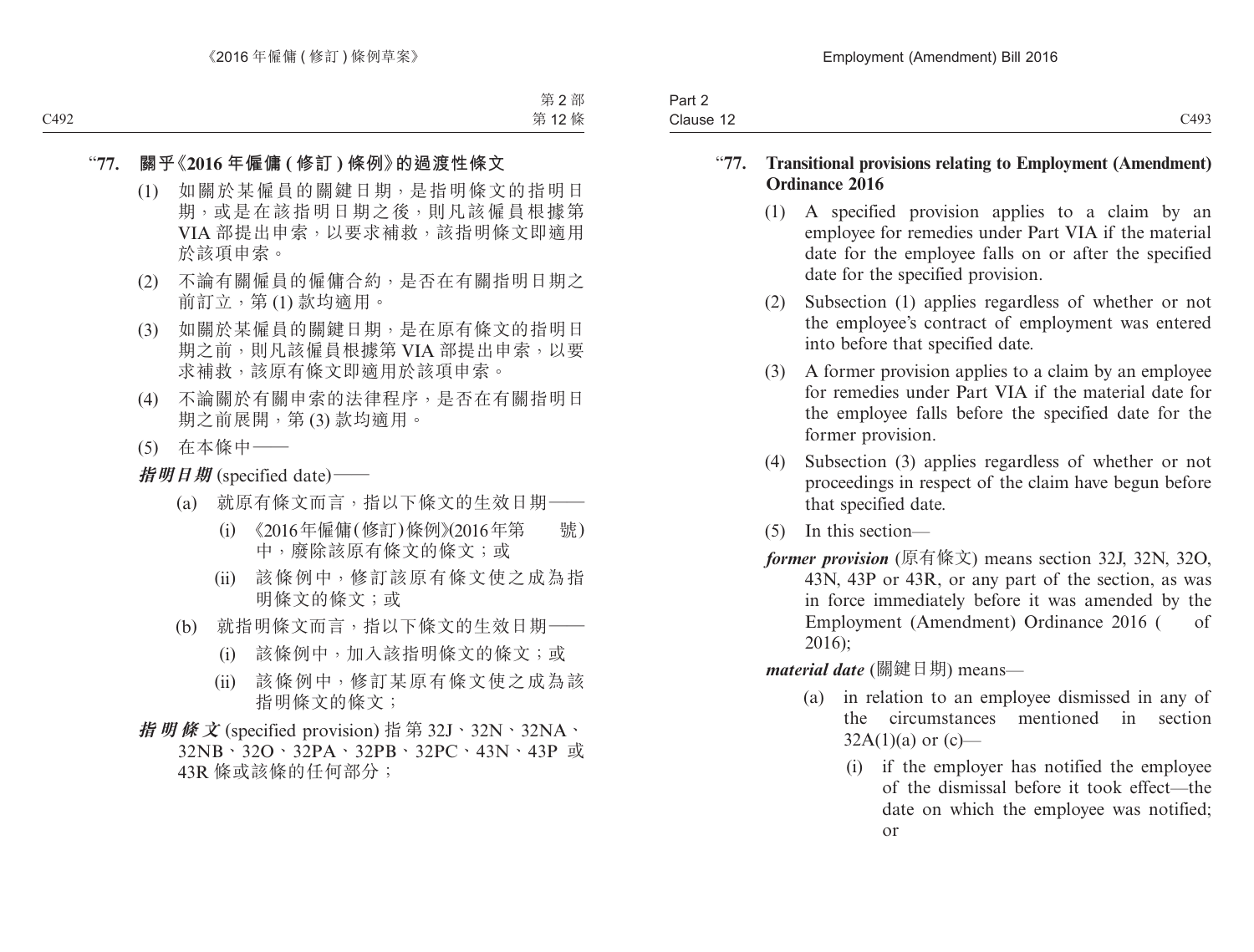"**77. 關乎《2016 年僱傭 (修訂) 條例》的過渡性條文**

(1) 如關於某僱員的關鍵日期，是指明條文的指明日期，或是在該指明日期之後，則凡該僱員根據第 VIA 部提出申索，以要求補救，該指明條文即適用於該項申索。

(2) 不論有關僱員的僱傭合約，是否在有關指明日期之前訂立，第 (1) 款均適用。

(3) 如關於某僱員的關鍵日期，是在原有條文的指明日期之前，則凡該僱員根據第 VIA 部提出申索，以要求補救，該原有條文即適用於該項申索。

(4) 不論關於有關申索的法律程序，是否在有關指明日期之前展開，第 (3) 款均適用。

(5) 在本條中——

***指明日期*** (specified date)——

(a) 就原有條文而言，指以下條文的生效日期——

(i) 《2016 年僱傭 (修訂) 條例》(2016 年第　　號) 中，廢除該原有條文的條文；或

(ii) 該條例中，修訂該原有條文使之成為指明條文的條文；或

(b) 就指明條文而言，指以下條文的生效日期——

(i) 該條例中，加入該指明條文的條文；或

(ii) 該條例中，修訂某原有條文使之成為該指明條文的條文；

***指明條文*** (specified provision) 指第 32J、32N、32NA、32NB、32O、32PA、32PB、32PC、43N、43P 或 43R 條或該條的任何部分；

"**77. Transitional provisions relating to Employment (Amendment) Ordinance 2016**

(1) A specified provision applies to a claim by an employee for remedies under Part VIA if the material date for the employee falls on or after the specified date for the specified provision.

(2) Subsection (1) applies regardless of whether or not the employee's contract of employment was entered into before that specified date.

(3) A former provision applies to a claim by an employee for remedies under Part VIA if the material date for the employee falls before the specified date for the former provision.

(4) Subsection (3) applies regardless of whether or not proceedings in respect of the claim have begun before that specified date.

(5) In this section—

***former provision*** (原有條文) means section 32J, 32N, 32O, 43N, 43P or 43R, or any part of the section, as was in force immediately before it was amended by the Employment (Amendment) Ordinance 2016 (　　of 2016);

***material date*** (關鍵日期) means—

(a) in relation to an employee dismissed in any of the circumstances mentioned in section 32A(1)(a) or (c)—

(i) if the employer has notified the employee of the dismissal before it took effect—the date on which the employee was notified; or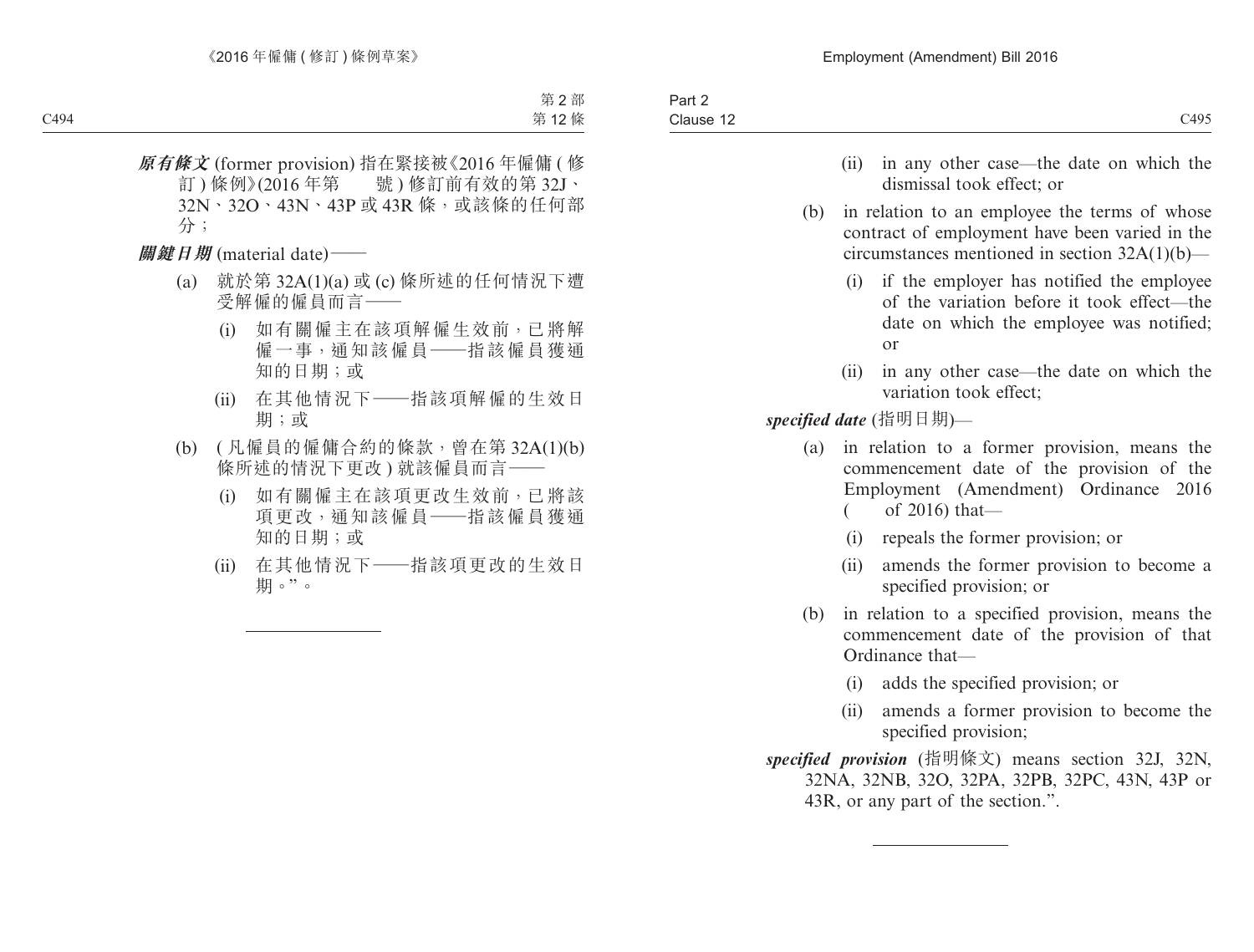***原有條文*** (former provision) 指在緊接被《2016 年僱傭 ( 修訂 ) 條例》(2016 年第　　號 ) 修訂前有效的第 32J、32N、32O、43N、43P 或 43R 條，或該條的任何部分；

***關鍵日期*** (material date)——

(a) 就於第 32A(1)(a) 或 (c) 條所述的任何情況下遭受解僱的僱員而言——

(i) 如有關僱主在該項解僱生效前，已將解僱一事，通知該僱員——指該僱員獲通知的日期；或

(ii) 在其他情況下——指該項解僱的生效日期；或

(b) ( 凡僱員的僱傭合約的條款，曾在第 32A(1)(b) 條所述的情況下更改 ) 就該僱員而言——

(i) 如有關僱主在該項更改生效前，已將該項更改，通知該僱員——指該僱員獲通知的日期；或

(ii) 在其他情況下——指該項更改的生效日期。”。

---

(ii) in any other case—the date on which the dismissal took effect; or

(b) in relation to an employee the terms of whose contract of employment have been varied in the circumstances mentioned in section 32A(1)(b)—

(i) if the employer has notified the employee of the variation before it took effect—the date on which the employee was notified; or

(ii) in any other case—the date on which the variation took effect;

***specified date*** (指明日期)—

(a) in relation to a former provision, means the commencement date of the provision of the Employment (Amendment) Ordinance 2016 (　　of 2016) that—

(i) repeals the former provision; or

(ii) amends the former provision to become a specified provision; or

(b) in relation to a specified provision, means the commencement date of the provision of that Ordinance that—

(i) adds the specified provision; or

(ii) amends a former provision to become the specified provision;

***specified provision*** (指明條文) means section 32J, 32N, 32NA, 32NB, 32O, 32PA, 32PB, 32PC, 43N, 43P or 43R, or any part of the section.”.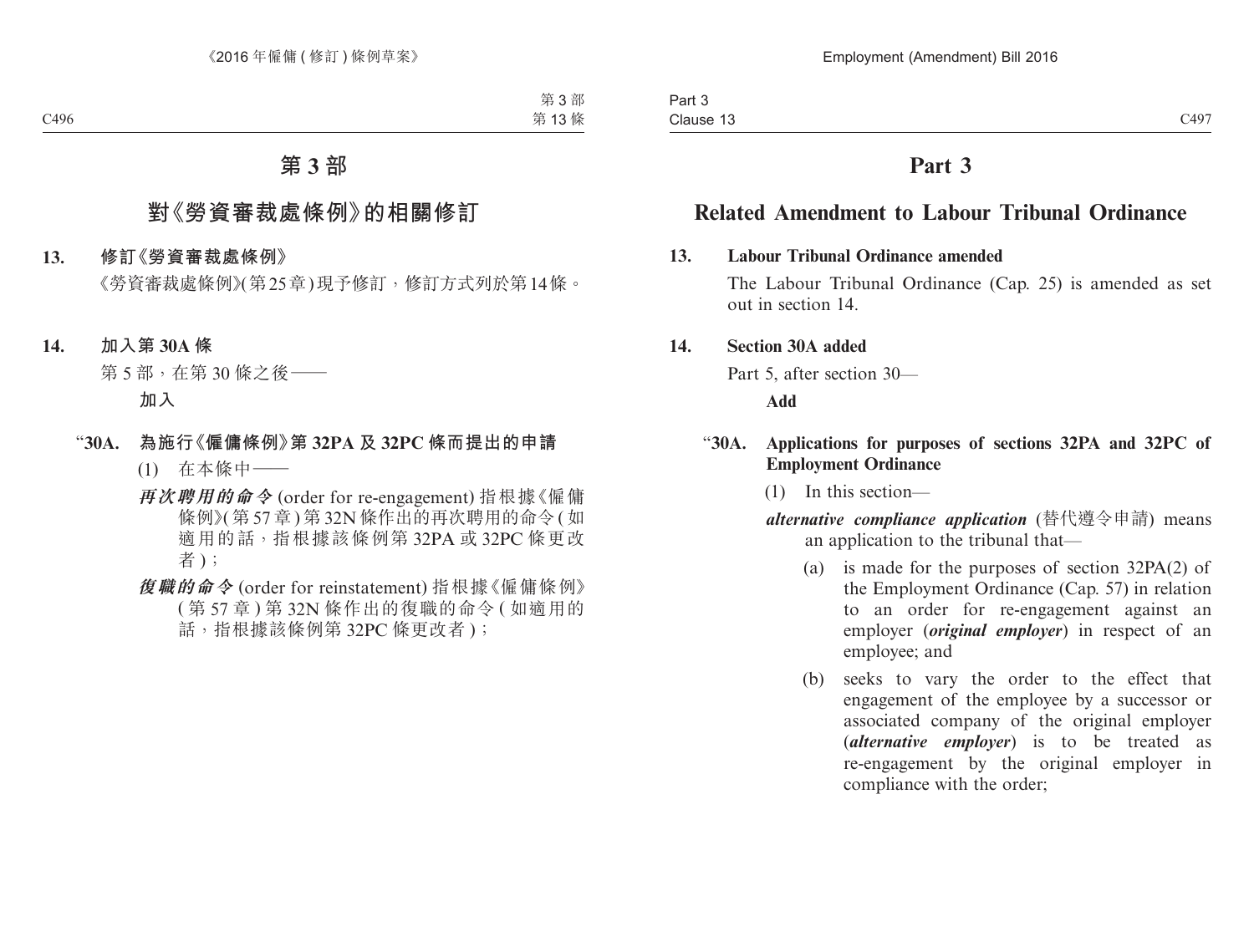# 第 3 部

## 對《勞資審裁處條例》的相關修訂

**13. 修訂《勞資審裁處條例》**

《勞資審裁處條例》(第25章)現予修訂，修訂方式列於第14條。

**14. 加入第 30A 條**

第 5 部，在第 30 條之後——

**加入**

**“30A. 為施行《僱傭條例》第 32PA 及 32PC 條而提出的申請**

(1) 在本條中——

***再次聘用的命令*** (order for re-engagement) 指根據《僱傭條例》(第 57 章) 第 32N 條作出的再次聘用的命令 (如適用的話，指根據該條例第 32PA 或 32PC 條更改者)；

***復職的命令*** (order for reinstatement) 指根據《僱傭條例》(第 57 章) 第 32N 條作出的復職的命令 (如適用的話，指根據該條例第 32PC 條更改者)；

# Part 3

## Related Amendment to Labour Tribunal Ordinance

**13. Labour Tribunal Ordinance amended**

The Labour Tribunal Ordinance (Cap. 25) is amended as set out in section 14.

**14. Section 30A added**

Part 5, after section 30—

**Add**

**“30A. Applications for purposes of sections 32PA and 32PC of Employment Ordinance**

(1) In this section—

***alternative compliance application*** (替代遵令申請) means an application to the tribunal that—

(a) is made for the purposes of section 32PA(2) of the Employment Ordinance (Cap. 57) in relation to an order for re-engagement against an employer (***original employer***) in respect of an employee; and

(b) seeks to vary the order to the effect that engagement of the employee by a successor or associated company of the original employer (***alternative employer***) is to be treated as re-engagement by the original employer in compliance with the order;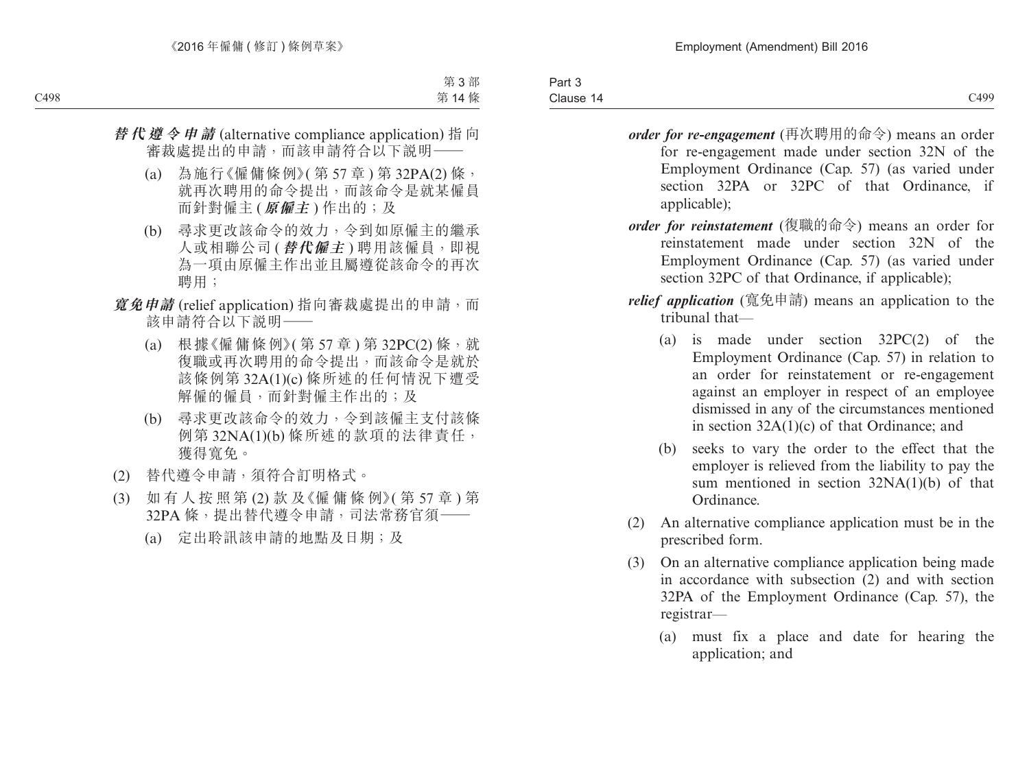***替代遵令申請*** (alternative compliance application) 指向審裁處提出的申請，而該申請符合以下說明——

(a) 為施行《僱傭條例》(第 57 章) 第 32PA(2) 條，就再次聘用的命令提出，而該命令是就某僱員而針對僱主 (***原僱主***) 作出的；及

(b) 尋求更改該命令的效力，令到如原僱主的繼承人或相聯公司 (***替代僱主***) 聘用該僱員，即視為一項由原僱主作出並且屬遵從該命令的再次聘用；

***寬免申請*** (relief application) 指向審裁處提出的申請，而該申請符合以下說明——

(a) 根據《僱傭條例》(第 57 章) 第 32PC(2) 條，就復職或再次聘用的命令提出，而該命令是就於該條例第 32A(1)(c) 條所述的任何情況下遭受解僱的僱員，而針對僱主作出的；及

(b) 尋求更改該命令的效力，令到該僱主支付該條例第 32NA(1)(b) 條所述的款項的法律責任，獲得寬免。

(2) 替代遵令申請，須符合訂明格式。

(3) 如有人按照第 (2) 款及《僱傭條例》(第 57 章) 第 32PA 條，提出替代遵令申請，司法常務官須——

(a) 定出聆訊該申請的地點及日期；及

***order for re-engagement*** (再次聘用的命令) means an order for re-engagement made under section 32N of the Employment Ordinance (Cap. 57) (as varied under section 32PA or 32PC of that Ordinance, if applicable);

***order for reinstatement*** (復職的命令) means an order for reinstatement made under section 32N of the Employment Ordinance (Cap. 57) (as varied under section 32PC of that Ordinance, if applicable);

***relief application*** (寬免申請) means an application to the tribunal that—

(a) is made under section 32PC(2) of the Employment Ordinance (Cap. 57) in relation to an order for reinstatement or re-engagement against an employer in respect of an employee dismissed in any of the circumstances mentioned in section 32A(1)(c) of that Ordinance; and

(b) seeks to vary the order to the effect that the employer is relieved from the liability to pay the sum mentioned in section 32NA(1)(b) of that Ordinance.

(2) An alternative compliance application must be in the prescribed form.

(3) On an alternative compliance application being made in accordance with subsection (2) and with section 32PA of the Employment Ordinance (Cap. 57), the registrar—

(a) must fix a place and date for hearing the application; and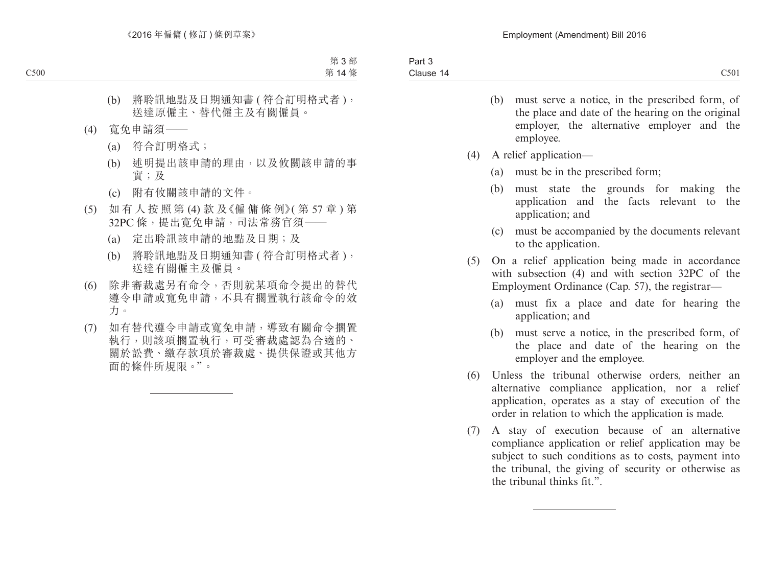(b) 將聆訊地點及日期通知書 ( 符合訂明格式者 )，送達原僱主、替代僱主及有關僱員。

(4) 寬免申請須——

(a) 符合訂明格式；

(b) 述明提出該申請的理由，以及攸關該申請的事實；及

(c) 附有攸關該申請的文件。

(5) 如有人按照第 (4) 款及《僱傭條例》( 第 57 章 ) 第 32PC 條，提出寬免申請，司法常務官須——

(a) 定出聆訊該申請的地點及日期；及

(b) 將聆訊地點及日期通知書 ( 符合訂明格式者 )，送達有關僱主及僱員。

(6) 除非審裁處另有命令，否則就某項命令提出的替代遵令申請或寬免申請，不具有擱置執行該命令的效力。

(7) 如有替代遵令申請或寬免申請，導致有關命令擱置執行，則該項擱置執行，可受審裁處認為合適的、關於訟費、繳存款項於審裁處、提供保證或其他方面的條件所規限。”。

---

(b) must serve a notice, in the prescribed form, of the place and date of the hearing on the original employer, the alternative employer and the employee.

(4) A relief application—

(a) must be in the prescribed form;

(b) must state the grounds for making the application and the facts relevant to the application; and

(c) must be accompanied by the documents relevant to the application.

(5) On a relief application being made in accordance with subsection (4) and with section 32PC of the Employment Ordinance (Cap. 57), the registrar—

(a) must fix a place and date for hearing the application; and

(b) must serve a notice, in the prescribed form, of the place and date of the hearing on the employer and the employee.

(6) Unless the tribunal otherwise orders, neither an alternative compliance application, nor a relief application, operates as a stay of execution of the order in relation to which the application is made.

(7) A stay of execution because of an alternative compliance application or relief application may be subject to such conditions as to costs, payment into the tribunal, the giving of security or otherwise as the tribunal thinks fit.”.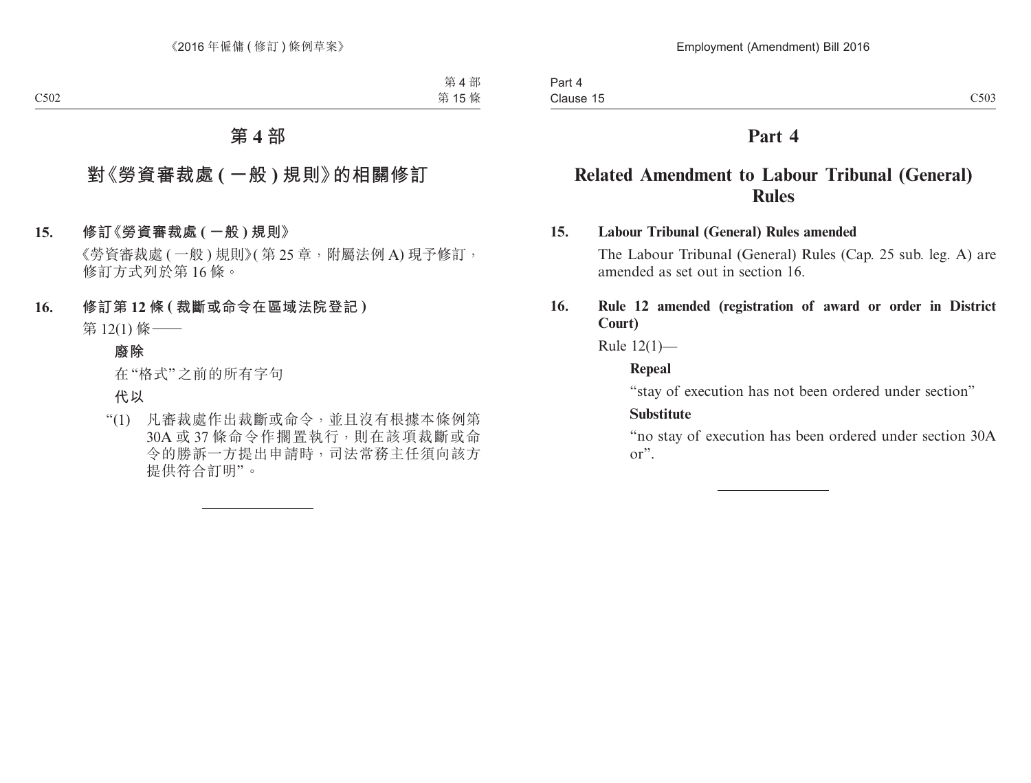# 第 4 部

## 對《勞資審裁處 (一般) 規則》的相關修訂

**15. 修訂《勞資審裁處 (一般) 規則》**

《勞資審裁處 (一般) 規則》(第 25 章，附屬法例 A) 現予修訂，修訂方式列於第 16 條。

**16. 修訂第 12 條 (裁斷或命令在區域法院登記)**

第 12(1) 條——

**廢除**

在“格式”之前的所有字句

**代以**

“(1) 凡審裁處作出裁斷或命令，並且沒有根據本條例第 30A 或 37 條命令作擱置執行，則在該項裁斷或命令的勝訴一方提出申請時，司法常務主任須向該方提供符合訂明”。

---

# Part 4

## Related Amendment to Labour Tribunal (General) Rules

**15. Labour Tribunal (General) Rules amended**

The Labour Tribunal (General) Rules (Cap. 25 sub. leg. A) are amended as set out in section 16.

**16. Rule 12 amended (registration of award or order in District Court)**

Rule 12(1)—

**Repeal**

“stay of execution has not been ordered under section”

**Substitute**

“no stay of execution has been ordered under section 30A or”.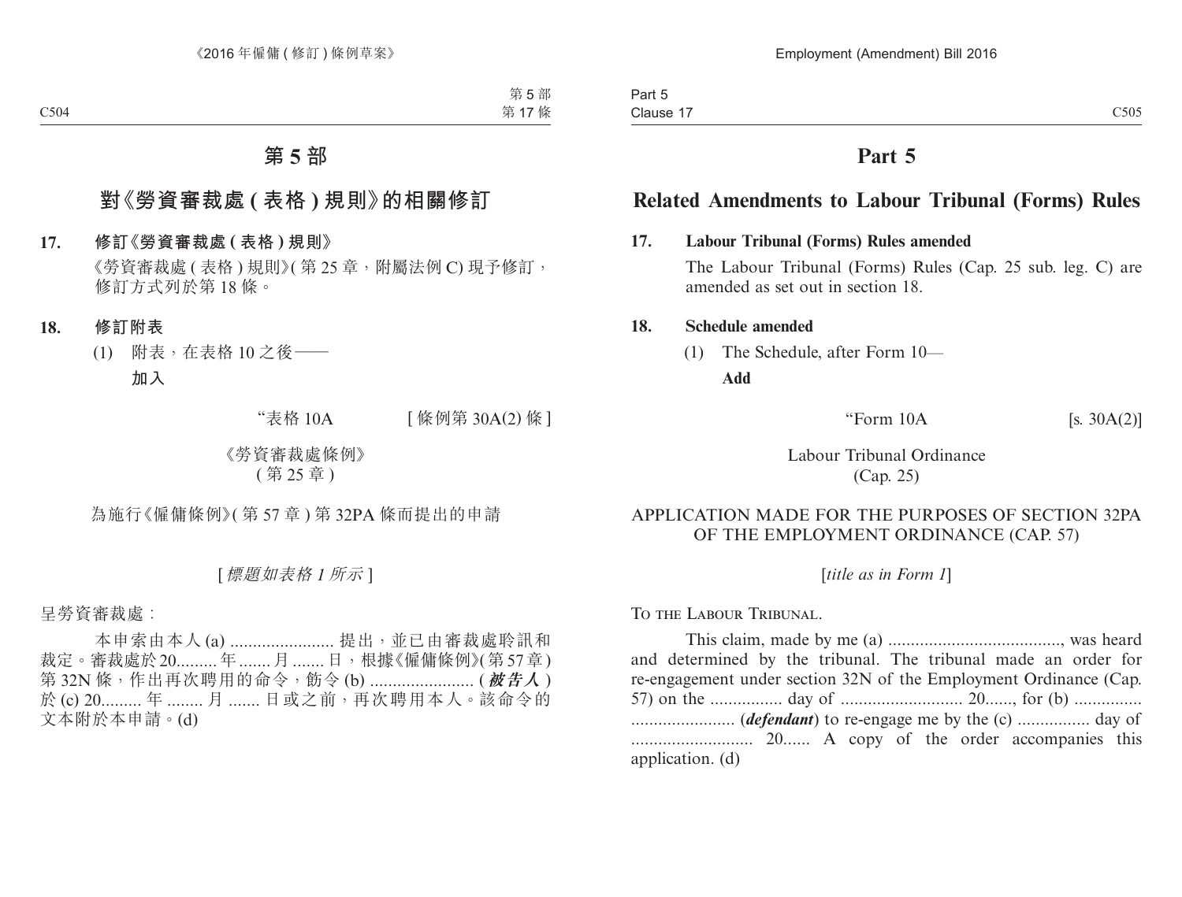# 第 5 部

## 對《勞資審裁處 (表格) 規則》的相關修訂

**17. 修訂《勞資審裁處 (表格) 規則》**

《勞資審裁處 (表格) 規則》(第 25 章，附屬法例 C) 現予修訂，修訂方式列於第 18 條。

**18. 修訂附表**

(1) 附表，在表格 10 之後——

**加入**

“表格 10A [條例第 30A(2) 條]

《勞資審裁處條例》
(第 25 章)

為施行《僱傭條例》(第 57 章) 第 32PA 條而提出的申請

[*標題如表格 1 所示*]

呈勞資審裁處：

本申索由本人 (a) ....................... 提出，並已由審裁處聆訊和裁定。審裁處於 20......... 年 ....... 月 ....... 日，根據《僱傭條例》(第 57 章) 第 32N 條，作出再次聘用的命令，飭令 (b) ....................... (***被告人***) 於 (c) 20......... 年 ........ 月 ....... 日或之前，再次聘用本人。該命令的文本附於本申請。(d)

# Part 5

## Related Amendments to Labour Tribunal (Forms) Rules

**17. Labour Tribunal (Forms) Rules amended**

The Labour Tribunal (Forms) Rules (Cap. 25 sub. leg. C) are amended as set out in section 18.

**18. Schedule amended**

(1) The Schedule, after Form 10—

**Add**

“Form 10A [s. 30A(2)]

Labour Tribunal Ordinance
(Cap. 25)

APPLICATION MADE FOR THE PURPOSES OF SECTION 32PA OF THE EMPLOYMENT ORDINANCE (CAP. 57)

[*title as in Form 1*]

To the Labour Tribunal.

This claim, made by me (a) ......................................, was heard and determined by the tribunal. The tribunal made an order for re-engagement under section 32N of the Employment Ordinance (Cap. 57) on the ................ day of ........................... 20......, for (b) ............... ....................... (***defendant***) to re-engage me by the (c) ................ day of ........................... 20...... A copy of the order accompanies this application. (d)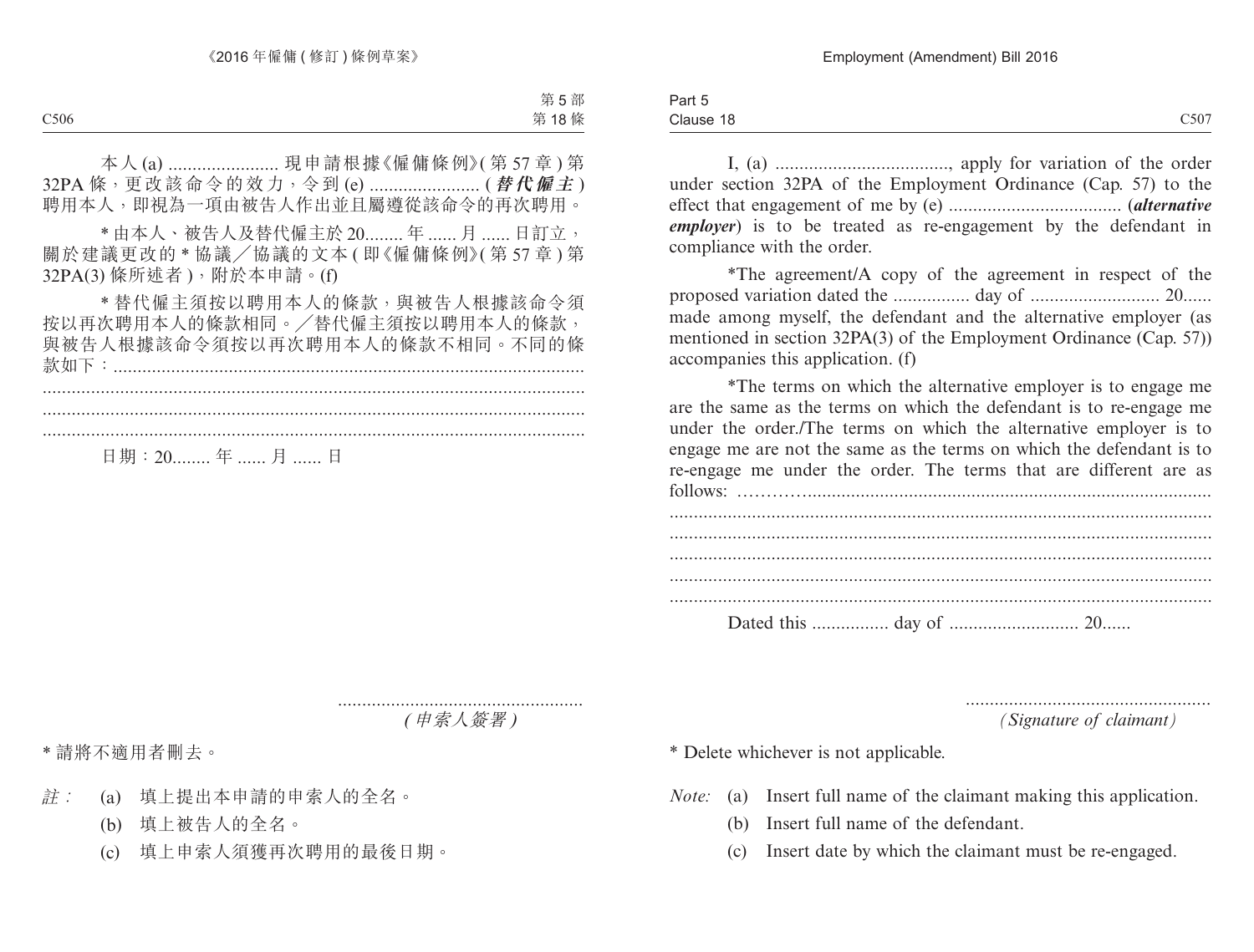本人 (a) ....................... 現申請根據《僱傭條例》(第 57 章) 第 32PA 條，更改該命令的效力，令到 (e) ....................... (***替代僱主***) 聘用本人，即視為一項由被告人作出並且屬遵從該命令的再次聘用。

* 由本人、被告人及替代僱主於 20........ 年 ...... 月 ...... 日訂立，關於建議更改的 * 協議／協議的文本 (即《僱傭條例》(第 57 章) 第 32PA(3) 條所述者)，附於本申請。(f)

* 替代僱主須按以聘用本人的條款，與被告人根據該命令須按以再次聘用本人的條款相同。／替代僱主須按以聘用本人的條款，與被告人根據該命令須按以再次聘用本人的條款不相同。不同的條款如下：..................................................................................................
..................................................................................................................
..................................................................................................................
..................................................................................................................

日期：20........ 年 ...... 月 ...... 日

...................................................
*(申索人簽署)*

* 請將不適用者刪去。

*註：*
(a) 填上提出本申請的申索人的全名。
(b) 填上被告人的全名。
(c) 填上申索人須獲再次聘用的最後日期。

I, (a) ...................................., apply for variation of the order under section 32PA of the Employment Ordinance (Cap. 57) to the effect that engagement of me by (e) .................................... (***alternative employer***) is to be treated as re-engagement by the defendant in compliance with the order.

*The agreement/A copy of the agreement in respect of the proposed variation dated the ................ day of ........................... 20...... made among myself, the defendant and the alternative employer (as mentioned in section 32PA(3) of the Employment Ordinance (Cap. 57)) accompanies this application. (f)

*The terms on which the alternative employer is to engage me are the same as the terms on which the defendant is to re-engage me under the order./The terms on which the alternative employer is to engage me are not the same as the terms on which the defendant is to re-engage me under the order. The terms that are different are as follows: ………..........................................................................................
..................................................................................................................
..................................................................................................................
..................................................................................................................
..................................................................................................................
..................................................................................................................

Dated this ................ day of ........................... 20......

...................................................
*(Signature of claimant)*

* Delete whichever is not applicable.

*Note:*
(a) Insert full name of the claimant making this application.
(b) Insert full name of the defendant.
(c) Insert date by which the claimant must be re-engaged.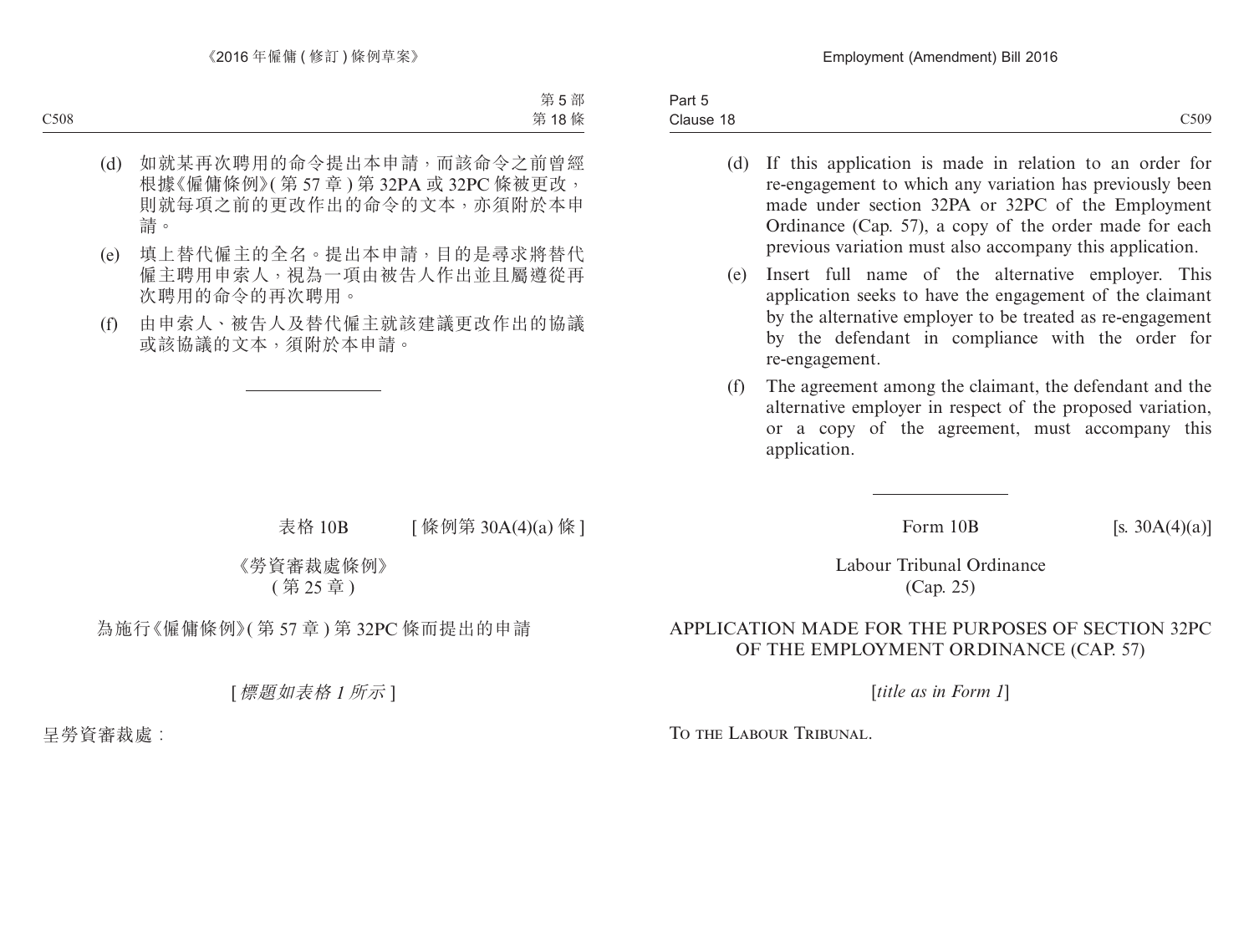(d) 如就某再次聘用的命令提出本申請，而該命令之前曾經根據《僱傭條例》(第 57 章) 第 32PA 或 32PC 條被更改，則就每項之前的更改作出的命令的文本，亦須附於本申請。

(e) 填上替代僱主的全名。提出本申請，目的是尋求將替代僱主聘用申索人，視為一項由被告人作出並且屬遵從再次聘用的命令的再次聘用。

(f) 由申索人、被告人及替代僱主就該建議更改作出的協議或該協議的文本，須附於本申請。

---

表格 10B [條例第 30A(4)(a) 條]

《勞資審裁處條例》
(第 25 章)

為施行《僱傭條例》(第 57 章) 第 32PC 條而提出的申請

[*標題如表格 1 所示*]

呈勞資審裁處：

(d) If this application is made in relation to an order for re-engagement to which any variation has previously been made under section 32PA or 32PC of the Employment Ordinance (Cap. 57), a copy of the order made for each previous variation must also accompany this application.

(e) Insert full name of the alternative employer. This application seeks to have the engagement of the claimant by the alternative employer to be treated as re-engagement by the defendant in compliance with the order for re-engagement.

(f) The agreement among the claimant, the defendant and the alternative employer in respect of the proposed variation, or a copy of the agreement, must accompany this application.

---

Form 10B [s. 30A(4)(a)]

Labour Tribunal Ordinance
(Cap. 25)

APPLICATION MADE FOR THE PURPOSES OF SECTION 32PC OF THE EMPLOYMENT ORDINANCE (CAP. 57)

[*title as in Form 1*]

To the Labour Tribunal.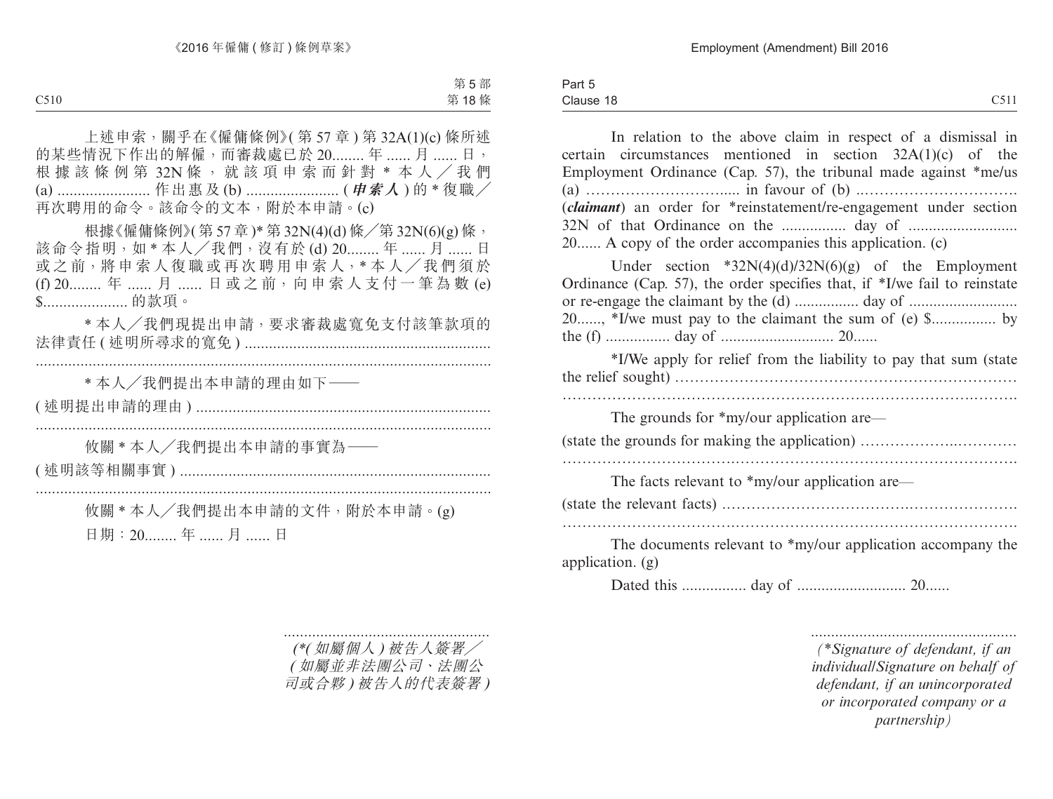上述申索，關乎在《僱傭條例》(第 57 章) 第 32A(1)(c) 條所述的某些情況下作出的解僱，而審裁處已於 20........ 年 ...... 月 ...... 日，根據該條例第 32N 條，就該項申索而針對 * 本人／我們 (a) ....................... 作出惠及 (b) ....................... (***申索人***) 的 * 復職／再次聘用的命令。該命令的文本，附於本申請。(c)

根據《僱傭條例》(第 57 章)* 第 32N(4)(d) 條／第 32N(6)(g) 條，該命令指明，如 * 本人／我們，沒有於 (d) 20........ 年 ...... 月 ...... 日或之前，將申索人復職或再次聘用申索人，* 本人／我們須於 (f) 20........ 年 ...... 月 ...... 日或之前，向申索人支付一筆為數 (e) $..................... 的款項。

* 本人／我們現提出申請，要求審裁處寬免支付該筆款項的法律責任 (述明所尋求的寬免) ..............................................................
..................................................................................................................

* 本人／我們提出本申請的理由如下——

(述明提出申請的理由) ..........................................................................
..................................................................................................................

攸關 * 本人／我們提出本申請的事實為——

(述明該等相關事實) ..............................................................................
..................................................................................................................

攸關 * 本人／我們提出本申請的文件，附於本申請。(g)

日期：20........ 年 ...... 月 ...... 日

....................................................
*(*(如屬個人) 被告人簽署／(如屬並非法團公司、法團公司或合夥) 被告人的代表簽署)*

---

In relation to the above claim in respect of a dismissal in certain circumstances mentioned in section 32A(1)(c) of the Employment Ordinance (Cap. 57), the tribunal made against *me/us (a) …………………………..... in favour of (b) ……………………………. (***claimant***) an order for *reinstatement/re-engagement under section 32N of that Ordinance on the ................ day of ........................... 20...... A copy of the order accompanies this application. (c)

Under section *32N(4)(d)/32N(6)(g) of the Employment Ordinance (Cap. 57), the order specifies that, if *I/we fail to reinstate or re-engage the claimant by the (d) ................ day of ........................... 20......, *I/we must pay to the claimant the sum of (e) $................ by the (f) ................ day of ............................ 20......

*I/We apply for relief from the liability to pay that sum (state the relief sought) ……………………………………………………………
………………………………………………………………………………

The grounds for *my/our application are—

(state the grounds for making the application) ……………………………
………………………………………………………………………………

The facts relevant to *my/our application are—

(state the relevant facts) …………………………………………………
………………………………………………………………………………

The documents relevant to *my/our application accompany the application. (g)

Dated this ................ day of ........................... 20......

....................................................
*(*Signature of defendant, if an individual/Signature on behalf of defendant, if an unincorporated or incorporated company or a partnership)*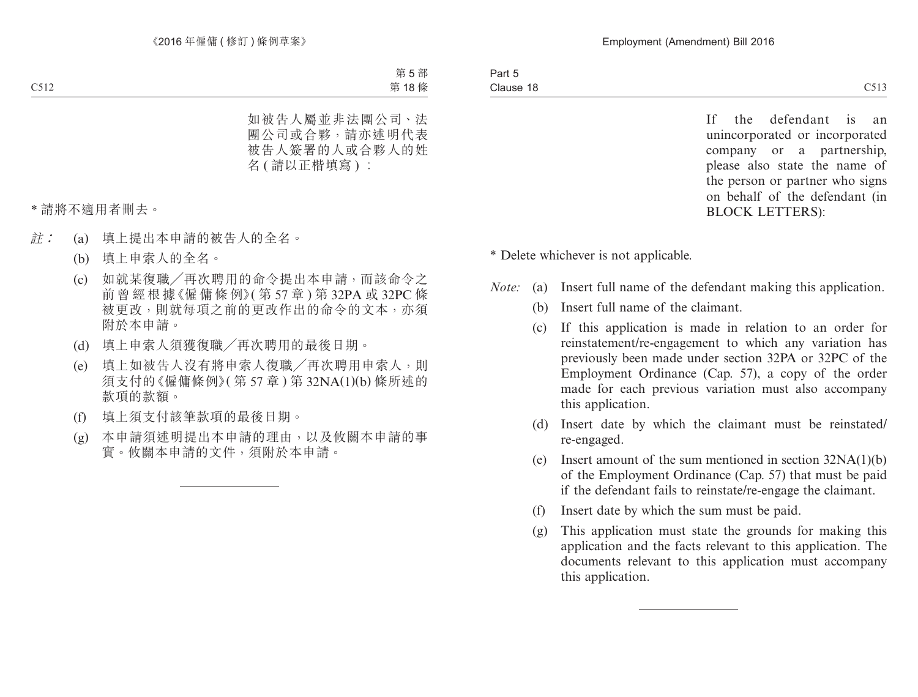如被告人屬並非法團公司、法團公司或合夥，請亦述明代表被告人簽署的人或合夥人的姓名 ( 請以正楷填寫 ) ：

\* 請將不適用者刪去。

*註：*

(a) 填上提出本申請的被告人的全名。

(b) 填上申索人的全名。

(c) 如就某復職╱再次聘用的命令提出本申請，而該命令之前曾經根據《僱傭條例》( 第 57 章 ) 第 32PA 或 32PC 條被更改，則就每項之前的更改作出的命令的文本，亦須附於本申請。

(d) 填上申索人須獲復職╱再次聘用的最後日期。

(e) 填上如被告人沒有將申索人復職╱再次聘用申索人，則須支付的《僱傭條例》( 第 57 章 ) 第 32NA(1)(b) 條所述的款項的款額。

(f) 填上須支付該筆款項的最後日期。

(g) 本申請須述明提出本申請的理由，以及攸關本申請的事實。攸關本申請的文件，須附於本申請。

---

If the defendant is an unincorporated or incorporated company or a partnership, please also state the name of the person or partner who signs on behalf of the defendant (in BLOCK LETTERS):

\* Delete whichever is not applicable.

*Note:*

(a) Insert full name of the defendant making this application.

(b) Insert full name of the claimant.

(c) If this application is made in relation to an order for reinstatement/re-engagement to which any variation has previously been made under section 32PA or 32PC of the Employment Ordinance (Cap. 57), a copy of the order made for each previous variation must also accompany this application.

(d) Insert date by which the claimant must be reinstated/re-engaged.

(e) Insert amount of the sum mentioned in section 32NA(1)(b) of the Employment Ordinance (Cap. 57) that must be paid if the defendant fails to reinstate/re-engage the claimant.

(f) Insert date by which the sum must be paid.

(g) This application must state the grounds for making this application and the facts relevant to this application. The documents relevant to this application must accompany this application.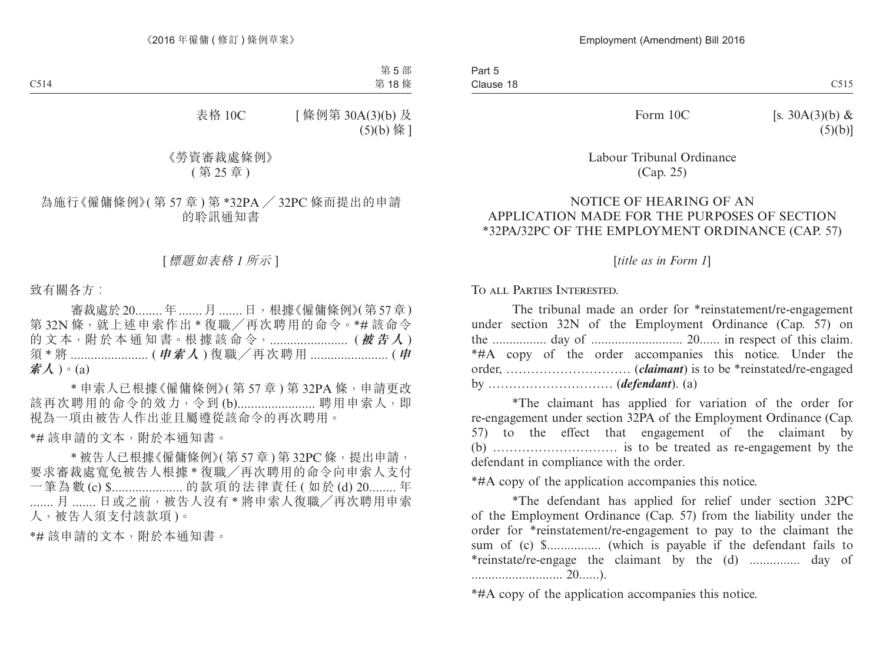表格 10C [ 條例第 30A(3)(b) 及 (5)(b) 條 ]

《勞資審裁處條例》
( 第 25 章 )

為施行《僱傭條例》( 第 57 章 ) 第 *32PA ／ 32PC 條而提出的申請的聆訊通知書

[ *標題如表格 1 所示* ]

致有關各方：

審裁處於 20........ 年 ....... 月 ....... 日，根據《僱傭條例》( 第 57 章 ) 第 32N 條，就上述申索作出 * 復職／再次聘用的命令。*# 該命令的文本，附於本通知書。根據該命令，....................... ( ***被告人*** ) 須 * 將 ....................... ( ***申索人*** ) 復職／再次聘用 ....................... ( ***申索人*** )。(a)

* 申索人已根據《僱傭條例》( 第 57 章 ) 第 32PA 條，申請更改該再次聘用的命令的效力，令到 (b)....................... 聘用申索人，即視為一項由被告人作出並且屬遵從該命令的再次聘用。

*# 該申請的文本，附於本通知書。

* 被告人已根據《僱傭條例》( 第 57 章 ) 第 32PC 條，提出申請，要求審裁處寬免被告人根據 * 復職／再次聘用的命令向申索人支付一筆為數 (c) $..................... 的款項的法律責任 ( 如於 (d) 20........ 年 ....... 月 ....... 日或之前，被告人沒有 * 將申索人復職／再次聘用申索人，被告人須支付該款項 )。

*# 該申請的文本，附於本通知書。

Form 10C [s. 30A(3)(b) & (5)(b)]

Labour Tribunal Ordinance
(Cap. 25)

NOTICE OF HEARING OF AN APPLICATION MADE FOR THE PURPOSES OF SECTION *32PA/32PC OF THE EMPLOYMENT ORDINANCE (CAP. 57)

[*title as in Form 1*]

To all Parties Interested.

The tribunal made an order for *reinstatement/re-engagement under section 32N of the Employment Ordinance (Cap. 57) on the ................ day of ........................... 20...... in respect of this claim. *#A copy of the order accompanies this notice. Under the order, ………………………… (***claimant***) is to be *reinstated/re-engaged by ………………………… (***defendant***). (a)

*The claimant has applied for variation of the order for re-engagement under section 32PA of the Employment Ordinance (Cap. 57) to the effect that engagement of the claimant by (b) ………………………… is to be treated as re-engagement by the defendant in compliance with the order.

*#A copy of the application accompanies this notice.

*The defendant has applied for relief under section 32PC of the Employment Ordinance (Cap. 57) from the liability under the order for *reinstatement/re-engagement to pay to the claimant the sum of (c) $................ (which is payable if the defendant fails to *reinstate/re-engage the claimant by the (d) ............... day of ........................... 20......).

*#A copy of the application accompanies this notice.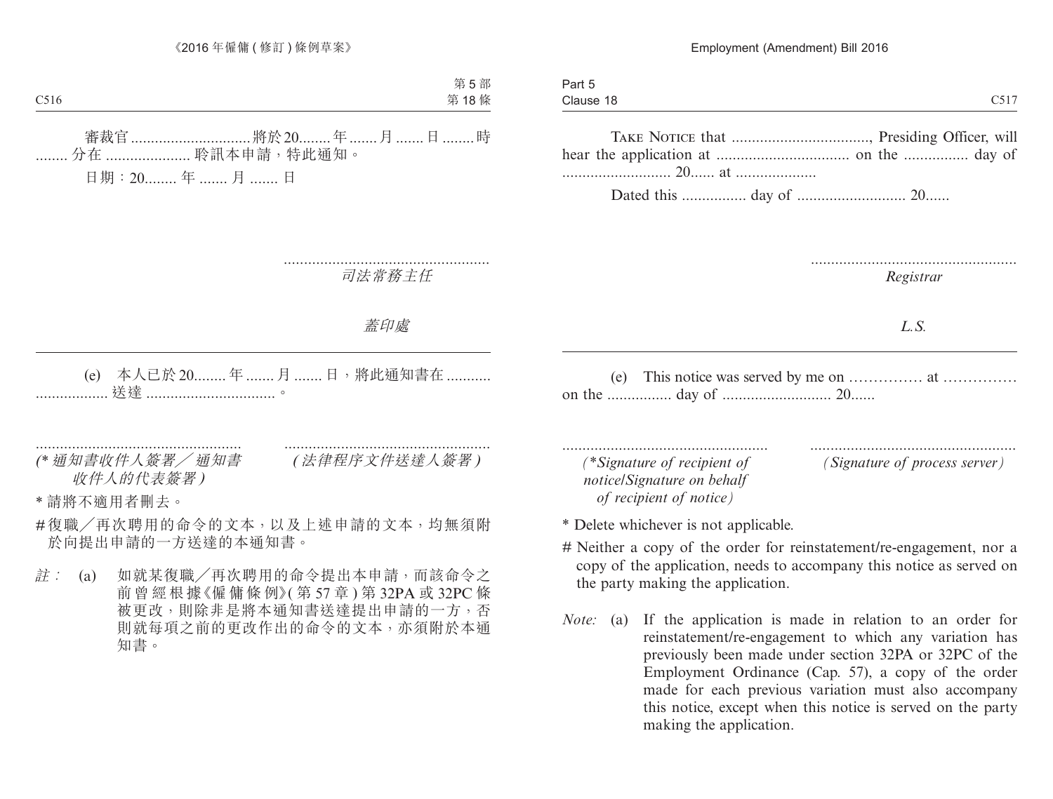審裁官 .............................. 將於 20........ 年 ....... 月 ....... 日 ........ 時 ........ 分在 ..................... 聆訊本申請，特此通知。

日期：20........ 年 ....... 月 ....... 日

...................................................
*司法常務主任*

*蓋印處*

---

(e) 本人已於 20........ 年 ....... 月 ....... 日，將此通知書在 ............................. 送達 ................................。

................................................... 
*(\* 通知書收件人簽署／通知書收件人的代表簽署 )*

...................................................
*( 法律程序文件送達人簽署 )*

\* 請將不適用者刪去。

# 復職／再次聘用的命令的文本，以及上述申請的文本，均無須附於向提出申請的一方送達的本通知書。

*註：* (a) 如就某復職／再次聘用的命令提出本申請，而該命令之前曾經根據《僱傭條例》( 第 57 章 ) 第 32PA 或 32PC 條被更改，則除非是將本通知書送達提出申請的一方，否則就每項之前的更改作出的命令的文本，亦須附於本通知書。

---

TAKE NOTICE that ..................................., Presiding Officer, will hear the application at ................................. on the ................ day of ........................... 20...... at ....................

Dated this ................ day of ........................... 20......

...................................................
*Registrar*

*L.S.*

---

(e) This notice was served by me on …………… at …………… on the ................ day of ........................... 20......

...................................................
*(\*Signature of recipient of notice/Signature on behalf of recipient of notice)*

...................................................
*(Signature of process server)*

\* Delete whichever is not applicable.

# Neither a copy of the order for reinstatement/re-engagement, nor a copy of the application, needs to accompany this notice as served on the party making the application.

*Note:* (a) If the application is made in relation to an order for reinstatement/re-engagement to which any variation has previously been made under section 32PA or 32PC of the Employment Ordinance (Cap. 57), a copy of the order made for each previous variation must also accompany this notice, except when this notice is served on the party making the application.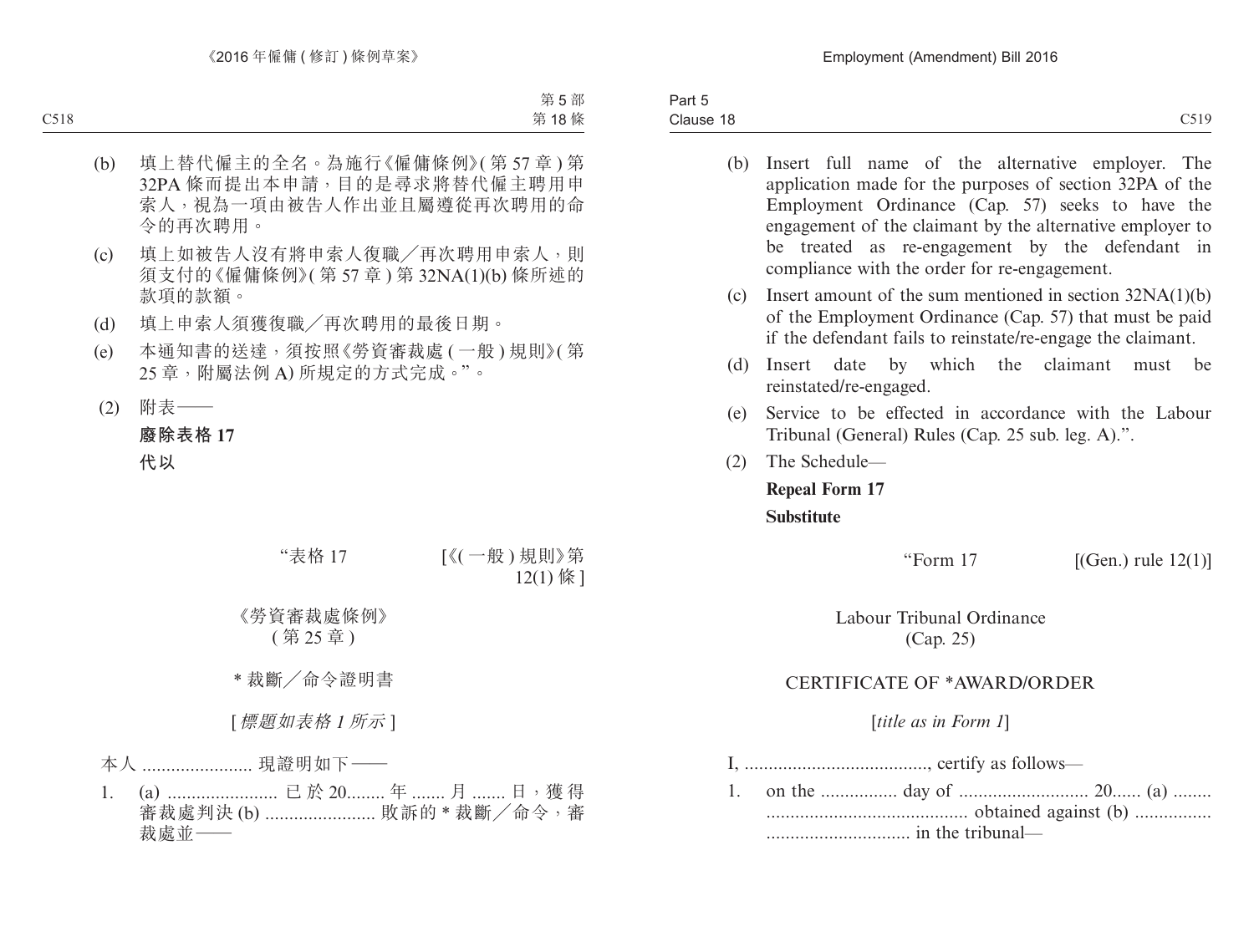(b) 填上替代僱主的全名。為施行《僱傭條例》(第 57 章) 第 32PA 條而提出本申請，目的是尋求將替代僱主聘用申索人，視為一項由被告人作出並且屬遵從再次聘用的命令的再次聘用。

(c) 填上如被告人沒有將申索人復職／再次聘用申索人，則須支付的《僱傭條例》(第 57 章) 第 32NA(1)(b) 條所述的款項的款額。

(d) 填上申索人須獲復職／再次聘用的最後日期。

(e) 本通知書的送達，須按照《勞資審裁處 (一般) 規則》(第 25 章，附屬法例 A) 所規定的方式完成。”。

(2) 附表——

**廢除表格 17**

**代以**

“表格 17 [《(一般) 規則》第 12(1) 條]

《勞資審裁處條例》
(第 25 章)

\* 裁斷／命令證明書

[*標題如表格 1 所示*]

本人 ....................... 現證明如下——

1. (a) ....................... 已於 20........ 年 ....... 月 ....... 日，獲得審裁處判決 (b) ....................... 敗訴的 \* 裁斷／命令，審裁處並——

(b) Insert full name of the alternative employer. The application made for the purposes of section 32PA of the Employment Ordinance (Cap. 57) seeks to have the engagement of the claimant by the alternative employer to be treated as re-engagement by the defendant in compliance with the order for re-engagement.

(c) Insert amount of the sum mentioned in section 32NA(1)(b) of the Employment Ordinance (Cap. 57) that must be paid if the defendant fails to reinstate/re-engage the claimant.

(d) Insert date by which the claimant must be reinstated/re-engaged.

(e) Service to be effected in accordance with the Labour Tribunal (General) Rules (Cap. 25 sub. leg. A).”.

(2) The Schedule—

**Repeal Form 17**

**Substitute**

“Form 17 [(Gen.) rule 12(1)]

Labour Tribunal Ordinance
(Cap. 25)

CERTIFICATE OF \*AWARD/ORDER

[*title as in Form 1*]

I, ......................................, certify as follows—

1. on the ................ day of .......................... 20...... (a) ........ .......................................... obtained against (b) ................ .............................. in the tribunal—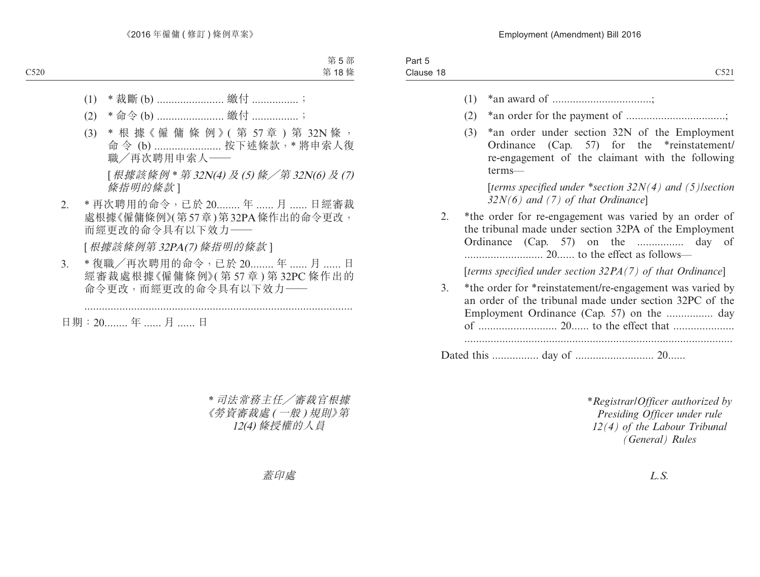(1) \* 裁斷 (b) ....................... 繳付 ................ ;

(2) \* 命令 (b) ....................... 繳付 ................ ;

(3) \* 根據《僱傭條例》(第 57 章) 第 32N 條，命令 (b) ....................... 按下述條款，\* 將申索人復職／再次聘用申索人——

[*根據該條例 \* 第 32N(4) 及 (5) 條／第 32N(6) 及 (7) 條指明的條款*]

2. \* 再次聘用的命令，已於 20........ 年 ...... 月 ...... 日經審裁處根據《僱傭條例》(第 57 章) 第 32PA 條作出的命令更改，而經更改的命令具有以下效力——

[*根據該條例第 32PA(7) 條指明的條款*]

3. \* 復職／再次聘用的命令，已於 20........ 年 ...... 月 ...... 日經審裁處根據《僱傭條例》(第 57 章) 第 32PC 條作出的命令更改，而經更改的命令具有以下效力——

............................................................................................

日期：20........ 年 ...... 月 ...... 日

*\* 司法常務主任／審裁官根據《勞資審裁處 (一般) 規則》第 12(4) 條授權的人員*

*蓋印處*

(1) \*an award of ..................................;

(2) \*an order for the payment of ..................................;

(3) \*an order under section 32N of the Employment Ordinance (Cap. 57) for the \*reinstatement/re-engagement of the claimant with the following terms—

[*terms specified under \*section 32N(4) and (5)/section 32N(6) and (7) of that Ordinance*]

2. \*the order for re-engagement was varied by an order of the tribunal made under section 32PA of the Employment Ordinance (Cap. 57) on the ................ day of .......................... 20...... to the effect as follows—

[*terms specified under section 32PA(7) of that Ordinance*]

3. \*the order for \*reinstatement/re-engagement was varied by an order of the tribunal made under section 32PC of the Employment Ordinance (Cap. 57) on the ................ day of .......................... 20...... to the effect that ....................
............................................................................................

Dated this ................ day of .......................... 20......

*\*Registrar/Officer authorized by Presiding Officer under rule 12(4) of the Labour Tribunal (General) Rules*

*L.S.*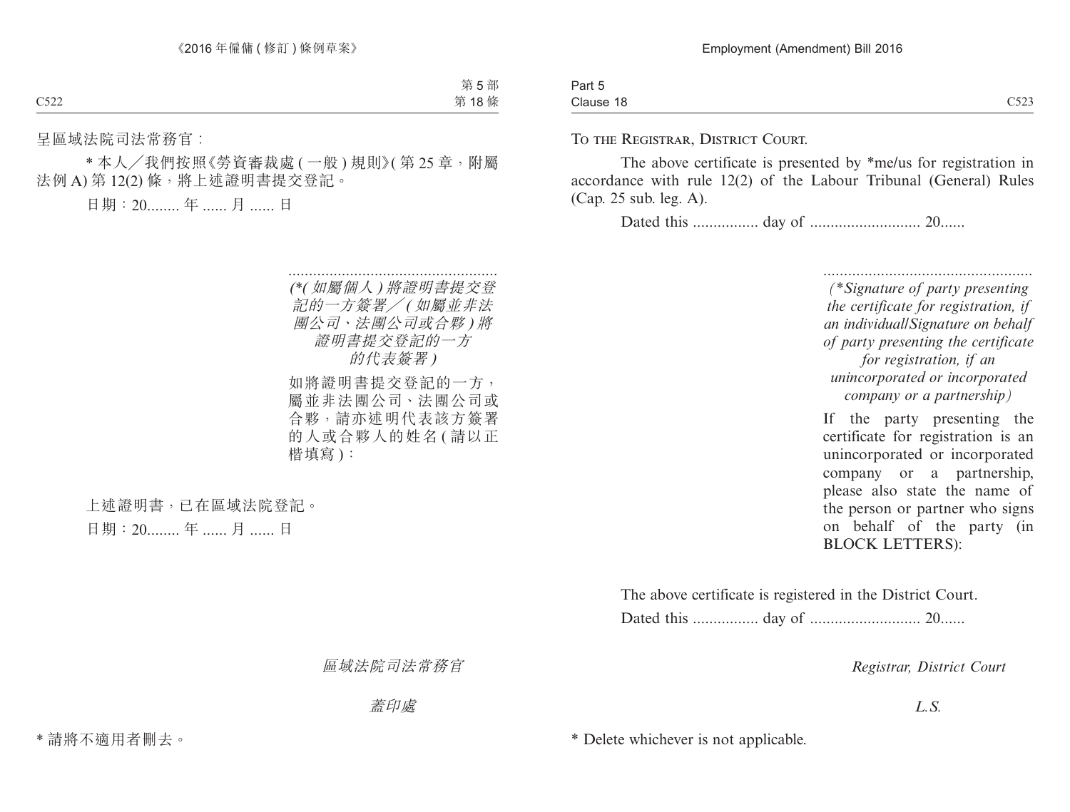Part 5
Clause 18

呈區域法院司法常務官：

\* 本人／我們按照《勞資審裁處 (一般) 規則》(第 25 章，附屬法例 A) 第 12(2) 條，將上述證明書提交登記。

日期：20........ 年 ...... 月 ...... 日

...................................................
*(\*(如屬個人) 將證明書提交登記的一方簽署／(如屬並非法團公司、法團公司或合夥) 將證明書提交登記的一方的代表簽署)*

如將證明書提交登記的一方，屬並非法團公司、法團公司或合夥，請亦述明代表該方簽署的人或合夥人的姓名 (請以正楷填寫)：

上述證明書，已在區域法院登記。

日期：20........ 年 ...... 月 ...... 日

*區域法院司法常務官*

*蓋印處*

\* 請將不適用者刪去。

To the Registrar, District Court.

The above certificate is presented by \*me/us for registration in accordance with rule 12(2) of the Labour Tribunal (General) Rules (Cap. 25 sub. leg. A).

Dated this ................ day of .......................... 20......

...................................................
*(\*Signature of party presenting the certificate for registration, if an individual/Signature on behalf of party presenting the certificate for registration, if an unincorporated or incorporated company or a partnership)*

If the party presenting the certificate for registration is an unincorporated or incorporated company or a partnership, please also state the name of the person or partner who signs on behalf of the party (in BLOCK LETTERS):

The above certificate is registered in the District Court.

Dated this ................ day of .......................... 20......

*Registrar, District Court*

*L.S.*

\* Delete whichever is not applicable.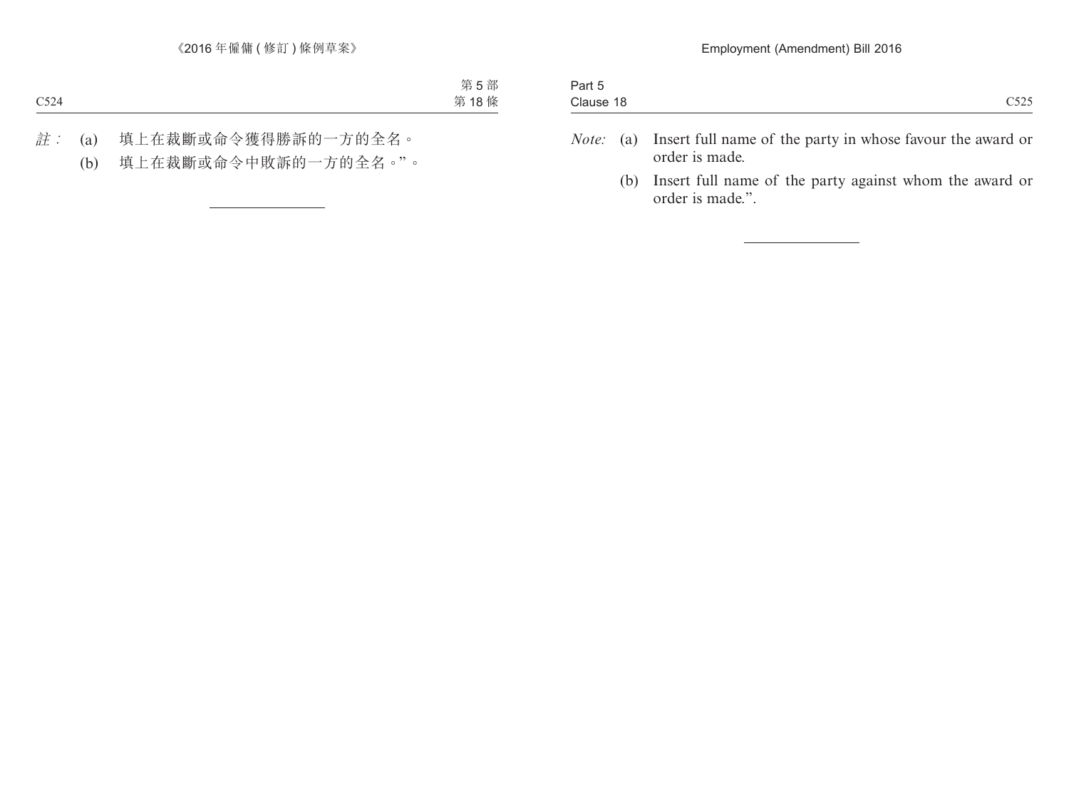註： (a) 填上在裁斷或命令獲得勝訴的一方的全名。

(b) 填上在裁斷或命令中敗訴的一方的全名。”。

---

*Note:* (a) Insert full name of the party in whose favour the award or order is made.

(b) Insert full name of the party against whom the award or order is made.”.

---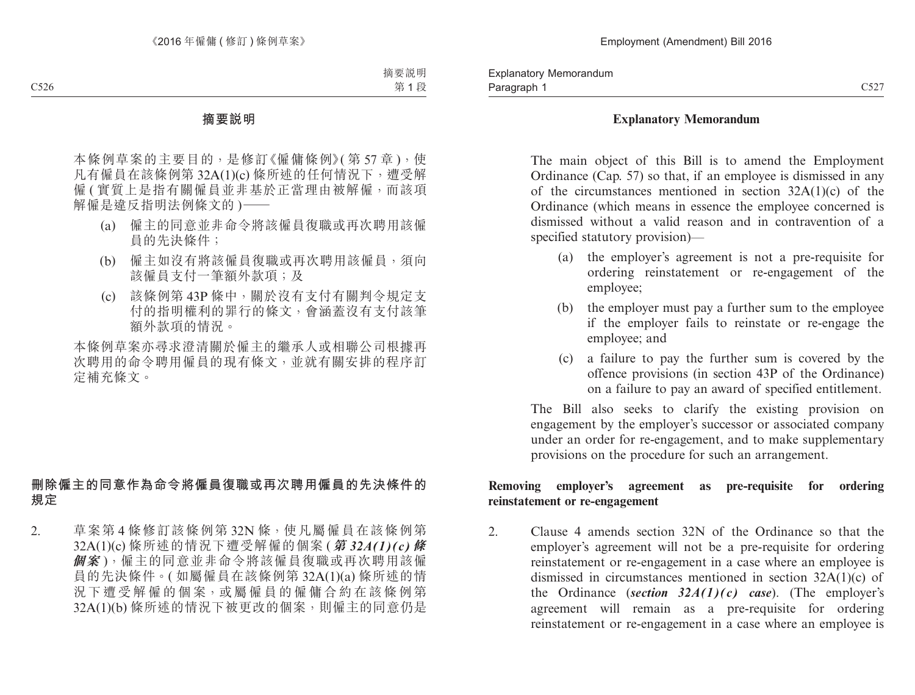# 摘要說明

本條例草案的主要目的，是修訂《僱傭條例》(第 57 章)，使凡有僱員在該條例第 32A(1)(c) 條所述的任何情況下，遭受解僱 (實質上是指有關僱員並非基於正當理由被解僱，而該項解僱是違反指明法例條文的)——

(a) 僱主的同意並非命令將該僱員復職或再次聘用該僱員的先決條件；

(b) 僱主如沒有將該僱員復職或再次聘用該僱員，須向該僱員支付一筆額外款項；及

(c) 該條例第 43P 條中，關於沒有支付有關判令規定支付的指明權利的罪行的條文，會涵蓋沒有支付該筆額外款項的情況。

本條例草案亦尋求澄清關於僱主的繼承人或相聯公司根據再次聘用的命令聘用僱員的現有條文，並就有關安排的程序訂定補充條文。

## 刪除僱主的同意作為命令將僱員復職或再次聘用僱員的先決條件的規定

2. 草案第 4 條修訂該條例第 32N 條，使凡屬僱員在該條例第 32A(1)(c) 條所述的情況下遭受解僱的個案 (***第 32A(1)(c) 條個案***)，僱主的同意並非命令將該僱員復職或再次聘用該僱員的先決條件。(如屬僱員在該條例第 32A(1)(a) 條所述的情況下遭受解僱的個案，或屬僱員的僱傭合約在該條例第 32A(1)(b) 條所述的情況下被更改的個案，則僱主的同意仍是

# Explanatory Memorandum

The main object of this Bill is to amend the Employment Ordinance (Cap. 57) so that, if an employee is dismissed in any of the circumstances mentioned in section 32A(1)(c) of the Ordinance (which means in essence the employee concerned is dismissed without a valid reason and in contravention of a specified statutory provision)—

(a) the employer's agreement is not a pre-requisite for ordering reinstatement or re-engagement of the employee;

(b) the employer must pay a further sum to the employee if the employer fails to reinstate or re-engage the employee; and

(c) a failure to pay the further sum is covered by the offence provisions (in section 43P of the Ordinance) on a failure to pay an award of specified entitlement.

The Bill also seeks to clarify the existing provision on engagement by the employer's successor or associated company under an order for re-engagement, and to make supplementary provisions on the procedure for such an arrangement.

## Removing employer's agreement as pre-requisite for ordering reinstatement or re-engagement

2. Clause 4 amends section 32N of the Ordinance so that the employer's agreement will not be a pre-requisite for ordering reinstatement or re-engagement in a case where an employee is dismissed in circumstances mentioned in section 32A(1)(c) of the Ordinance (***section 32A(1)(c) case***). (The employer's agreement will remain as a pre-requisite for ordering reinstatement or re-engagement in a case where an employee is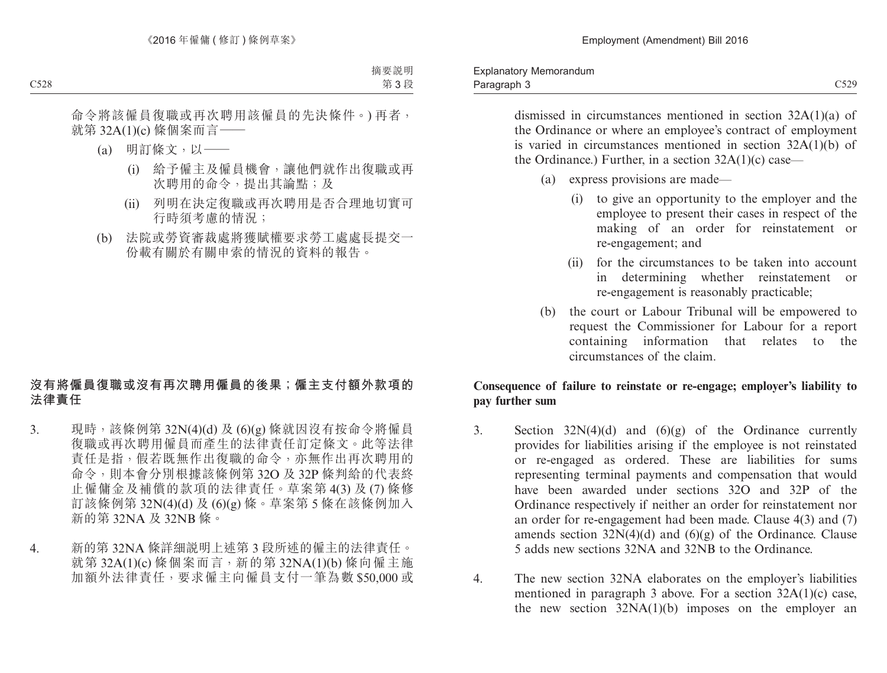命令將該僱員復職或再次聘用該僱員的先決條件。) 再者，就第 32A(1)(c) 條個案而言——

(a) 明訂條文，以——

(i) 給予僱主及僱員機會，讓他們就作出復職或再次聘用的命令，提出其論點；及

(ii) 列明在決定復職或再次聘用是否合理地切實可行時須考慮的情況；

(b) 法院或勞資審裁處將獲賦權要求勞工處處長提交一份載有關於有關申索的情況的資料的報告。

**沒有將僱員復職或沒有再次聘用僱員的後果；僱主支付額外款項的法律責任**

3. 現時，該條例第 32N(4)(d) 及 (6)(g) 條就因沒有按命令將僱員復職或再次聘用僱員而產生的法律責任訂定條文。此等法律責任是指，假若既無作出復職的命令，亦無作出再次聘用的命令，則本會分別根據該條例第 32O 及 32P 條判給的代表終止僱傭金及補償的款項的法律責任。草案第 4(3) 及 (7) 條修訂該條例第 32N(4)(d) 及 (6)(g) 條。草案第 5 條在該條例加入新的第 32NA 及 32NB 條。

4. 新的第 32NA 條詳細說明上述第 3 段所述的僱主的法律責任。就第 32A(1)(c) 條個案而言，新的第 32NA(1)(b) 條向僱主施加額外法律責任，要求僱主向僱員支付一筆為數 $50,000 或

dismissed in circumstances mentioned in section 32A(1)(a) of the Ordinance or where an employee's contract of employment is varied in circumstances mentioned in section 32A(1)(b) of the Ordinance.) Further, in a section 32A(1)(c) case—

(a) express provisions are made—

(i) to give an opportunity to the employer and the employee to present their cases in respect of the making of an order for reinstatement or re-engagement; and

(ii) for the circumstances to be taken into account in determining whether reinstatement or re-engagement is reasonably practicable;

(b) the court or Labour Tribunal will be empowered to request the Commissioner for Labour for a report containing information that relates to the circumstances of the claim.

**Consequence of failure to reinstate or re-engage; employer's liability to pay further sum**

3. Section 32N(4)(d) and (6)(g) of the Ordinance currently provides for liabilities arising if the employee is not reinstated or re-engaged as ordered. These are liabilities for sums representing terminal payments and compensation that would have been awarded under sections 32O and 32P of the Ordinance respectively if neither an order for reinstatement nor an order for re-engagement had been made. Clause 4(3) and (7) amends section 32N(4)(d) and (6)(g) of the Ordinance. Clause 5 adds new sections 32NA and 32NB to the Ordinance.

4. The new section 32NA elaborates on the employer's liabilities mentioned in paragraph 3 above. For a section 32A(1)(c) case, the new section 32NA(1)(b) imposes on the employer an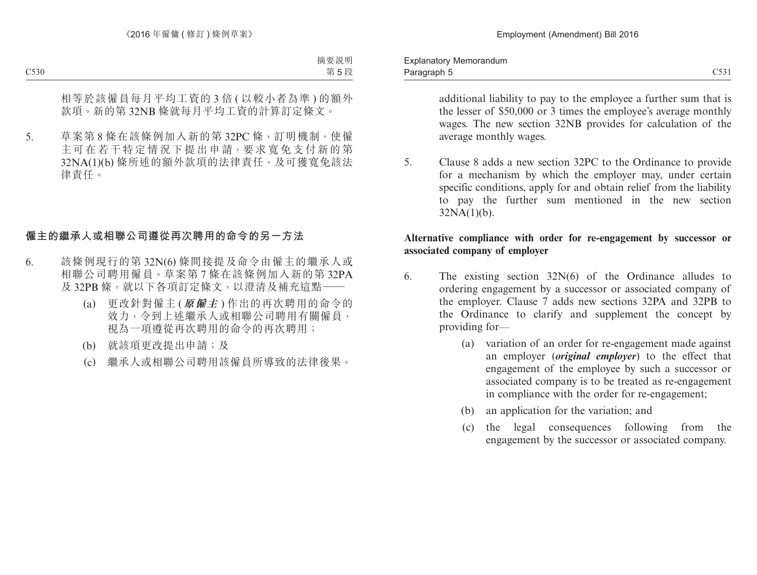相等於該僱員每月平均工資的 3 倍 ( 以較小者為準 ) 的額外款項。新的第 32NB 條就每月平均工資的計算訂定條文。

5. 草案第 8 條在該條例加入新的第 32PC 條，訂明機制，使僱主可在若干特定情況下提出申請，要求寬免支付新的第 32NA(1)(b) 條所述的額外款項的法律責任，及可獲寬免該法律責任。

**僱主的繼承人或相聯公司遵從再次聘用的命令的另一方法**

6. 該條例現行的第 32N(6) 條間接提及命令由僱主的繼承人或相聯公司聘用僱員。草案第 7 條在該條例加入新的第 32PA 及 32PB 條，就以下各項訂定條文，以澄清及補充這點——

   (a) 更改針對僱主 (***原僱主***) 作出的再次聘用的命令的效力，令到上述繼承人或相聯公司聘用有關僱員，視為一項遵從再次聘用的命令的再次聘用；

   (b) 就該項更改提出申請；及

   (c) 繼承人或相聯公司聘用該僱員所導致的法律後果。

additional liability to pay to the employee a further sum that is the lesser of $50,000 or 3 times the employee's average monthly wages. The new section 32NB provides for calculation of the average monthly wages.

5. Clause 8 adds a new section 32PC to the Ordinance to provide for a mechanism by which the employer may, under certain specific conditions, apply for and obtain relief from the liability to pay the further sum mentioned in the new section 32NA(1)(b).

**Alternative compliance with order for re-engagement by successor or associated company of employer**

6. The existing section 32N(6) of the Ordinance alludes to ordering engagement by a successor or associated company of the employer. Clause 7 adds new sections 32PA and 32PB to the Ordinance to clarify and supplement the concept by providing for—

   (a) variation of an order for re-engagement made against an employer (***original employer***) to the effect that engagement of the employee by such a successor or associated company is to be treated as re-engagement in compliance with the order for re-engagement;

   (b) an application for the variation; and

   (c) the legal consequences following from the engagement by the successor or associated company.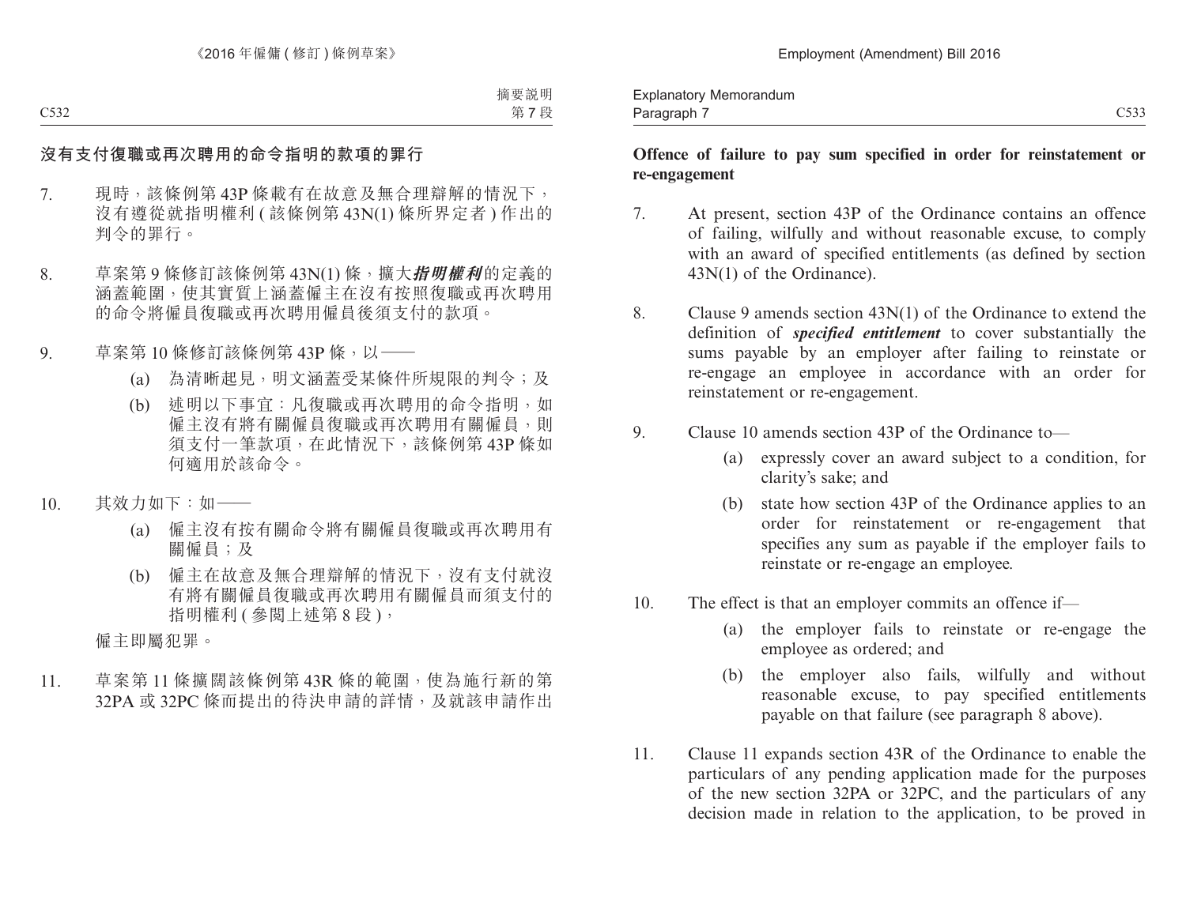## 沒有支付復職或再次聘用的命令指明的款項的罪行

7. 現時，該條例第 43P 條載有在故意及無合理辯解的情況下，沒有遵從就指明權利 (該條例第 43N(1) 條所界定者) 作出的判令的罪行。

8. 草案第 9 條修訂該條例第 43N(1) 條，擴大***指明權利***的定義的涵蓋範圍，使其實質上涵蓋僱主在沒有按照復職或再次聘用的命令將僱員復職或再次聘用僱員後須支付的款項。

9. 草案第 10 條修訂該條例第 43P 條，以——
   - (a) 為清晰起見，明文涵蓋受某條件所規限的判令；及
   - (b) 述明以下事宜：凡復職或再次聘用的命令指明，如僱主沒有將有關僱員復職或再次聘用有關僱員，則須支付一筆款項，在此情況下，該條例第 43P 條如何適用於該命令。

10. 其效力如下：如——
    - (a) 僱主沒有按有關命令將有關僱員復職或再次聘用有關僱員；及
    - (b) 僱主在故意及無合理辯解的情況下，沒有支付就沒有將有關僱員復職或再次聘用有關僱員而須支付的指明權利 (參閱上述第 8 段)，

    僱主即屬犯罪。

11. 草案第 11 條擴闊該條例第 43R 條的範圍，使為施行新的第 32PA 或 32PC 條而提出的待決申請的詳情，及就該申請作出

## Offence of failure to pay sum specified in order for reinstatement or re-engagement

7. At present, section 43P of the Ordinance contains an offence of failing, wilfully and without reasonable excuse, to comply with an award of specified entitlements (as defined by section 43N(1) of the Ordinance).

8. Clause 9 amends section 43N(1) of the Ordinance to extend the definition of ***specified entitlement*** to cover substantially the sums payable by an employer after failing to reinstate or re-engage an employee in accordance with an order for reinstatement or re-engagement.

9. Clause 10 amends section 43P of the Ordinance to—
   - (a) expressly cover an award subject to a condition, for clarity's sake; and
   - (b) state how section 43P of the Ordinance applies to an order for reinstatement or re-engagement that specifies any sum as payable if the employer fails to reinstate or re-engage an employee.

10. The effect is that an employer commits an offence if—
    - (a) the employer fails to reinstate or re-engage the employee as ordered; and
    - (b) the employer also fails, wilfully and without reasonable excuse, to pay specified entitlements payable on that failure (see paragraph 8 above).

11. Clause 11 expands section 43R of the Ordinance to enable the particulars of any pending application made for the purposes of the new section 32PA or 32PC, and the particulars of any decision made in relation to the application, to be proved in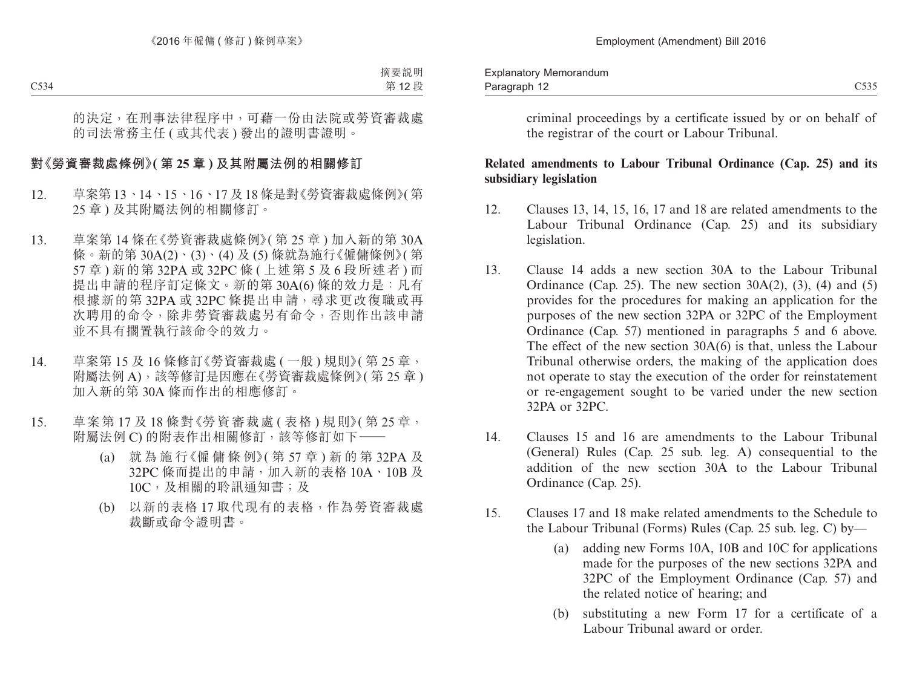的決定，在刑事法律程序中，可藉一份由法院或勞資審裁處的司法常務主任 ( 或其代表 ) 發出的證明書證明。

**對《勞資審裁處條例》( 第 25 章 ) 及其附屬法例的相關修訂**

12. 草案第 13、14、15、16、17 及 18 條是對《勞資審裁處條例》( 第 25 章 ) 及其附屬法例的相關修訂。

13. 草案第 14 條在《勞資審裁處條例》( 第 25 章 ) 加入新的第 30A 條。新的第 30A(2)、(3)、(4) 及 (5) 條就為施行《僱傭條例》( 第 57 章 ) 新的第 32PA 或 32PC 條 ( 上述第 5 及 6 段所述者 ) 而提出申請的程序訂定條文。新的第 30A(6) 條的效力是：凡有根據新的第 32PA 或 32PC 條提出申請，尋求更改復職或再次聘用的命令，除非勞資審裁處另有命令，否則作出該申請並不具有擱置執行該命令的效力。

14. 草案第 15 及 16 條修訂《勞資審裁處 ( 一般 ) 規則》( 第 25 章，附屬法例 A)，該等修訂是因應在《勞資審裁處條例》( 第 25 章 ) 加入新的第 30A 條而作出的相應修訂。

15. 草案第 17 及 18 條對《勞資審裁處 ( 表格 ) 規則》( 第 25 章，附屬法例 C) 的附表作出相關修訂，該等修訂如下——

    (a) 就為施行《僱傭條例》( 第 57 章 ) 新的第 32PA 及 32PC 條而提出的申請，加入新的表格 10A、10B 及 10C，及相關的聆訊通知書；及

    (b) 以新的表格 17 取代現有的表格，作為勞資審裁處裁斷或命令證明書。

criminal proceedings by a certificate issued by or on behalf of the registrar of the court or Labour Tribunal.

**Related amendments to Labour Tribunal Ordinance (Cap. 25) and its subsidiary legislation**

12. Clauses 13, 14, 15, 16, 17 and 18 are related amendments to the Labour Tribunal Ordinance (Cap. 25) and its subsidiary legislation.

13. Clause 14 adds a new section 30A to the Labour Tribunal Ordinance (Cap. 25). The new section 30A(2), (3), (4) and (5) provides for the procedures for making an application for the purposes of the new section 32PA or 32PC of the Employment Ordinance (Cap. 57) mentioned in paragraphs 5 and 6 above. The effect of the new section 30A(6) is that, unless the Labour Tribunal otherwise orders, the making of the application does not operate to stay the execution of the order for reinstatement or re-engagement sought to be varied under the new section 32PA or 32PC.

14. Clauses 15 and 16 are amendments to the Labour Tribunal (General) Rules (Cap. 25 sub. leg. A) consequential to the addition of the new section 30A to the Labour Tribunal Ordinance (Cap. 25).

15. Clauses 17 and 18 make related amendments to the Schedule to the Labour Tribunal (Forms) Rules (Cap. 25 sub. leg. C) by—

    (a) adding new Forms 10A, 10B and 10C for applications made for the purposes of the new sections 32PA and 32PC of the Employment Ordinance (Cap. 57) and the related notice of hearing; and

    (b) substituting a new Form 17 for a certificate of a Labour Tribunal award or order.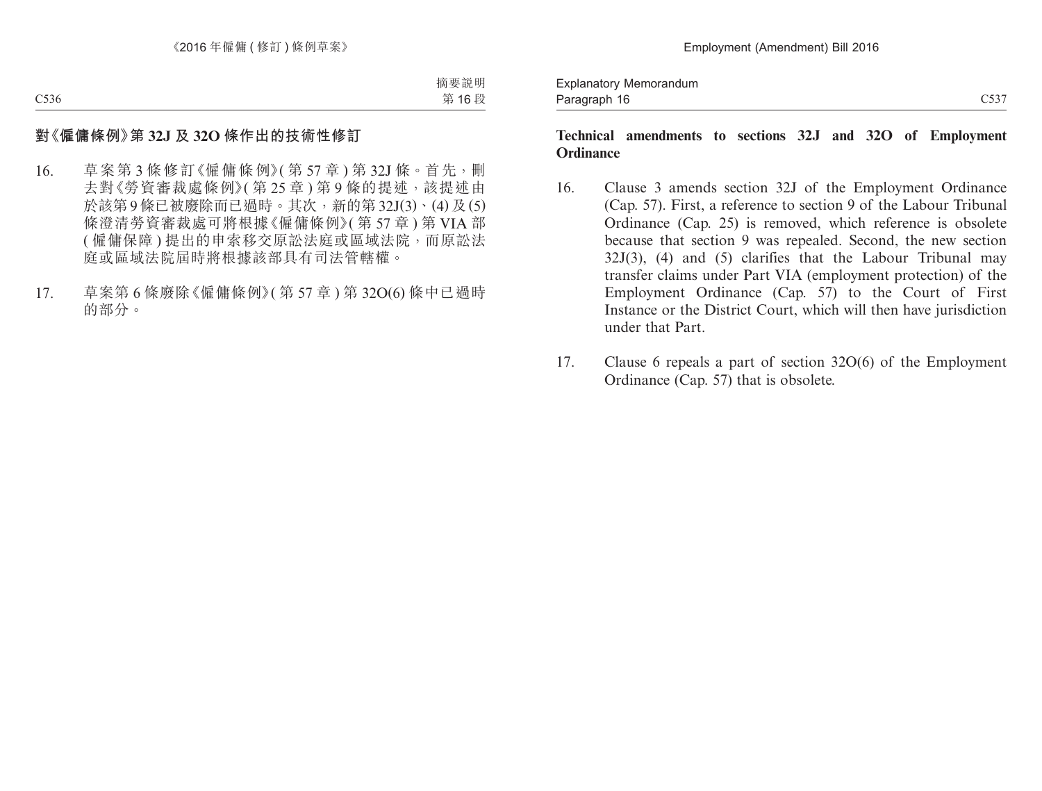## 對《僱傭條例》第 32J 及 32O 條作出的技術性修訂

16. 草案第 3 條修訂《僱傭條例》(第 57 章) 第 32J 條。首先，刪去對《勞資審裁處條例》(第 25 章) 第 9 條的提述，該提述由於該第 9 條已被廢除而已過時。其次，新的第 32J(3)、(4) 及 (5) 條澄清勞資審裁處可將根據《僱傭條例》(第 57 章) 第 VIA 部 (僱傭保障) 提出的申索移交原訟法庭或區域法院，而原訟法庭或區域法院屆時將根據該部具有司法管轄權。

17. 草案第 6 條廢除《僱傭條例》(第 57 章) 第 32O(6) 條中已過時的部分。

## Technical amendments to sections 32J and 32O of Employment Ordinance

16. Clause 3 amends section 32J of the Employment Ordinance (Cap. 57). First, a reference to section 9 of the Labour Tribunal Ordinance (Cap. 25) is removed, which reference is obsolete because that section 9 was repealed. Second, the new section 32J(3), (4) and (5) clarifies that the Labour Tribunal may transfer claims under Part VIA (employment protection) of the Employment Ordinance (Cap. 57) to the Court of First Instance or the District Court, which will then have jurisdiction under that Part.

17. Clause 6 repeals a part of section 32O(6) of the Employment Ordinance (Cap. 57) that is obsolete.